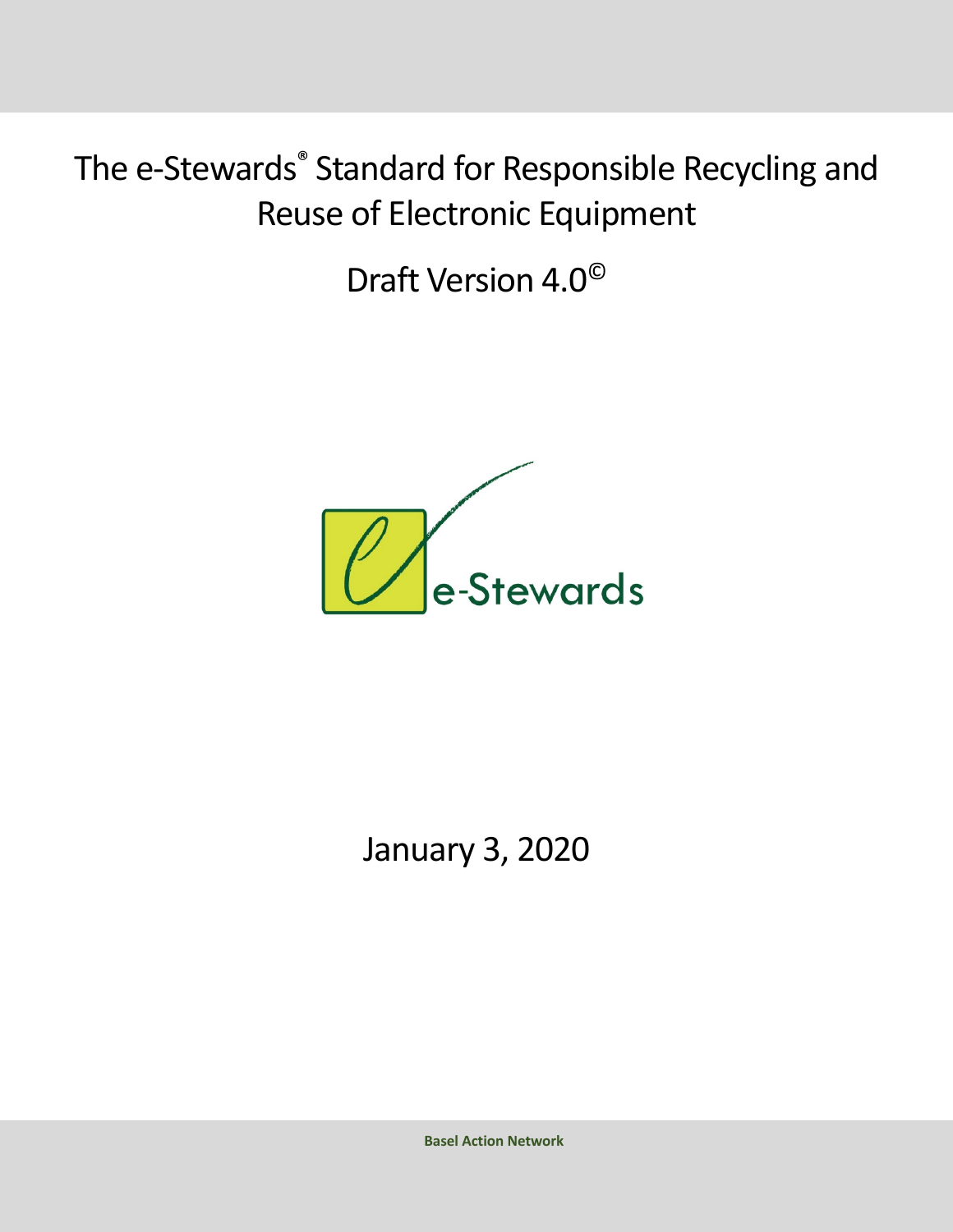# The e-Stewards® Standard for Responsible Recycling and Reuse of Electronic Equipment

Draft Version 4.0©

e-Stewards

January 3, 2020

**Basel Action Network**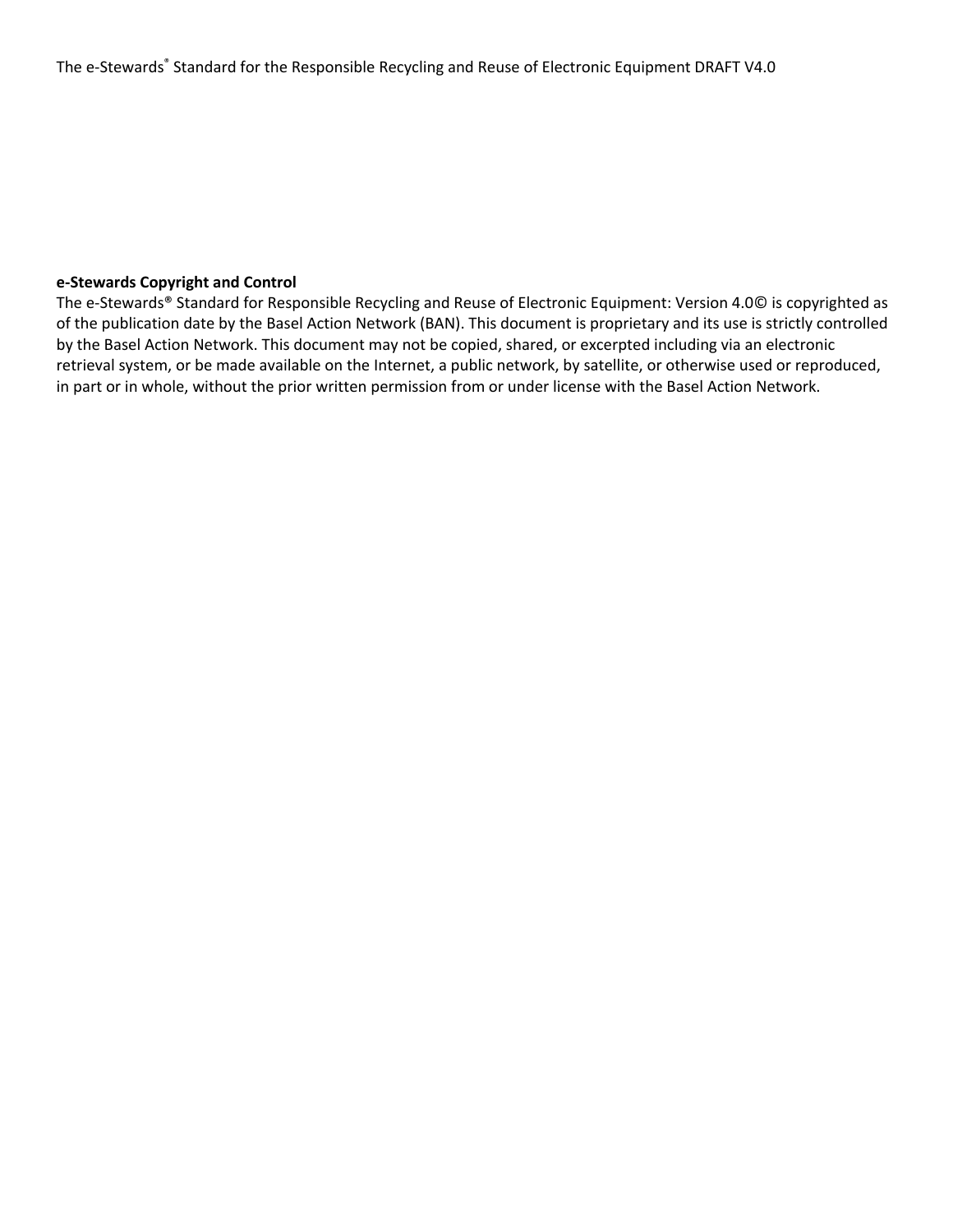**e-Stewards Copyright and Control**

The e-Stewards® Standard for Responsible Recycling and Reuse of Electronic Equipment: Version 4.0© is copyrighted as of the publication date by the Basel Action Network (BAN). This document is proprietary and its use is strictly controlled by the Basel Action Network. This document may not be copied, shared, or excerpted including via an electronic retrieval system, or be made available on the Internet, a public network, by satellite, or otherwise used or reproduced, in part or in whole, without the prior written permission from or under license with the Basel Action Network.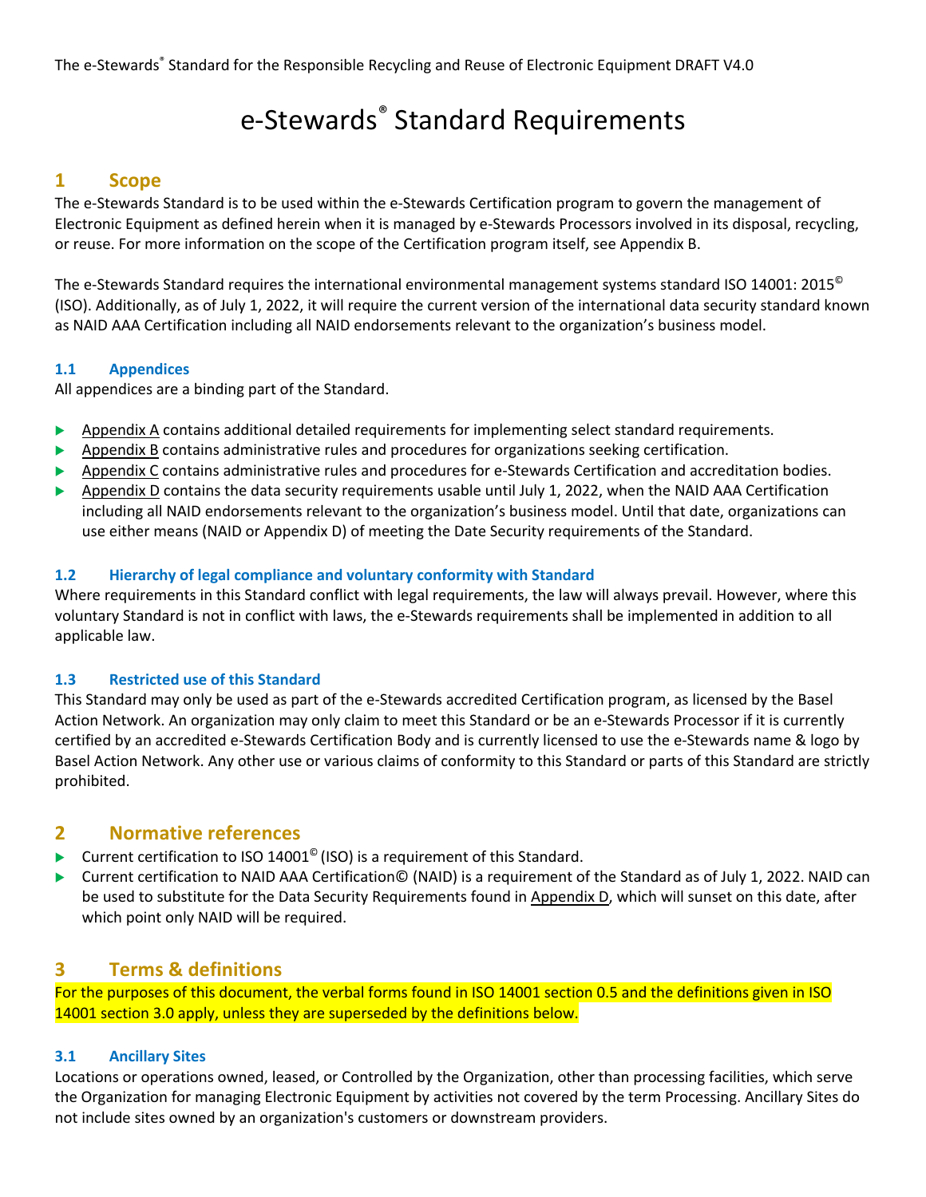# e-Stewards® Standard Requirements

## 1 Scope

The e-Stewards Standard is to be used within the e-Stewards Certification program to govern the management of Electronic Equipment as defined herein when it is managed by e-Stewards Processors involved in its disposal, recycling, or reuse. For more information on the scope of the Certification program itself, see Appendix B.

The e-Stewards Standard requires the international environmental management systems standard ISO 14001: 2015© (ISO). Additionally, as of July 1, 2022, it will require the current version of the international data security standard known as NAID AAA Certification including all NAID endorsements relevant to the organization's business model.

### 1.1 Appendices

All appendices are a binding part of the Standard.

- Appendix A contains additional detailed requirements for implementing select standard requirements.
- Appendix B contains administrative rules and procedures for organizations seeking certification.
- Appendix C contains administrative rules and procedures for e-Stewards Certification and accreditation bodies.
- Appendix D contains the data security requirements usable until July 1, 2022, when the NAID AAA Certification including all NAID endorsements relevant to the organization's business model. Until that date, organizations can use either means (NAID or Appendix D) of meeting the Date Security requirements of the Standard.

### 1.2 Hierarchy of legal compliance and voluntary conformity with Standard

Where requirements in this Standard conflict with legal requirements, the law will always prevail. However, where this voluntary Standard is not in conflict with laws, the e-Stewards requirements shall be implemented in addition to all applicable law.

### 1.3 Restricted use of this Standard

This Standard may only be used as part of the e-Stewards accredited Certification program, as licensed by the Basel Action Network. An organization may only claim to meet this Standard or be an e-Stewards Processor if it is currently certified by an accredited e-Stewards Certification Body and is currently licensed to use the e-Stewards name & logo by Basel Action Network. Any other use or various claims of conformity to this Standard or parts of this Standard are strictly prohibited.

## 2 Normative references

- Current certification to ISO 14001© (ISO) is a requirement of this Standard.
- Current certification to NAID AAA Certification© (NAID) is a requirement of the Standard as of July 1, 2022. NAID can be used to substitute for the Data Security Requirements found in Appendix D, which will sunset on this date, after which point only NAID will be required.

## 3 Terms & definitions

For the purposes of this document, the verbal forms found in ISO 14001 section 0.5 and the definitions given in ISO 14001 section 3.0 apply, unless they are superseded by the definitions below.

### 3.1 Ancillary Sites

Locations or operations owned, leased, or Controlled by the Organization, other than processing facilities, which serve the Organization for managing Electronic Equipment by activities not covered by the term Processing. Ancillary Sites do not include sites owned by an organization's customers or downstream providers.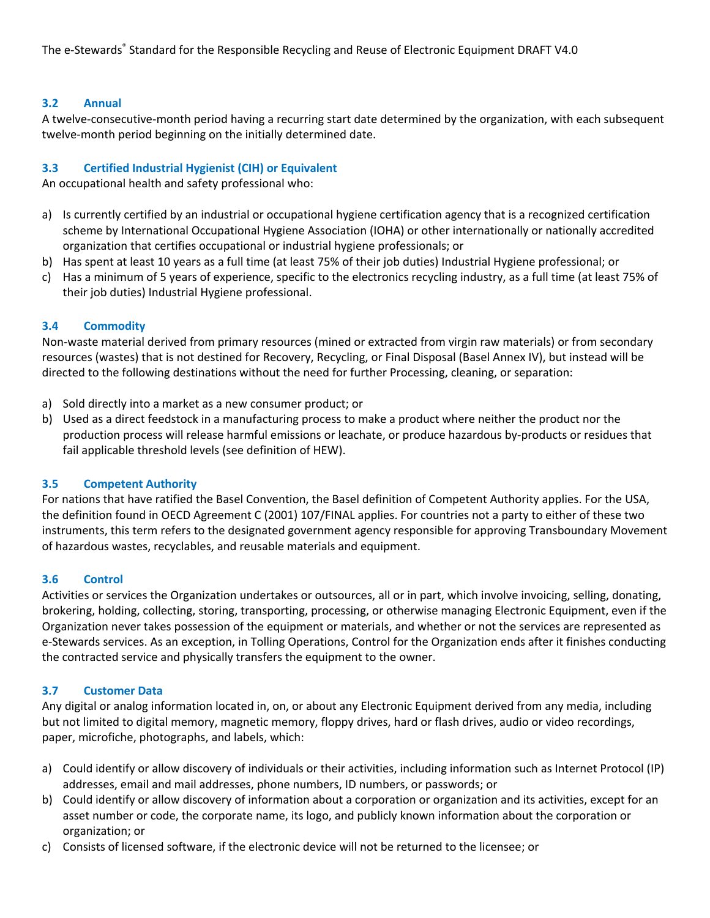### 3.2 Annual

A twelve-consecutive-month period having a recurring start date determined by the organization, with each subsequent twelve-month period beginning on the initially determined date.

### 3.3 Certified Industrial Hygienist (CIH) or Equivalent

An occupational health and safety professional who:

a) Is currently certified by an industrial or occupational hygiene certification agency that is a recognized certification scheme by International Occupational Hygiene Association (IOHA) or other internationally or nationally accredited organization that certifies occupational or industrial hygiene professionals; or
b) Has spent at least 10 years as a full time (at least 75% of their job duties) Industrial Hygiene professional; or
c) Has a minimum of 5 years of experience, specific to the electronics recycling industry, as a full time (at least 75% of their job duties) Industrial Hygiene professional.

### 3.4 Commodity

Non-waste material derived from primary resources (mined or extracted from virgin raw materials) or from secondary resources (wastes) that is not destined for Recovery, Recycling, or Final Disposal (Basel Annex IV), but instead will be directed to the following destinations without the need for further Processing, cleaning, or separation:

a) Sold directly into a market as a new consumer product; or
b) Used as a direct feedstock in a manufacturing process to make a product where neither the product nor the production process will release harmful emissions or leachate, or produce hazardous by-products or residues that fail applicable threshold levels (see definition of HEW).

### 3.5 Competent Authority

For nations that have ratified the Basel Convention, the Basel definition of Competent Authority applies. For the USA, the definition found in OECD Agreement C (2001) 107/FINAL applies. For countries not a party to either of these two instruments, this term refers to the designated government agency responsible for approving Transboundary Movement of hazardous wastes, recyclables, and reusable materials and equipment.

### 3.6 Control

Activities or services the Organization undertakes or outsources, all or in part, which involve invoicing, selling, donating, brokering, holding, collecting, storing, transporting, processing, or otherwise managing Electronic Equipment, even if the Organization never takes possession of the equipment or materials, and whether or not the services are represented as e-Stewards services. As an exception, in Tolling Operations, Control for the Organization ends after it finishes conducting the contracted service and physically transfers the equipment to the owner.

### 3.7 Customer Data

Any digital or analog information located in, on, or about any Electronic Equipment derived from any media, including but not limited to digital memory, magnetic memory, floppy drives, hard or flash drives, audio or video recordings, paper, microfiche, photographs, and labels, which:

a) Could identify or allow discovery of individuals or their activities, including information such as Internet Protocol (IP) addresses, email and mail addresses, phone numbers, ID numbers, or passwords; or
b) Could identify or allow discovery of information about a corporation or organization and its activities, except for an asset number or code, the corporate name, its logo, and publicly known information about the corporation or organization; or
c) Consists of licensed software, if the electronic device will not be returned to the licensee; or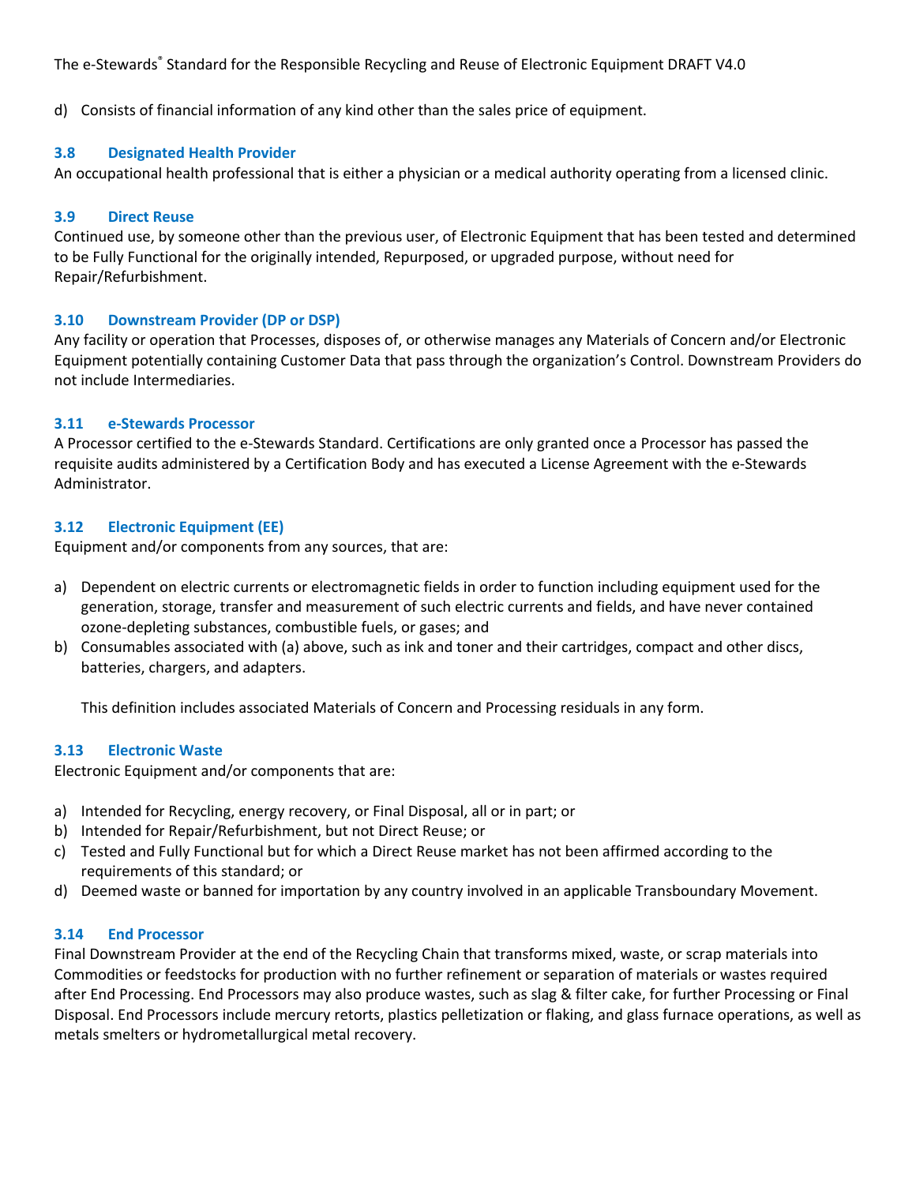d) Consists of financial information of any kind other than the sales price of equipment.

### 3.8 Designated Health Provider

An occupational health professional that is either a physician or a medical authority operating from a licensed clinic.

### 3.9 Direct Reuse

Continued use, by someone other than the previous user, of Electronic Equipment that has been tested and determined to be Fully Functional for the originally intended, Repurposed, or upgraded purpose, without need for Repair/Refurbishment.

### 3.10 Downstream Provider (DP or DSP)

Any facility or operation that Processes, disposes of, or otherwise manages any Materials of Concern and/or Electronic Equipment potentially containing Customer Data that pass through the organization's Control. Downstream Providers do not include Intermediaries.

### 3.11 e-Stewards Processor

A Processor certified to the e-Stewards Standard. Certifications are only granted once a Processor has passed the requisite audits administered by a Certification Body and has executed a License Agreement with the e-Stewards Administrator.

### 3.12 Electronic Equipment (EE)

Equipment and/or components from any sources, that are:

a) Dependent on electric currents or electromagnetic fields in order to function including equipment used for the generation, storage, transfer and measurement of such electric currents and fields, and have never contained ozone-depleting substances, combustible fuels, or gases; and
b) Consumables associated with (a) above, such as ink and toner and their cartridges, compact and other discs, batteries, chargers, and adapters.

   This definition includes associated Materials of Concern and Processing residuals in any form.

### 3.13 Electronic Waste

Electronic Equipment and/or components that are:

a) Intended for Recycling, energy recovery, or Final Disposal, all or in part; or
b) Intended for Repair/Refurbishment, but not Direct Reuse; or
c) Tested and Fully Functional but for which a Direct Reuse market has not been affirmed according to the requirements of this standard; or
d) Deemed waste or banned for importation by any country involved in an applicable Transboundary Movement.

### 3.14 End Processor

Final Downstream Provider at the end of the Recycling Chain that transforms mixed, waste, or scrap materials into Commodities or feedstocks for production with no further refinement or separation of materials or wastes required after End Processing. End Processors may also produce wastes, such as slag & filter cake, for further Processing or Final Disposal. End Processors include mercury retorts, plastics pelletization or flaking, and glass furnace operations, as well as metals smelters or hydrometallurgical metal recovery.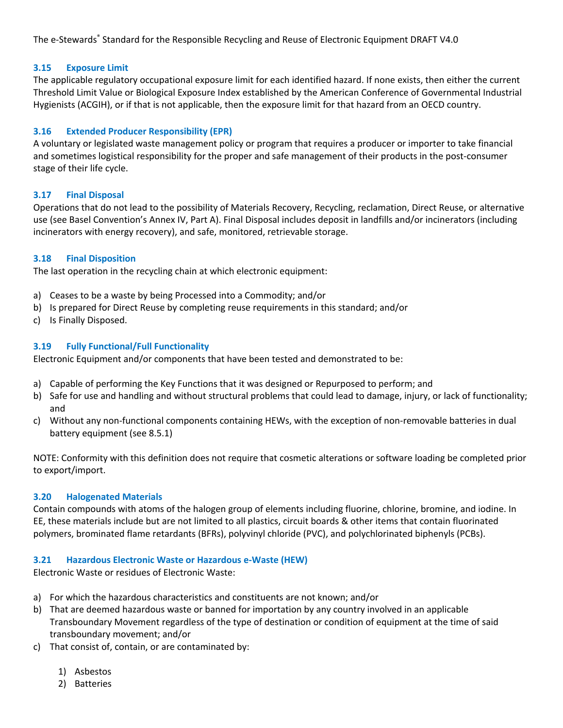### 3.15 Exposure Limit

The applicable regulatory occupational exposure limit for each identified hazard. If none exists, then either the current Threshold Limit Value or Biological Exposure Index established by the American Conference of Governmental Industrial Hygienists (ACGIH), or if that is not applicable, then the exposure limit for that hazard from an OECD country.

### 3.16 Extended Producer Responsibility (EPR)

A voluntary or legislated waste management policy or program that requires a producer or importer to take financial and sometimes logistical responsibility for the proper and safe management of their products in the post-consumer stage of their life cycle.

### 3.17 Final Disposal

Operations that do not lead to the possibility of Materials Recovery, Recycling, reclamation, Direct Reuse, or alternative use (see Basel Convention's Annex IV, Part A). Final Disposal includes deposit in landfills and/or incinerators (including incinerators with energy recovery), and safe, monitored, retrievable storage.

### 3.18 Final Disposition

The last operation in the recycling chain at which electronic equipment:

a) Ceases to be a waste by being Processed into a Commodity; and/or
b) Is prepared for Direct Reuse by completing reuse requirements in this standard; and/or
c) Is Finally Disposed.

### 3.19 Fully Functional/Full Functionality

Electronic Equipment and/or components that have been tested and demonstrated to be:

a) Capable of performing the Key Functions that it was designed or Repurposed to perform; and
b) Safe for use and handling and without structural problems that could lead to damage, injury, or lack of functionality; and
c) Without any non-functional components containing HEWs, with the exception of non-removable batteries in dual battery equipment (see 8.5.1)

NOTE: Conformity with this definition does not require that cosmetic alterations or software loading be completed prior to export/import.

### 3.20 Halogenated Materials

Contain compounds with atoms of the halogen group of elements including fluorine, chlorine, bromine, and iodine. In EE, these materials include but are not limited to all plastics, circuit boards & other items that contain fluorinated polymers, brominated flame retardants (BFRs), polyvinyl chloride (PVC), and polychlorinated biphenyls (PCBs).

### 3.21 Hazardous Electronic Waste or Hazardous e-Waste (HEW)

Electronic Waste or residues of Electronic Waste:

a) For which the hazardous characteristics and constituents are not known; and/or
b) That are deemed hazardous waste or banned for importation by any country involved in an applicable Transboundary Movement regardless of the type of destination or condition of equipment at the time of said transboundary movement; and/or
c) That consist of, contain, or are contaminated by:

    1) Asbestos
    2) Batteries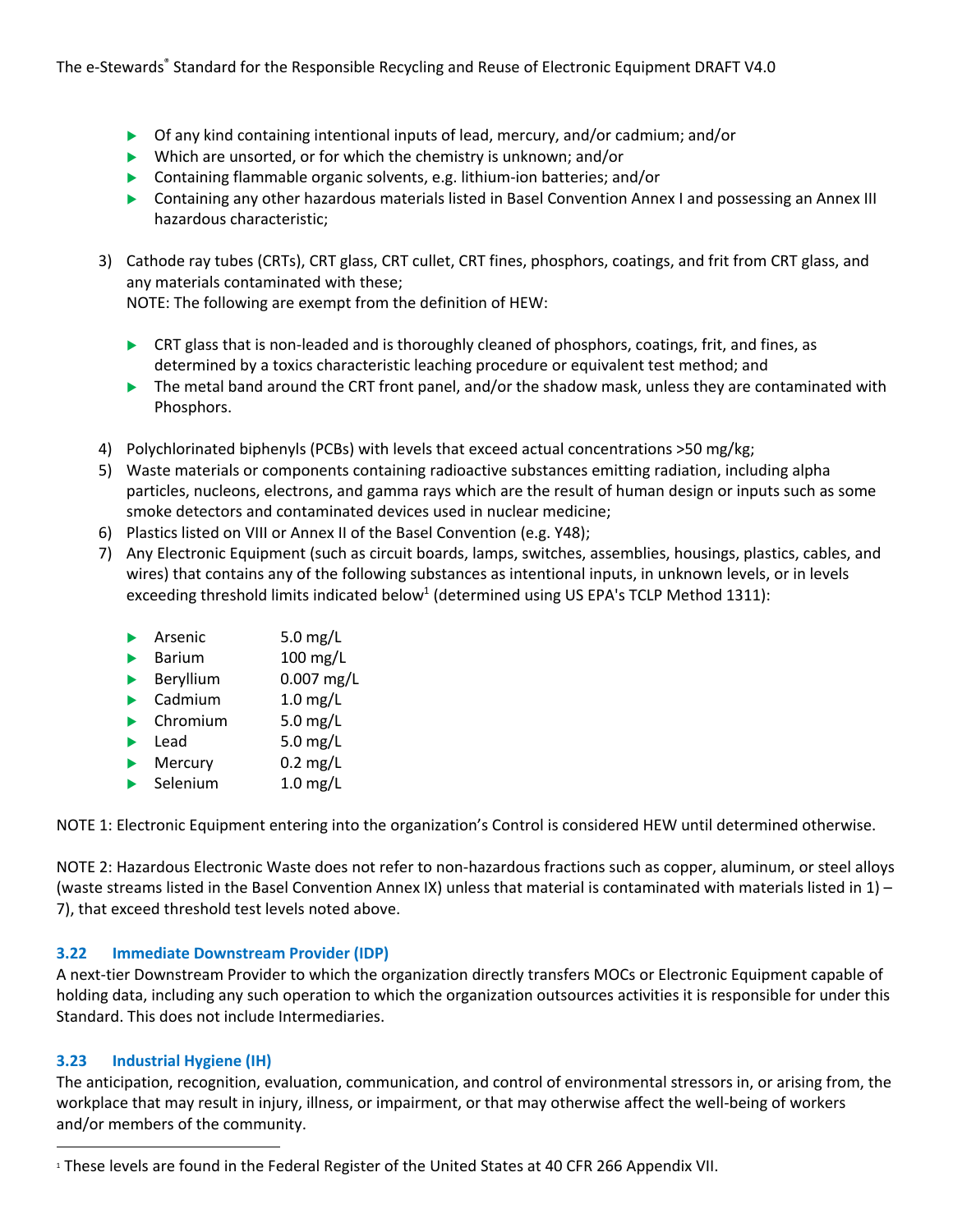- Of any kind containing intentional inputs of lead, mercury, and/or cadmium; and/or
- Which are unsorted, or for which the chemistry is unknown; and/or
- Containing flammable organic solvents, e.g. lithium-ion batteries; and/or
- Containing any other hazardous materials listed in Basel Convention Annex I and possessing an Annex III hazardous characteristic;

3) Cathode ray tubes (CRTs), CRT glass, CRT cullet, CRT fines, phosphors, coatings, and frit from CRT glass, and any materials contaminated with these;
   NOTE: The following are exempt from the definition of HEW:

   - CRT glass that is non-leaded and is thoroughly cleaned of phosphors, coatings, frit, and fines, as determined by a toxics characteristic leaching procedure or equivalent test method; and
   - The metal band around the CRT front panel, and/or the shadow mask, unless they are contaminated with Phosphors.

4) Polychlorinated biphenyls (PCBs) with levels that exceed actual concentrations >50 mg/kg;
5) Waste materials or components containing radioactive substances emitting radiation, including alpha particles, nucleons, electrons, and gamma rays which are the result of human design or inputs such as some smoke detectors and contaminated devices used in nuclear medicine;
6) Plastics listed on VIII or Annex II of the Basel Convention (e.g. Y48);
7) Any Electronic Equipment (such as circuit boards, lamps, switches, assemblies, housings, plastics, cables, and wires) that contains any of the following substances as intentional inputs, in unknown levels, or in levels exceeding threshold limits indicated below[1] (determined using US EPA's TCLP Method 1311):

   - Arsenic 5.0 mg/L
   - Barium 100 mg/L
   - Beryllium 0.007 mg/L
   - Cadmium 1.0 mg/L
   - Chromium 5.0 mg/L
   - Lead 5.0 mg/L
   - Mercury 0.2 mg/L
   - Selenium 1.0 mg/L

NOTE 1: Electronic Equipment entering into the organization's Control is considered HEW until determined otherwise.

NOTE 2: Hazardous Electronic Waste does not refer to non-hazardous fractions such as copper, aluminum, or steel alloys (waste streams listed in the Basel Convention Annex IX) unless that material is contaminated with materials listed in 1) – 7), that exceed threshold test levels noted above.

### 3.22 Immediate Downstream Provider (IDP)

A next-tier Downstream Provider to which the organization directly transfers MOCs or Electronic Equipment capable of holding data, including any such operation to which the organization outsources activities it is responsible for under this Standard. This does not include Intermediaries.

### 3.23 Industrial Hygiene (IH)

The anticipation, recognition, evaluation, communication, and control of environmental stressors in, or arising from, the workplace that may result in injury, illness, or impairment, or that may otherwise affect the well-being of workers and/or members of the community.

---

[1] These levels are found in the Federal Register of the United States at 40 CFR 266 Appendix VII.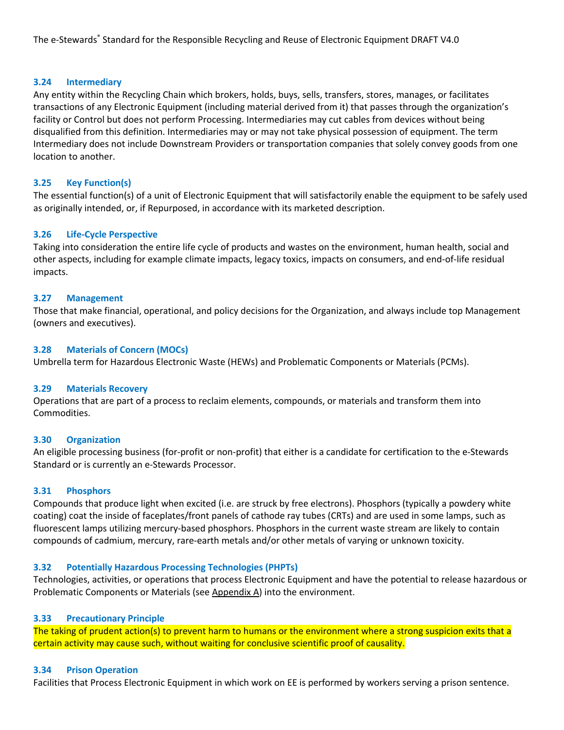### 3.24 Intermediary

Any entity within the Recycling Chain which brokers, holds, buys, sells, transfers, stores, manages, or facilitates transactions of any Electronic Equipment (including material derived from it) that passes through the organization's facility or Control but does not perform Processing. Intermediaries may cut cables from devices without being disqualified from this definition. Intermediaries may or may not take physical possession of equipment. The term Intermediary does not include Downstream Providers or transportation companies that solely convey goods from one location to another.

### 3.25 Key Function(s)

The essential function(s) of a unit of Electronic Equipment that will satisfactorily enable the equipment to be safely used as originally intended, or, if Repurposed, in accordance with its marketed description.

### 3.26 Life-Cycle Perspective

Taking into consideration the entire life cycle of products and wastes on the environment, human health, social and other aspects, including for example climate impacts, legacy toxics, impacts on consumers, and end-of-life residual impacts.

### 3.27 Management

Those that make financial, operational, and policy decisions for the Organization, and always include top Management (owners and executives).

### 3.28 Materials of Concern (MOCs)

Umbrella term for Hazardous Electronic Waste (HEWs) and Problematic Components or Materials (PCMs).

### 3.29 Materials Recovery

Operations that are part of a process to reclaim elements, compounds, or materials and transform them into Commodities.

### 3.30 Organization

An eligible processing business (for-profit or non-profit) that either is a candidate for certification to the e-Stewards Standard or is currently an e-Stewards Processor.

### 3.31 Phosphors

Compounds that produce light when excited (i.e. are struck by free electrons). Phosphors (typically a powdery white coating) coat the inside of faceplates/front panels of cathode ray tubes (CRTs) and are used in some lamps, such as fluorescent lamps utilizing mercury-based phosphors. Phosphors in the current waste stream are likely to contain compounds of cadmium, mercury, rare-earth metals and/or other metals of varying or unknown toxicity.

### 3.32 Potentially Hazardous Processing Technologies (PHPTs)

Technologies, activities, or operations that process Electronic Equipment and have the potential to release hazardous or Problematic Components or Materials (see Appendix A) into the environment.

### 3.33 Precautionary Principle

The taking of prudent action(s) to prevent harm to humans or the environment where a strong suspicion exits that a certain activity may cause such, without waiting for conclusive scientific proof of causality.

### 3.34 Prison Operation

Facilities that Process Electronic Equipment in which work on EE is performed by workers serving a prison sentence.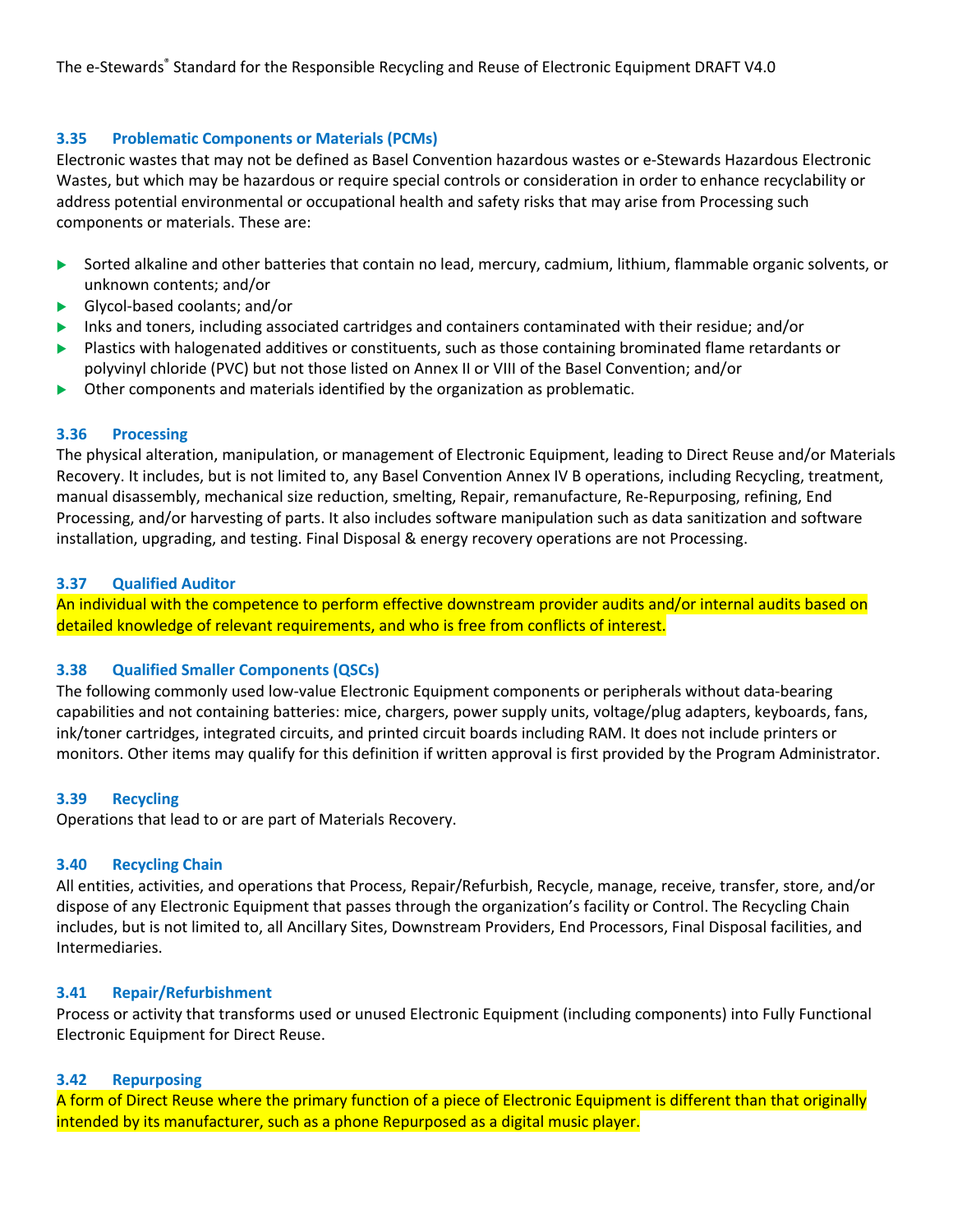### 3.35 Problematic Components or Materials (PCMs)

Electronic wastes that may not be defined as Basel Convention hazardous wastes or e-Stewards Hazardous Electronic Wastes, but which may be hazardous or require special controls or consideration in order to enhance recyclability or address potential environmental or occupational health and safety risks that may arise from Processing such components or materials. These are:

- Sorted alkaline and other batteries that contain no lead, mercury, cadmium, lithium, flammable organic solvents, or unknown contents; and/or
- Glycol-based coolants; and/or
- Inks and toners, including associated cartridges and containers contaminated with their residue; and/or
- Plastics with halogenated additives or constituents, such as those containing brominated flame retardants or polyvinyl chloride (PVC) but not those listed on Annex II or VIII of the Basel Convention; and/or
- Other components and materials identified by the organization as problematic.

### 3.36 Processing

The physical alteration, manipulation, or management of Electronic Equipment, leading to Direct Reuse and/or Materials Recovery. It includes, but is not limited to, any Basel Convention Annex IV B operations, including Recycling, treatment, manual disassembly, mechanical size reduction, smelting, Repair, remanufacture, Re-Repurposing, refining, End Processing, and/or harvesting of parts. It also includes software manipulation such as data sanitization and software installation, upgrading, and testing. Final Disposal & energy recovery operations are not Processing.

### 3.37 Qualified Auditor

An individual with the competence to perform effective downstream provider audits and/or internal audits based on detailed knowledge of relevant requirements, and who is free from conflicts of interest.

### 3.38 Qualified Smaller Components (QSCs)

The following commonly used low-value Electronic Equipment components or peripherals without data-bearing capabilities and not containing batteries: mice, chargers, power supply units, voltage/plug adapters, keyboards, fans, ink/toner cartridges, integrated circuits, and printed circuit boards including RAM. It does not include printers or monitors. Other items may qualify for this definition if written approval is first provided by the Program Administrator.

### 3.39 Recycling

Operations that lead to or are part of Materials Recovery.

### 3.40 Recycling Chain

All entities, activities, and operations that Process, Repair/Refurbish, Recycle, manage, receive, transfer, store, and/or dispose of any Electronic Equipment that passes through the organization's facility or Control. The Recycling Chain includes, but is not limited to, all Ancillary Sites, Downstream Providers, End Processors, Final Disposal facilities, and Intermediaries.

### 3.41 Repair/Refurbishment

Process or activity that transforms used or unused Electronic Equipment (including components) into Fully Functional Electronic Equipment for Direct Reuse.

### 3.42 Repurposing

A form of Direct Reuse where the primary function of a piece of Electronic Equipment is different than that originally intended by its manufacturer, such as a phone Repurposed as a digital music player.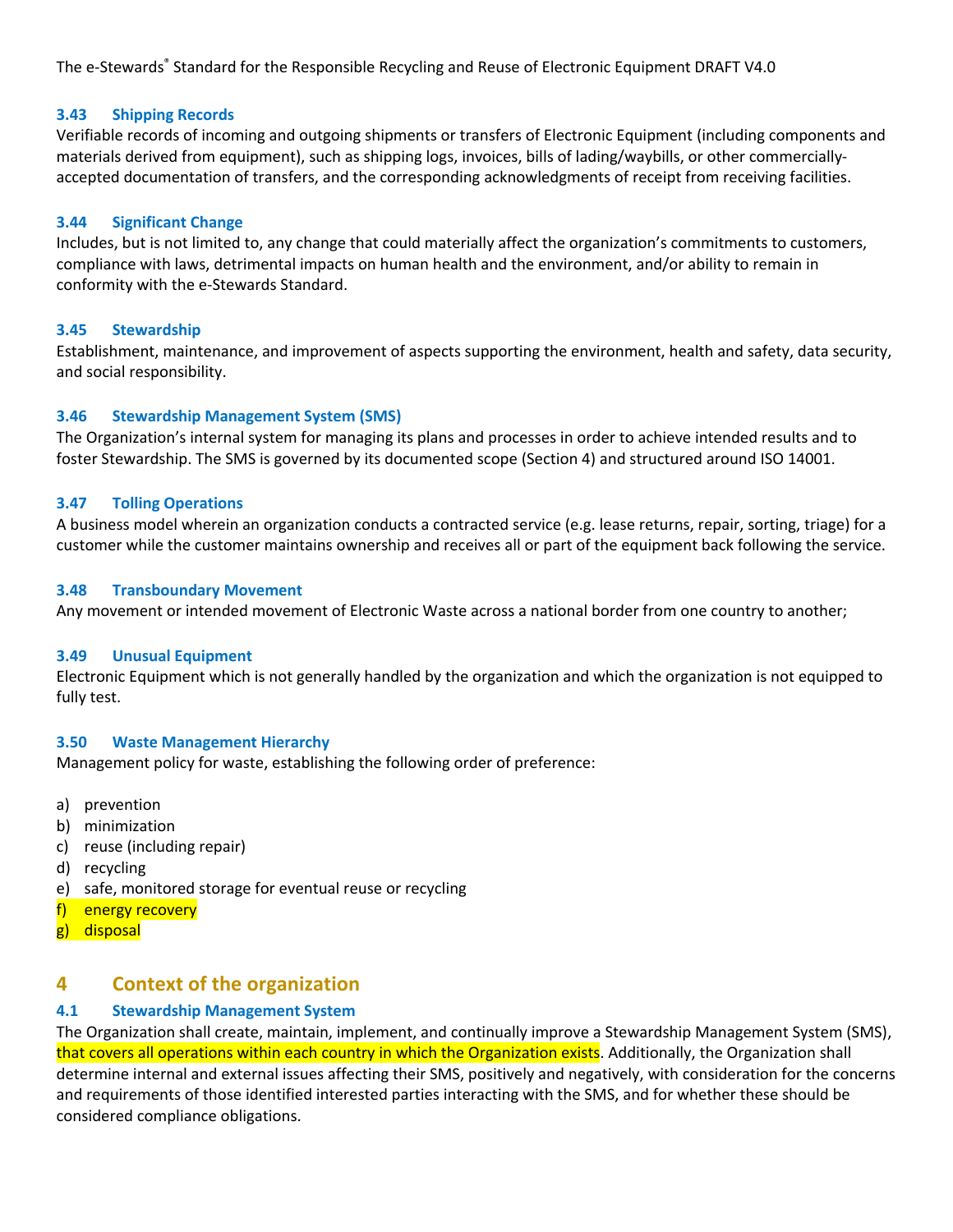### 3.43 Shipping Records

Verifiable records of incoming and outgoing shipments or transfers of Electronic Equipment (including components and materials derived from equipment), such as shipping logs, invoices, bills of lading/waybills, or other commercially-accepted documentation of transfers, and the corresponding acknowledgments of receipt from receiving facilities.

### 3.44 Significant Change

Includes, but is not limited to, any change that could materially affect the organization's commitments to customers, compliance with laws, detrimental impacts on human health and the environment, and/or ability to remain in conformity with the e-Stewards Standard.

### 3.45 Stewardship

Establishment, maintenance, and improvement of aspects supporting the environment, health and safety, data security, and social responsibility.

### 3.46 Stewardship Management System (SMS)

The Organization's internal system for managing its plans and processes in order to achieve intended results and to foster Stewardship. The SMS is governed by its documented scope (Section 4) and structured around ISO 14001.

### 3.47 Tolling Operations

A business model wherein an organization conducts a contracted service (e.g. lease returns, repair, sorting, triage) for a customer while the customer maintains ownership and receives all or part of the equipment back following the service.

### 3.48 Transboundary Movement

Any movement or intended movement of Electronic Waste across a national border from one country to another;

### 3.49 Unusual Equipment

Electronic Equipment which is not generally handled by the organization and which the organization is not equipped to fully test.

### 3.50 Waste Management Hierarchy

Management policy for waste, establishing the following order of preference:

a) prevention
b) minimization
c) reuse (including repair)
d) recycling
e) safe, monitored storage for eventual reuse or recycling
f) energy recovery
g) disposal

## 4 Context of the organization

### 4.1 Stewardship Management System

The Organization shall create, maintain, implement, and continually improve a Stewardship Management System (SMS), that covers all operations within each country in which the Organization exists. Additionally, the Organization shall determine internal and external issues affecting their SMS, positively and negatively, with consideration for the concerns and requirements of those identified interested parties interacting with the SMS, and for whether these should be considered compliance obligations.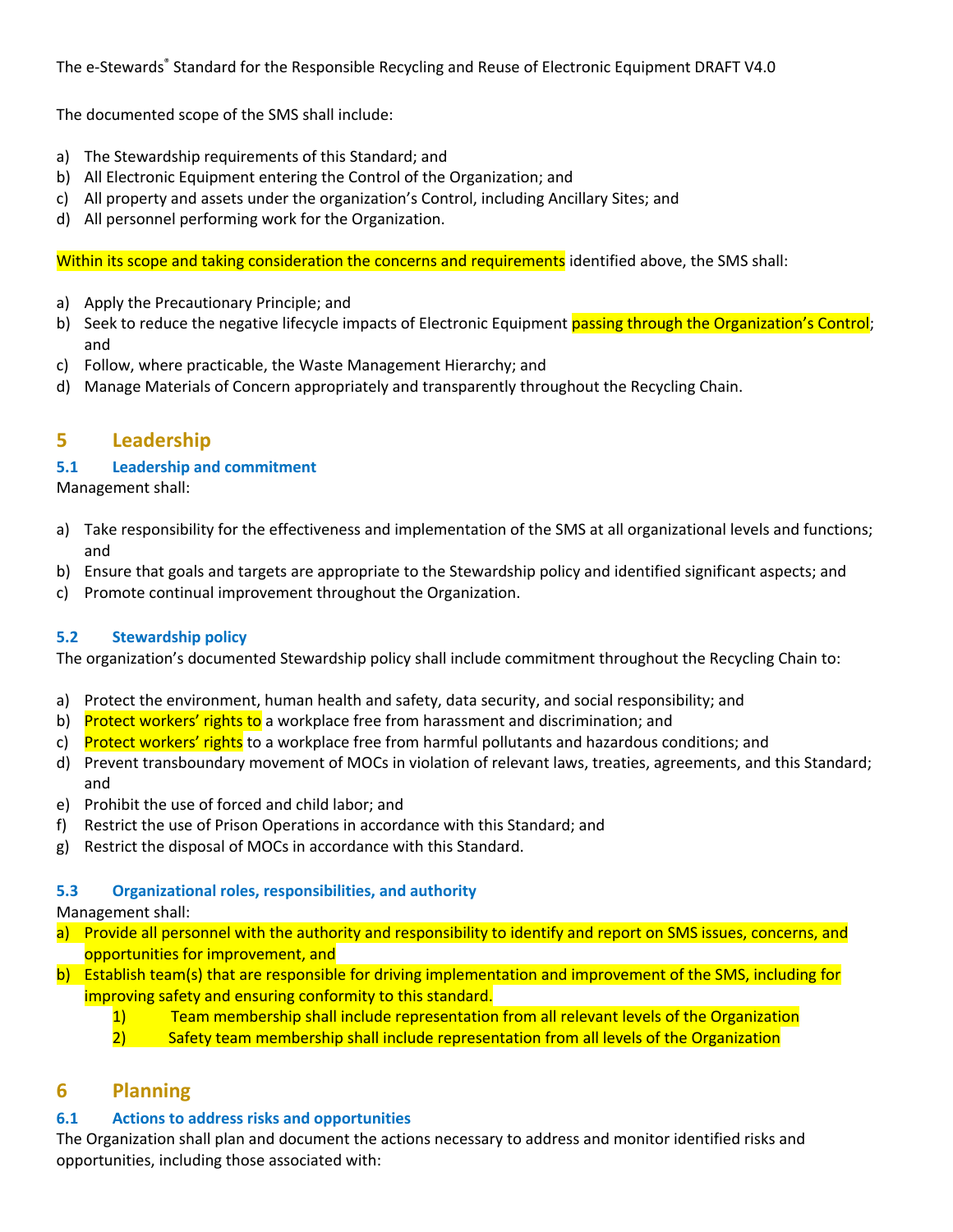The documented scope of the SMS shall include:

a) The Stewardship requirements of this Standard; and
b) All Electronic Equipment entering the Control of the Organization; and
c) All property and assets under the organization's Control, including Ancillary Sites; and
d) All personnel performing work for the Organization.

Within its scope and taking consideration the concerns and requirements identified above, the SMS shall:

a) Apply the Precautionary Principle; and
b) Seek to reduce the negative lifecycle impacts of Electronic Equipment passing through the Organization's Control; and
c) Follow, where practicable, the Waste Management Hierarchy; and
d) Manage Materials of Concern appropriately and transparently throughout the Recycling Chain.

# 5 Leadership

## 5.1 Leadership and commitment

Management shall:

a) Take responsibility for the effectiveness and implementation of the SMS at all organizational levels and functions; and
b) Ensure that goals and targets are appropriate to the Stewardship policy and identified significant aspects; and
c) Promote continual improvement throughout the Organization.

## 5.2 Stewardship policy

The organization's documented Stewardship policy shall include commitment throughout the Recycling Chain to:

a) Protect the environment, human health and safety, data security, and social responsibility; and
b) Protect workers' rights to a workplace free from harassment and discrimination; and
c) Protect workers' rights to a workplace free from harmful pollutants and hazardous conditions; and
d) Prevent transboundary movement of MOCs in violation of relevant laws, treaties, agreements, and this Standard; and
e) Prohibit the use of forced and child labor; and
f) Restrict the use of Prison Operations in accordance with this Standard; and
g) Restrict the disposal of MOCs in accordance with this Standard.

## 5.3 Organizational roles, responsibilities, and authority

Management shall:

a) Provide all personnel with the authority and responsibility to identify and report on SMS issues, concerns, and opportunities for improvement, and
b) Establish team(s) that are responsible for driving implementation and improvement of the SMS, including for improving safety and ensuring conformity to this standard.
   1) Team membership shall include representation from all relevant levels of the Organization
   2) Safety team membership shall include representation from all levels of the Organization

# 6 Planning

## 6.1 Actions to address risks and opportunities

The Organization shall plan and document the actions necessary to address and monitor identified risks and opportunities, including those associated with: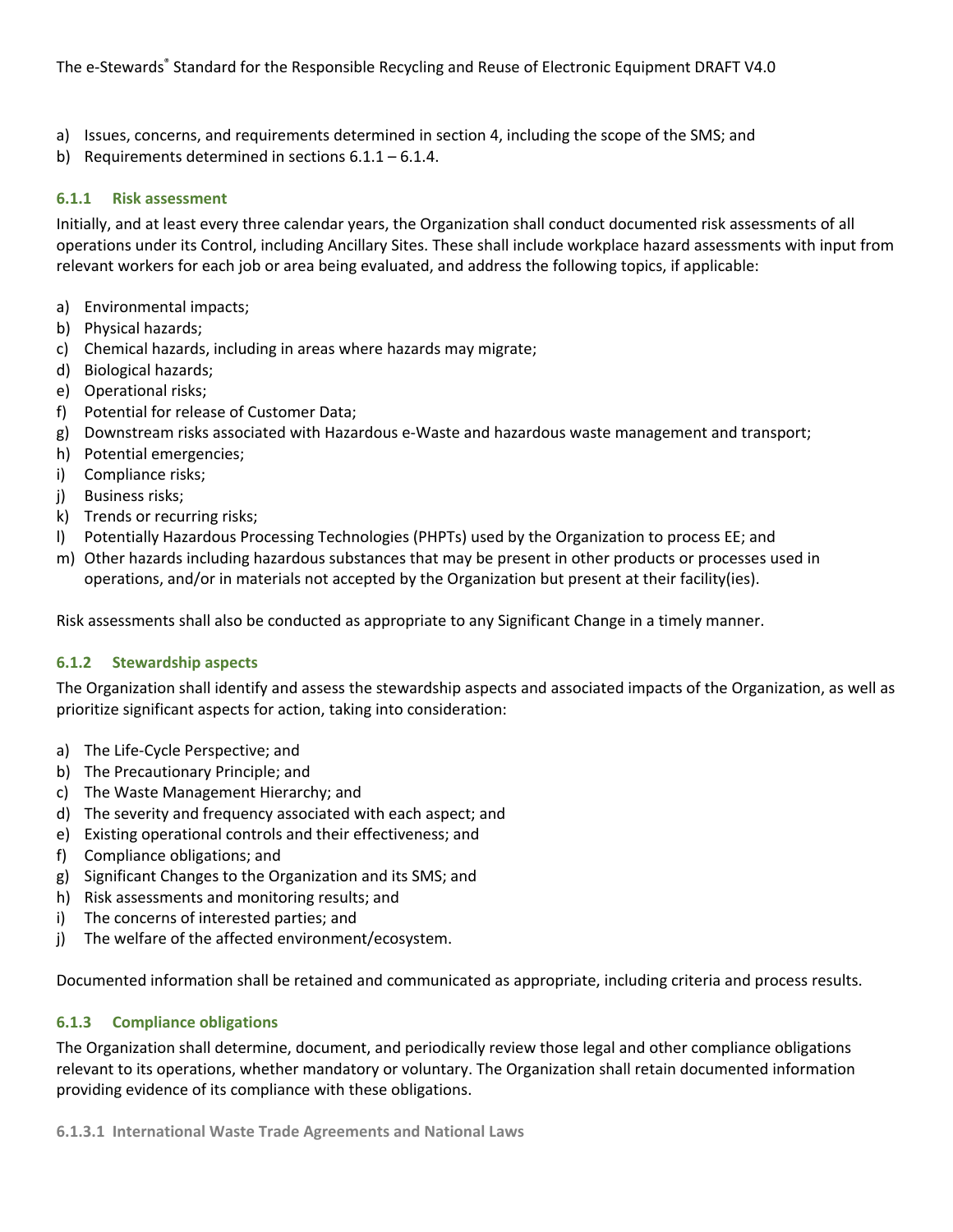a) Issues, concerns, and requirements determined in section 4, including the scope of the SMS; and
b) Requirements determined in sections 6.1.1 – 6.1.4.

### 6.1.1 Risk assessment

Initially, and at least every three calendar years, the Organization shall conduct documented risk assessments of all operations under its Control, including Ancillary Sites. These shall include workplace hazard assessments with input from relevant workers for each job or area being evaluated, and address the following topics, if applicable:

a) Environmental impacts;
b) Physical hazards;
c) Chemical hazards, including in areas where hazards may migrate;
d) Biological hazards;
e) Operational risks;
f) Potential for release of Customer Data;
g) Downstream risks associated with Hazardous e-Waste and hazardous waste management and transport;
h) Potential emergencies;
i) Compliance risks;
j) Business risks;
k) Trends or recurring risks;
l) Potentially Hazardous Processing Technologies (PHPTs) used by the Organization to process EE; and
m) Other hazards including hazardous substances that may be present in other products or processes used in operations, and/or in materials not accepted by the Organization but present at their facility(ies).

Risk assessments shall also be conducted as appropriate to any Significant Change in a timely manner.

### 6.1.2 Stewardship aspects

The Organization shall identify and assess the stewardship aspects and associated impacts of the Organization, as well as prioritize significant aspects for action, taking into consideration:

a) The Life-Cycle Perspective; and
b) The Precautionary Principle; and
c) The Waste Management Hierarchy; and
d) The severity and frequency associated with each aspect; and
e) Existing operational controls and their effectiveness; and
f) Compliance obligations; and
g) Significant Changes to the Organization and its SMS; and
h) Risk assessments and monitoring results; and
i) The concerns of interested parties; and
j) The welfare of the affected environment/ecosystem.

Documented information shall be retained and communicated as appropriate, including criteria and process results.

### 6.1.3 Compliance obligations

The Organization shall determine, document, and periodically review those legal and other compliance obligations relevant to its operations, whether mandatory or voluntary. The Organization shall retain documented information providing evidence of its compliance with these obligations.

#### 6.1.3.1 International Waste Trade Agreements and National Laws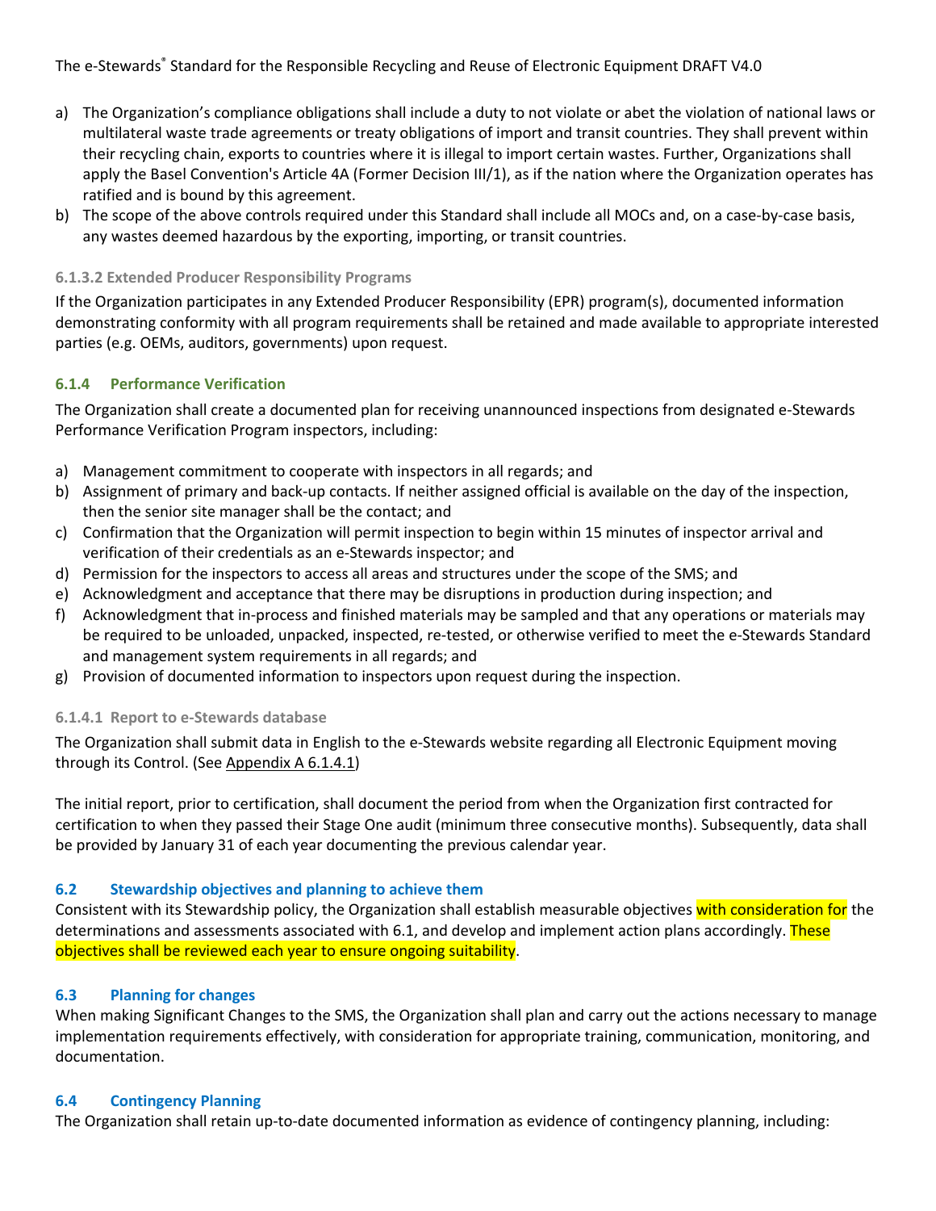a) The Organization's compliance obligations shall include a duty to not violate or abet the violation of national laws or multilateral waste trade agreements or treaty obligations of import and transit countries. They shall prevent within their recycling chain, exports to countries where it is illegal to import certain wastes. Further, Organizations shall apply the Basel Convention's Article 4A (Former Decision III/1), as if the nation where the Organization operates has ratified and is bound by this agreement.
b) The scope of the above controls required under this Standard shall include all MOCs and, on a case-by-case basis, any wastes deemed hazardous by the exporting, importing, or transit countries.

#### 6.1.3.2 Extended Producer Responsibility Programs

If the Organization participates in any Extended Producer Responsibility (EPR) program(s), documented information demonstrating conformity with all program requirements shall be retained and made available to appropriate interested parties (e.g. OEMs, auditors, governments) upon request.

### 6.1.4 Performance Verification

The Organization shall create a documented plan for receiving unannounced inspections from designated e-Stewards Performance Verification Program inspectors, including:

a) Management commitment to cooperate with inspectors in all regards; and
b) Assignment of primary and back-up contacts. If neither assigned official is available on the day of the inspection, then the senior site manager shall be the contact; and
c) Confirmation that the Organization will permit inspection to begin within 15 minutes of inspector arrival and verification of their credentials as an e-Stewards inspector; and
d) Permission for the inspectors to access all areas and structures under the scope of the SMS; and
e) Acknowledgment and acceptance that there may be disruptions in production during inspection; and
f) Acknowledgment that in-process and finished materials may be sampled and that any operations or materials may be required to be unloaded, unpacked, inspected, re-tested, or otherwise verified to meet the e-Stewards Standard and management system requirements in all regards; and
g) Provision of documented information to inspectors upon request during the inspection.

#### 6.1.4.1 Report to e-Stewards database

The Organization shall submit data in English to the e-Stewards website regarding all Electronic Equipment moving through its Control. (See Appendix A 6.1.4.1)

The initial report, prior to certification, shall document the period from when the Organization first contracted for certification to when they passed their Stage One audit (minimum three consecutive months). Subsequently, data shall be provided by January 31 of each year documenting the previous calendar year.

## 6.2 Stewardship objectives and planning to achieve them

Consistent with its Stewardship policy, the Organization shall establish measurable objectives with consideration for the determinations and assessments associated with 6.1, and develop and implement action plans accordingly. These objectives shall be reviewed each year to ensure ongoing suitability.

## 6.3 Planning for changes

When making Significant Changes to the SMS, the Organization shall plan and carry out the actions necessary to manage implementation requirements effectively, with consideration for appropriate training, communication, monitoring, and documentation.

## 6.4 Contingency Planning

The Organization shall retain up-to-date documented information as evidence of contingency planning, including: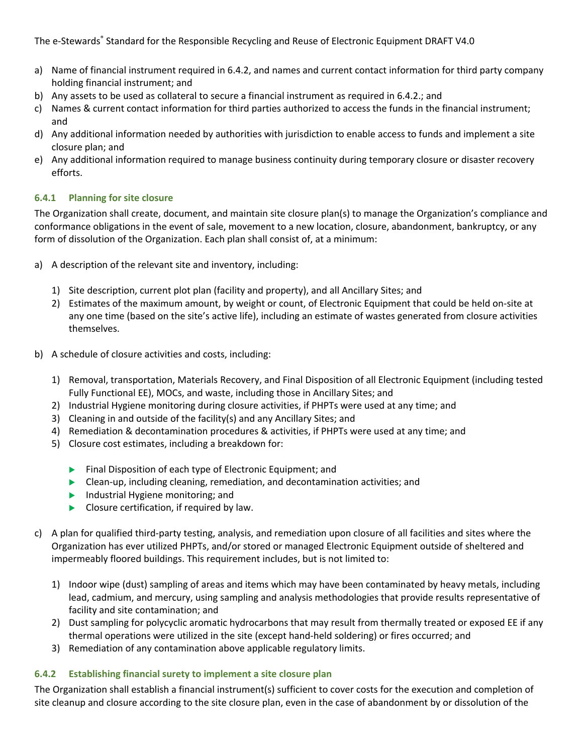a) Name of financial instrument required in 6.4.2, and names and current contact information for third party company holding financial instrument; and
b) Any assets to be used as collateral to secure a financial instrument as required in 6.4.2.; and
c) Names & current contact information for third parties authorized to access the funds in the financial instrument; and
d) Any additional information needed by authorities with jurisdiction to enable access to funds and implement a site closure plan; and
e) Any additional information required to manage business continuity during temporary closure or disaster recovery efforts.

### 6.4.1 Planning for site closure

The Organization shall create, document, and maintain site closure plan(s) to manage the Organization's compliance and conformance obligations in the event of sale, movement to a new location, closure, abandonment, bankruptcy, or any form of dissolution of the Organization. Each plan shall consist of, at a minimum:

a) A description of the relevant site and inventory, including:

   1) Site description, current plot plan (facility and property), and all Ancillary Sites; and
   2) Estimates of the maximum amount, by weight or count, of Electronic Equipment that could be held on-site at any one time (based on the site's active life), including an estimate of wastes generated from closure activities themselves.

b) A schedule of closure activities and costs, including:

   1) Removal, transportation, Materials Recovery, and Final Disposition of all Electronic Equipment (including tested Fully Functional EE), MOCs, and waste, including those in Ancillary Sites; and
   2) Industrial Hygiene monitoring during closure activities, if PHPTs were used at any time; and
   3) Cleaning in and outside of the facility(s) and any Ancillary Sites; and
   4) Remediation & decontamination procedures & activities, if PHPTs were used at any time; and
   5) Closure cost estimates, including a breakdown for:
      - Final Disposition of each type of Electronic Equipment; and
      - Clean-up, including cleaning, remediation, and decontamination activities; and
      - Industrial Hygiene monitoring; and
      - Closure certification, if required by law.

c) A plan for qualified third-party testing, analysis, and remediation upon closure of all facilities and sites where the Organization has ever utilized PHPTs, and/or stored or managed Electronic Equipment outside of sheltered and impermeably floored buildings. This requirement includes, but is not limited to:

   1) Indoor wipe (dust) sampling of areas and items which may have been contaminated by heavy metals, including lead, cadmium, and mercury, using sampling and analysis methodologies that provide results representative of facility and site contamination; and
   2) Dust sampling for polycyclic aromatic hydrocarbons that may result from thermally treated or exposed EE if any thermal operations were utilized in the site (except hand-held soldering) or fires occurred; and
   3) Remediation of any contamination above applicable regulatory limits.

### 6.4.2 Establishing financial surety to implement a site closure plan

The Organization shall establish a financial instrument(s) sufficient to cover costs for the execution and completion of site cleanup and closure according to the site closure plan, even in the case of abandonment by or dissolution of the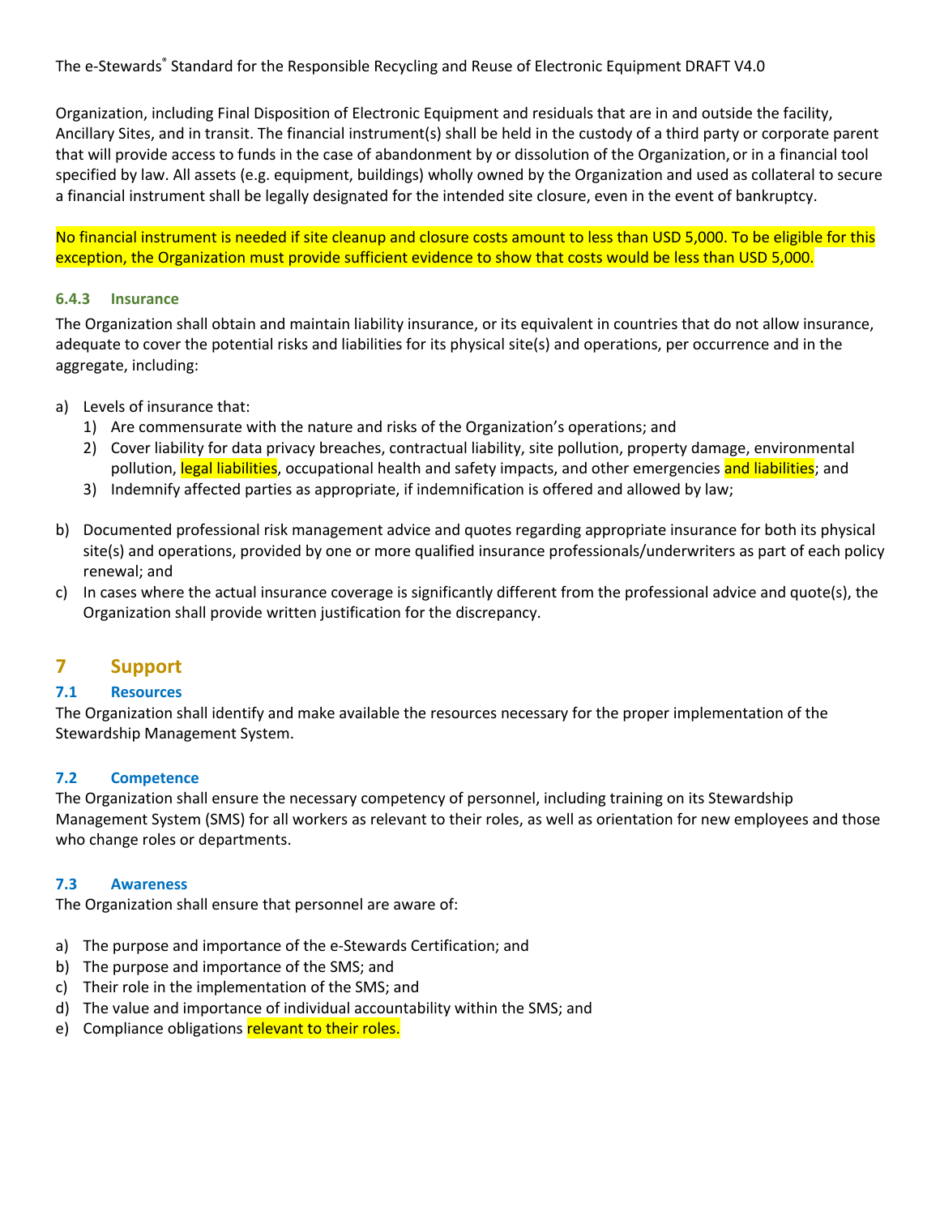Organization, including Final Disposition of Electronic Equipment and residuals that are in and outside the facility, Ancillary Sites, and in transit. The financial instrument(s) shall be held in the custody of a third party or corporate parent that will provide access to funds in the case of abandonment by or dissolution of the Organization, or in a financial tool specified by law. All assets (e.g. equipment, buildings) wholly owned by the Organization and used as collateral to secure a financial instrument shall be legally designated for the intended site closure, even in the event of bankruptcy.

No financial instrument is needed if site cleanup and closure costs amount to less than USD 5,000. To be eligible for this exception, the Organization must provide sufficient evidence to show that costs would be less than USD 5,000.

#### 6.4.3 Insurance

The Organization shall obtain and maintain liability insurance, or its equivalent in countries that do not allow insurance, adequate to cover the potential risks and liabilities for its physical site(s) and operations, per occurrence and in the aggregate, including:

a) Levels of insurance that:
   1) Are commensurate with the nature and risks of the Organization's operations; and
   2) Cover liability for data privacy breaches, contractual liability, site pollution, property damage, environmental pollution, legal liabilities, occupational health and safety impacts, and other emergencies and liabilities; and
   3) Indemnify affected parties as appropriate, if indemnification is offered and allowed by law;

b) Documented professional risk management advice and quotes regarding appropriate insurance for both its physical site(s) and operations, provided by one or more qualified insurance professionals/underwriters as part of each policy renewal; and

c) In cases where the actual insurance coverage is significantly different from the professional advice and quote(s), the Organization shall provide written justification for the discrepancy.

## 7 Support

### 7.1 Resources

The Organization shall identify and make available the resources necessary for the proper implementation of the Stewardship Management System.

### 7.2 Competence

The Organization shall ensure the necessary competency of personnel, including training on its Stewardship Management System (SMS) for all workers as relevant to their roles, as well as orientation for new employees and those who change roles or departments.

### 7.3 Awareness

The Organization shall ensure that personnel are aware of:

a) The purpose and importance of the e-Stewards Certification; and
b) The purpose and importance of the SMS; and
c) Their role in the implementation of the SMS; and
d) The value and importance of individual accountability within the SMS; and
e) Compliance obligations relevant to their roles.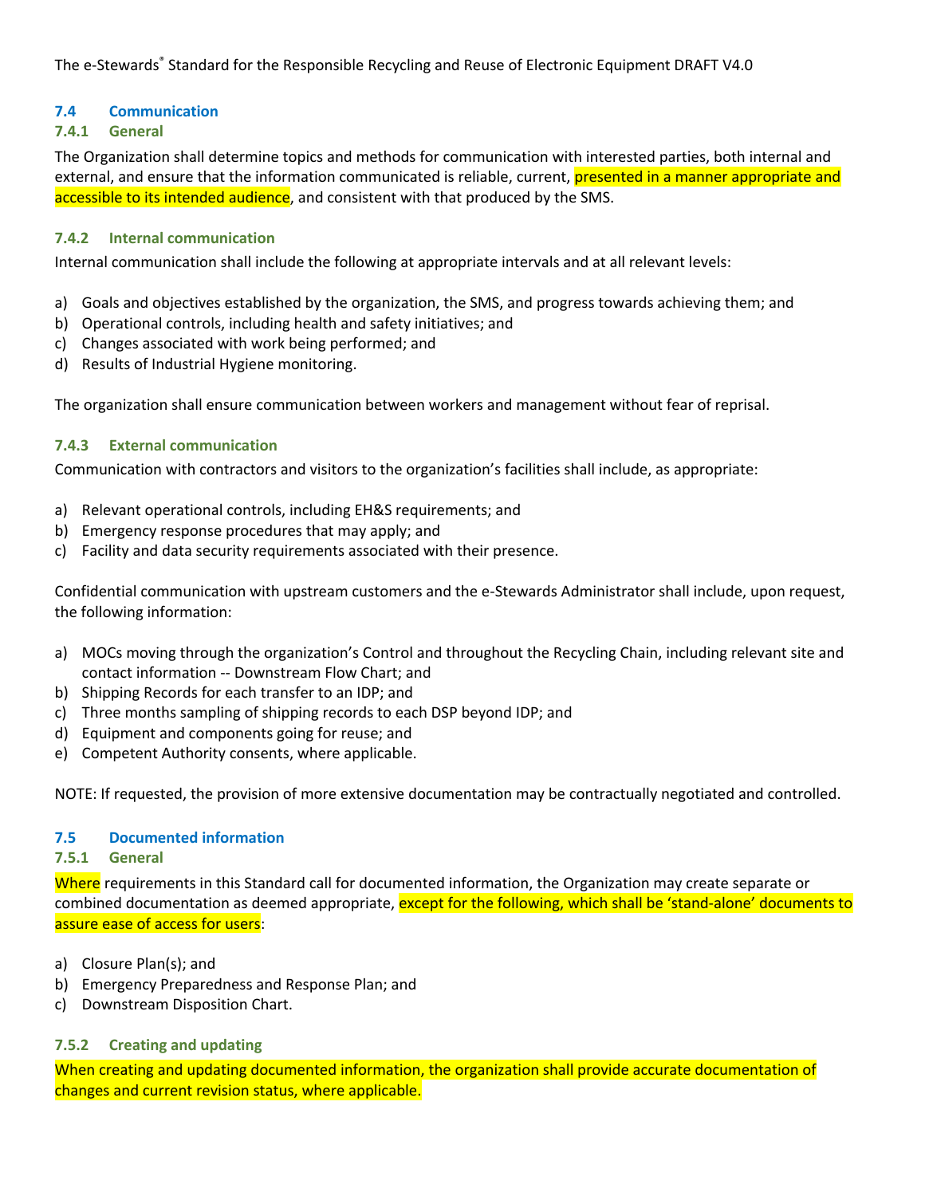### 7.4 Communication

#### 7.4.1 General

The Organization shall determine topics and methods for communication with interested parties, both internal and external, and ensure that the information communicated is reliable, current, presented in a manner appropriate and accessible to its intended audience, and consistent with that produced by the SMS.

#### 7.4.2 Internal communication

Internal communication shall include the following at appropriate intervals and at all relevant levels:

a) Goals and objectives established by the organization, the SMS, and progress towards achieving them; and
b) Operational controls, including health and safety initiatives; and
c) Changes associated with work being performed; and
d) Results of Industrial Hygiene monitoring.

The organization shall ensure communication between workers and management without fear of reprisal.

#### 7.4.3 External communication

Communication with contractors and visitors to the organization's facilities shall include, as appropriate:

a) Relevant operational controls, including EH&S requirements; and
b) Emergency response procedures that may apply; and
c) Facility and data security requirements associated with their presence.

Confidential communication with upstream customers and the e-Stewards Administrator shall include, upon request, the following information:

a) MOCs moving through the organization's Control and throughout the Recycling Chain, including relevant site and contact information -- Downstream Flow Chart; and
b) Shipping Records for each transfer to an IDP; and
c) Three months sampling of shipping records to each DSP beyond IDP; and
d) Equipment and components going for reuse; and
e) Competent Authority consents, where applicable.

NOTE: If requested, the provision of more extensive documentation may be contractually negotiated and controlled.

### 7.5 Documented information

#### 7.5.1 General

Where requirements in this Standard call for documented information, the Organization may create separate or combined documentation as deemed appropriate, except for the following, which shall be 'stand-alone' documents to assure ease of access for users:

a) Closure Plan(s); and
b) Emergency Preparedness and Response Plan; and
c) Downstream Disposition Chart.

#### 7.5.2 Creating and updating

When creating and updating documented information, the organization shall provide accurate documentation of changes and current revision status, where applicable.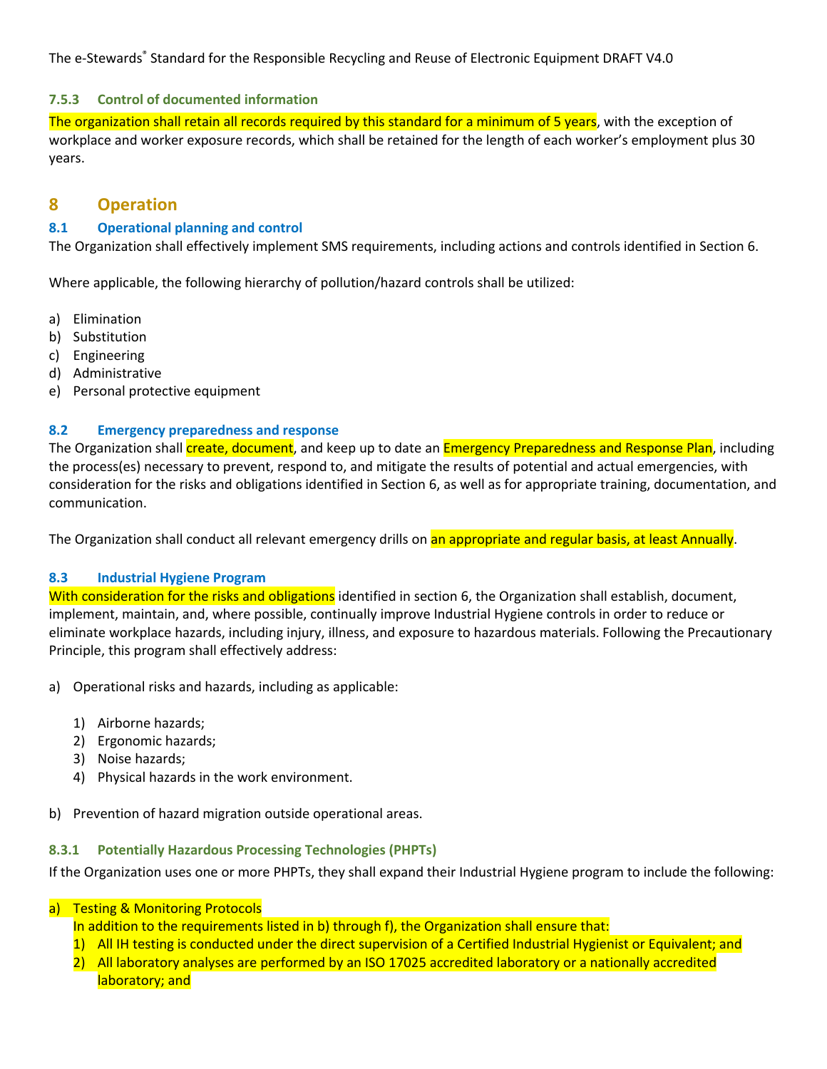#### 7.5.3 Control of documented information

The organization shall retain all records required by this standard for a minimum of 5 years, with the exception of workplace and worker exposure records, which shall be retained for the length of each worker's employment plus 30 years.

# 8 Operation

## 8.1 Operational planning and control

The Organization shall effectively implement SMS requirements, including actions and controls identified in Section 6.

Where applicable, the following hierarchy of pollution/hazard controls shall be utilized:

a) Elimination
b) Substitution
c) Engineering
d) Administrative
e) Personal protective equipment

## 8.2 Emergency preparedness and response

The Organization shall create, document, and keep up to date an Emergency Preparedness and Response Plan, including the process(es) necessary to prevent, respond to, and mitigate the results of potential and actual emergencies, with consideration for the risks and obligations identified in Section 6, as well as for appropriate training, documentation, and communication.

The Organization shall conduct all relevant emergency drills on an appropriate and regular basis, at least Annually.

## 8.3 Industrial Hygiene Program

With consideration for the risks and obligations identified in section 6, the Organization shall establish, document, implement, maintain, and, where possible, continually improve Industrial Hygiene controls in order to reduce or eliminate workplace hazards, including injury, illness, and exposure to hazardous materials. Following the Precautionary Principle, this program shall effectively address:

a) Operational risks and hazards, including as applicable:

   1) Airborne hazards;
   2) Ergonomic hazards;
   3) Noise hazards;
   4) Physical hazards in the work environment.

b) Prevention of hazard migration outside operational areas.

#### 8.3.1 Potentially Hazardous Processing Technologies (PHPTs)

If the Organization uses one or more PHPTs, they shall expand their Industrial Hygiene program to include the following:

a) Testing & Monitoring Protocols
   In addition to the requirements listed in b) through f), the Organization shall ensure that:
   1) All IH testing is conducted under the direct supervision of a Certified Industrial Hygienist or Equivalent; and
   2) All laboratory analyses are performed by an ISO 17025 accredited laboratory or a nationally accredited laboratory; and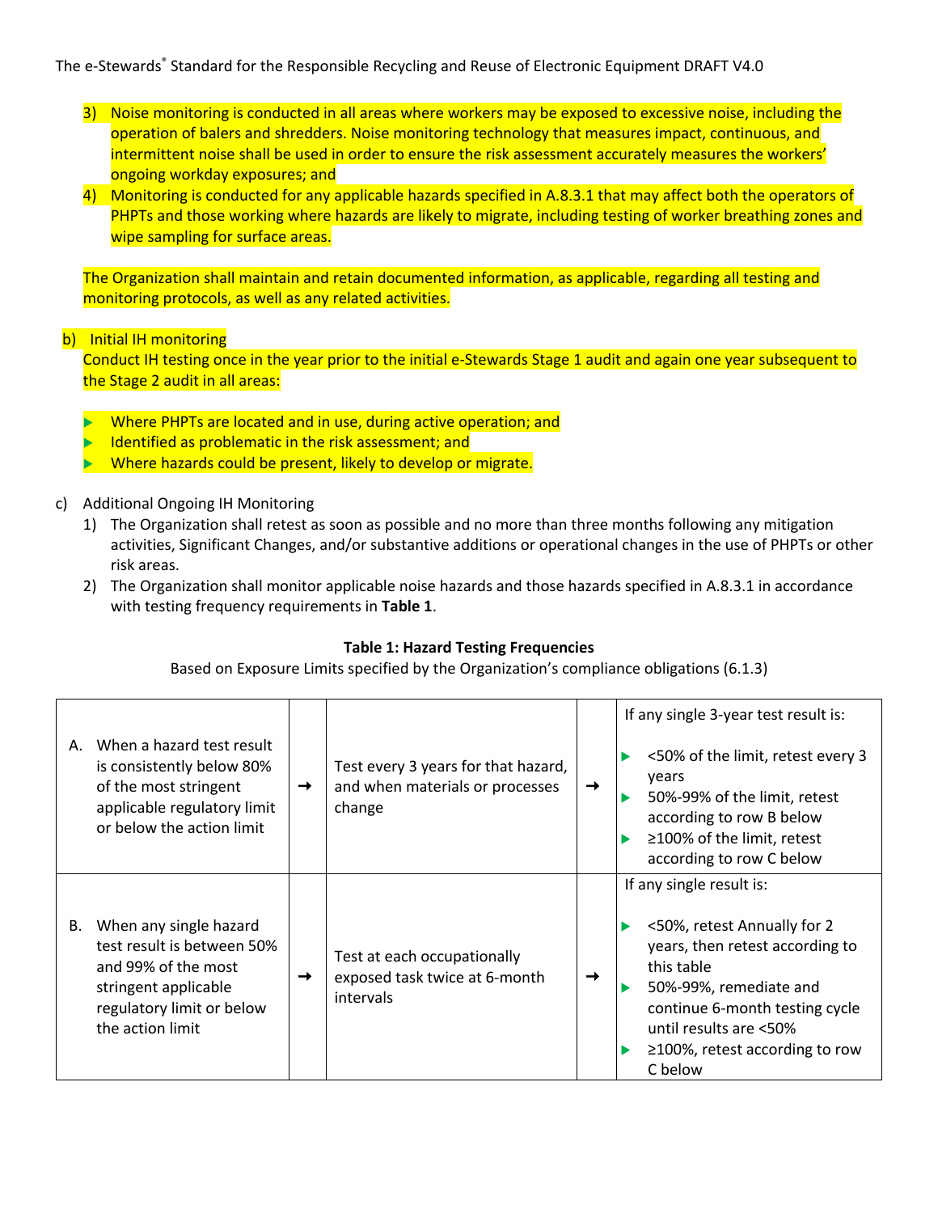3) Noise monitoring is conducted in all areas where workers may be exposed to excessive noise, including the operation of balers and shredders. Noise monitoring technology that measures impact, continuous, and intermittent noise shall be used in order to ensure the risk assessment accurately measures the workers' ongoing workday exposures; and
4) Monitoring is conducted for any applicable hazards specified in A.8.3.1 that may affect both the operators of PHPTs and those working where hazards are likely to migrate, including testing of worker breathing zones and wipe sampling for surface areas.

The Organization shall maintain and retain documented information, as applicable, regarding all testing and monitoring protocols, as well as any related activities.

b) Initial IH monitoring

Conduct IH testing once in the year prior to the initial e-Stewards Stage 1 audit and again one year subsequent to the Stage 2 audit in all areas:

- Where PHPTs are located and in use, during active operation; and
- Identified as problematic in the risk assessment; and
- Where hazards could be present, likely to develop or migrate.

c) Additional Ongoing IH Monitoring
   1) The Organization shall retest as soon as possible and no more than three months following any mitigation activities, Significant Changes, and/or substantive additions or operational changes in the use of PHPTs or other risk areas.
   2) The Organization shall monitor applicable noise hazards and those hazards specified in A.8.3.1 in accordance with testing frequency requirements in **Table 1**.

**Table 1: Hazard Testing Frequencies**

Based on Exposure Limits specified by the Organization's compliance obligations (6.1.3)

| | | | | |
|---|---|---|---|---|
| A. When a hazard test result is consistently below 80% of the most stringent applicable regulatory limit or below the action limit | → | Test every 3 years for that hazard, and when materials or processes change | → | If any single 3-year test result is:<br>▸ <50% of the limit, retest every 3 years<br>▸ 50%-99% of the limit, retest according to row B below<br>▸ ≥100% of the limit, retest according to row C below |
| B. When any single hazard test result is between 50% and 99% of the most stringent applicable regulatory limit or below the action limit | → | Test at each occupationally exposed task twice at 6-month intervals | → | If any single result is:<br>▸ <50%, retest Annually for 2 years, then retest according to this table<br>▸ 50%-99%, remediate and continue 6-month testing cycle until results are <50%<br>▸ ≥100%, retest according to row C below |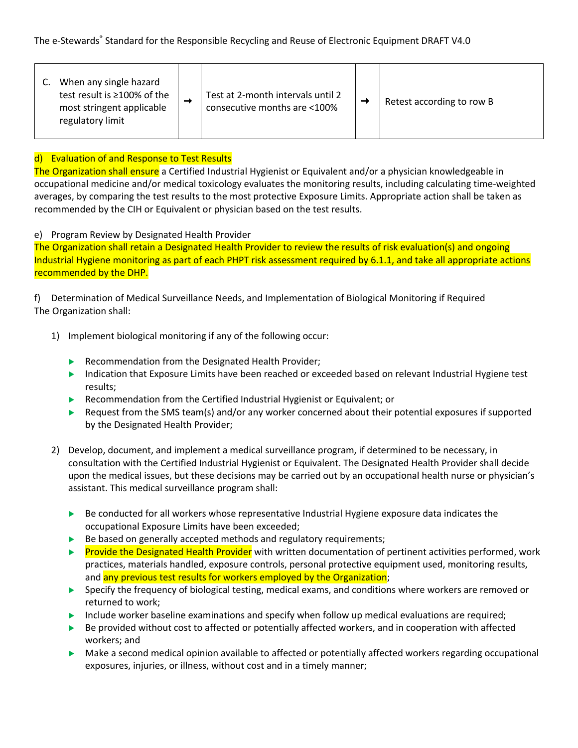| C. When any single hazard test result is ≥100% of the most stringent applicable regulatory limit | → | Test at 2-month intervals until 2 consecutive months are <100% | → | Retest according to row B |
|---|---|---|---|---|

d) Evaluation of and Response to Test Results

The Organization shall ensure a Certified Industrial Hygienist or Equivalent and/or a physician knowledgeable in occupational medicine and/or medical toxicology evaluates the monitoring results, including calculating time-weighted averages, by comparing the test results to the most protective Exposure Limits. Appropriate action shall be taken as recommended by the CIH or Equivalent or physician based on the test results.

e) Program Review by Designated Health Provider

The Organization shall retain a Designated Health Provider to review the results of risk evaluation(s) and ongoing Industrial Hygiene monitoring as part of each PHPT risk assessment required by 6.1.1, and take all appropriate actions recommended by the DHP.

f) Determination of Medical Surveillance Needs, and Implementation of Biological Monitoring if Required

The Organization shall:

1) Implement biological monitoring if any of the following occur:

   - Recommendation from the Designated Health Provider;
   - Indication that Exposure Limits have been reached or exceeded based on relevant Industrial Hygiene test results;
   - Recommendation from the Certified Industrial Hygienist or Equivalent; or
   - Request from the SMS team(s) and/or any worker concerned about their potential exposures if supported by the Designated Health Provider;

2) Develop, document, and implement a medical surveillance program, if determined to be necessary, in consultation with the Certified Industrial Hygienist or Equivalent. The Designated Health Provider shall decide upon the medical issues, but these decisions may be carried out by an occupational health nurse or physician's assistant. This medical surveillance program shall:

   - Be conducted for all workers whose representative Industrial Hygiene exposure data indicates the occupational Exposure Limits have been exceeded;
   - Be based on generally accepted methods and regulatory requirements;
   - Provide the Designated Health Provider with written documentation of pertinent activities performed, work practices, materials handled, exposure controls, personal protective equipment used, monitoring results, and any previous test results for workers employed by the Organization;
   - Specify the frequency of biological testing, medical exams, and conditions where workers are removed or returned to work;
   - Include worker baseline examinations and specify when follow up medical evaluations are required;
   - Be provided without cost to affected or potentially affected workers, and in cooperation with affected workers; and
   - Make a second medical opinion available to affected or potentially affected workers regarding occupational exposures, injuries, or illness, without cost and in a timely manner;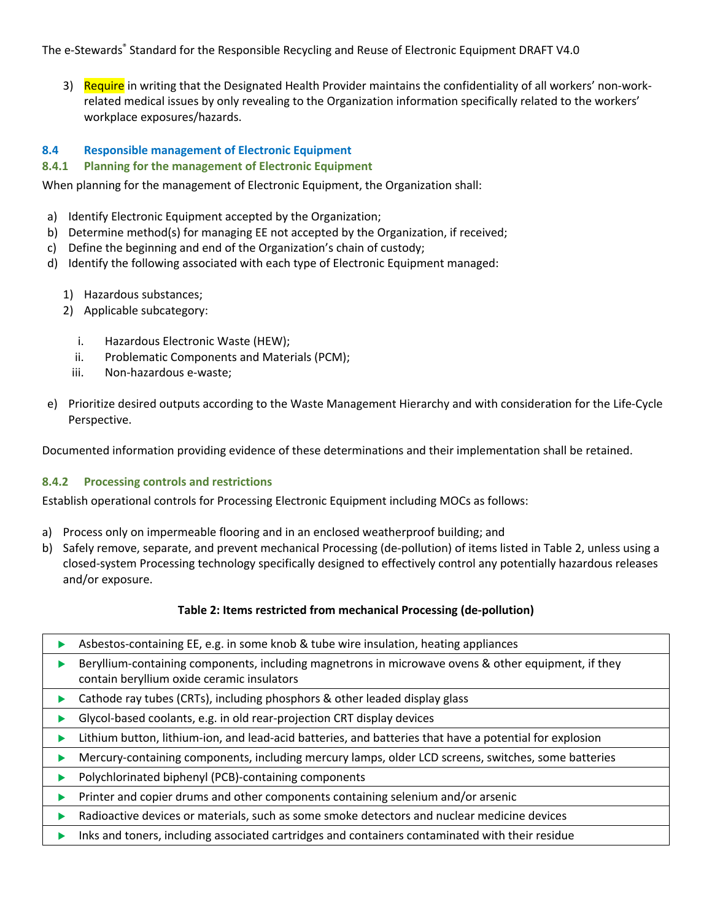3) Require in writing that the Designated Health Provider maintains the confidentiality of all workers' non-work-related medical issues by only revealing to the Organization information specifically related to the workers' workplace exposures/hazards.

## 8.4 Responsible management of Electronic Equipment

### 8.4.1 Planning for the management of Electronic Equipment

When planning for the management of Electronic Equipment, the Organization shall:

a) Identify Electronic Equipment accepted by the Organization;
b) Determine method(s) for managing EE not accepted by the Organization, if received;
c) Define the beginning and end of the Organization's chain of custody;
d) Identify the following associated with each type of Electronic Equipment managed:
   1) Hazardous substances;
   2) Applicable subcategory:
      i. Hazardous Electronic Waste (HEW);
      ii. Problematic Components and Materials (PCM);
      iii. Non-hazardous e-waste;
e) Prioritize desired outputs according to the Waste Management Hierarchy and with consideration for the Life-Cycle Perspective.

Documented information providing evidence of these determinations and their implementation shall be retained.

### 8.4.2 Processing controls and restrictions

Establish operational controls for Processing Electronic Equipment including MOCs as follows:

a) Process only on impermeable flooring and in an enclosed weatherproof building; and
b) Safely remove, separate, and prevent mechanical Processing (de-pollution) of items listed in Table 2, unless using a closed-system Processing technology specifically designed to effectively control any potentially hazardous releases and/or exposure.

**Table 2: Items restricted from mechanical Processing (de-pollution)**

| Items |
|---|
| ▶ Asbestos-containing EE, e.g. in some knob & tube wire insulation, heating appliances |
| ▶ Beryllium-containing components, including magnetrons in microwave ovens & other equipment, if they contain beryllium oxide ceramic insulators |
| ▶ Cathode ray tubes (CRTs), including phosphors & other leaded display glass |
| ▶ Glycol-based coolants, e.g. in old rear-projection CRT display devices |
| ▶ Lithium button, lithium-ion, and lead-acid batteries, and batteries that have a potential for explosion |
| ▶ Mercury-containing components, including mercury lamps, older LCD screens, switches, some batteries |
| ▶ Polychlorinated biphenyl (PCB)-containing components |
| ▶ Printer and copier drums and other components containing selenium and/or arsenic |
| ▶ Radioactive devices or materials, such as some smoke detectors and nuclear medicine devices |
| ▶ Inks and toners, including associated cartridges and containers contaminated with their residue |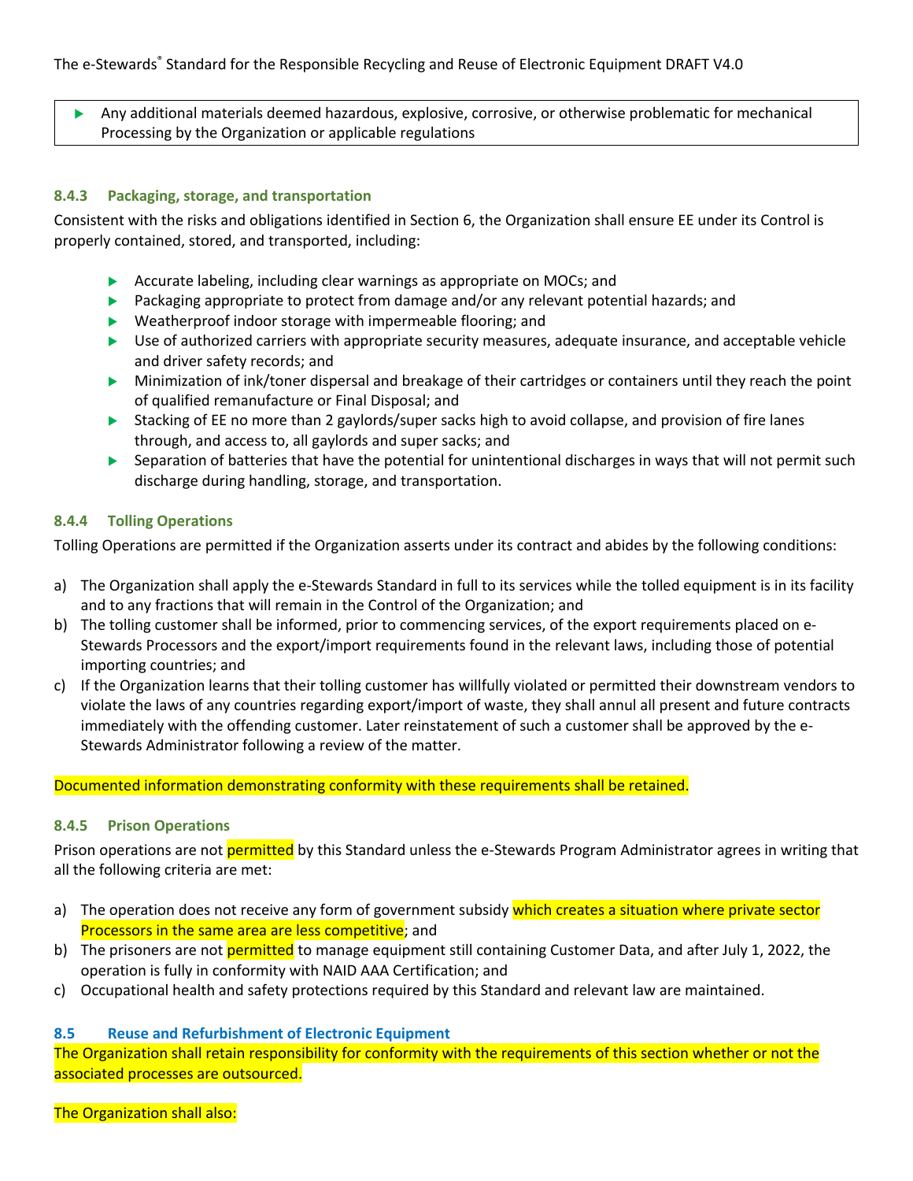- Any additional materials deemed hazardous, explosive, corrosive, or otherwise problematic for mechanical Processing by the Organization or applicable regulations

#### 8.4.3 Packaging, storage, and transportation

Consistent with the risks and obligations identified in Section 6, the Organization shall ensure EE under its Control is properly contained, stored, and transported, including:

- Accurate labeling, including clear warnings as appropriate on MOCs; and
- Packaging appropriate to protect from damage and/or any relevant potential hazards; and
- Weatherproof indoor storage with impermeable flooring; and
- Use of authorized carriers with appropriate security measures, adequate insurance, and acceptable vehicle and driver safety records; and
- Minimization of ink/toner dispersal and breakage of their cartridges or containers until they reach the point of qualified remanufacture or Final Disposal; and
- Stacking of EE no more than 2 gaylords/super sacks high to avoid collapse, and provision of fire lanes through, and access to, all gaylords and super sacks; and
- Separation of batteries that have the potential for unintentional discharges in ways that will not permit such discharge during handling, storage, and transportation.

#### 8.4.4 Tolling Operations

Tolling Operations are permitted if the Organization asserts under its contract and abides by the following conditions:

a) The Organization shall apply the e-Stewards Standard in full to its services while the tolled equipment is in its facility and to any fractions that will remain in the Control of the Organization; and
b) The tolling customer shall be informed, prior to commencing services, of the export requirements placed on e-Stewards Processors and the export/import requirements found in the relevant laws, including those of potential importing countries; and
c) If the Organization learns that their tolling customer has willfully violated or permitted their downstream vendors to violate the laws of any countries regarding export/import of waste, they shall annul all present and future contracts immediately with the offending customer. Later reinstatement of such a customer shall be approved by the e-Stewards Administrator following a review of the matter.

Documented information demonstrating conformity with these requirements shall be retained.

#### 8.4.5 Prison Operations

Prison operations are not permitted by this Standard unless the e-Stewards Program Administrator agrees in writing that all the following criteria are met:

a) The operation does not receive any form of government subsidy which creates a situation where private sector Processors in the same area are less competitive; and
b) The prisoners are not permitted to manage equipment still containing Customer Data, and after July 1, 2022, the operation is fully in conformity with NAID AAA Certification; and
c) Occupational health and safety protections required by this Standard and relevant law are maintained.

### 8.5 Reuse and Refurbishment of Electronic Equipment

The Organization shall retain responsibility for conformity with the requirements of this section whether or not the associated processes are outsourced.

The Organization shall also: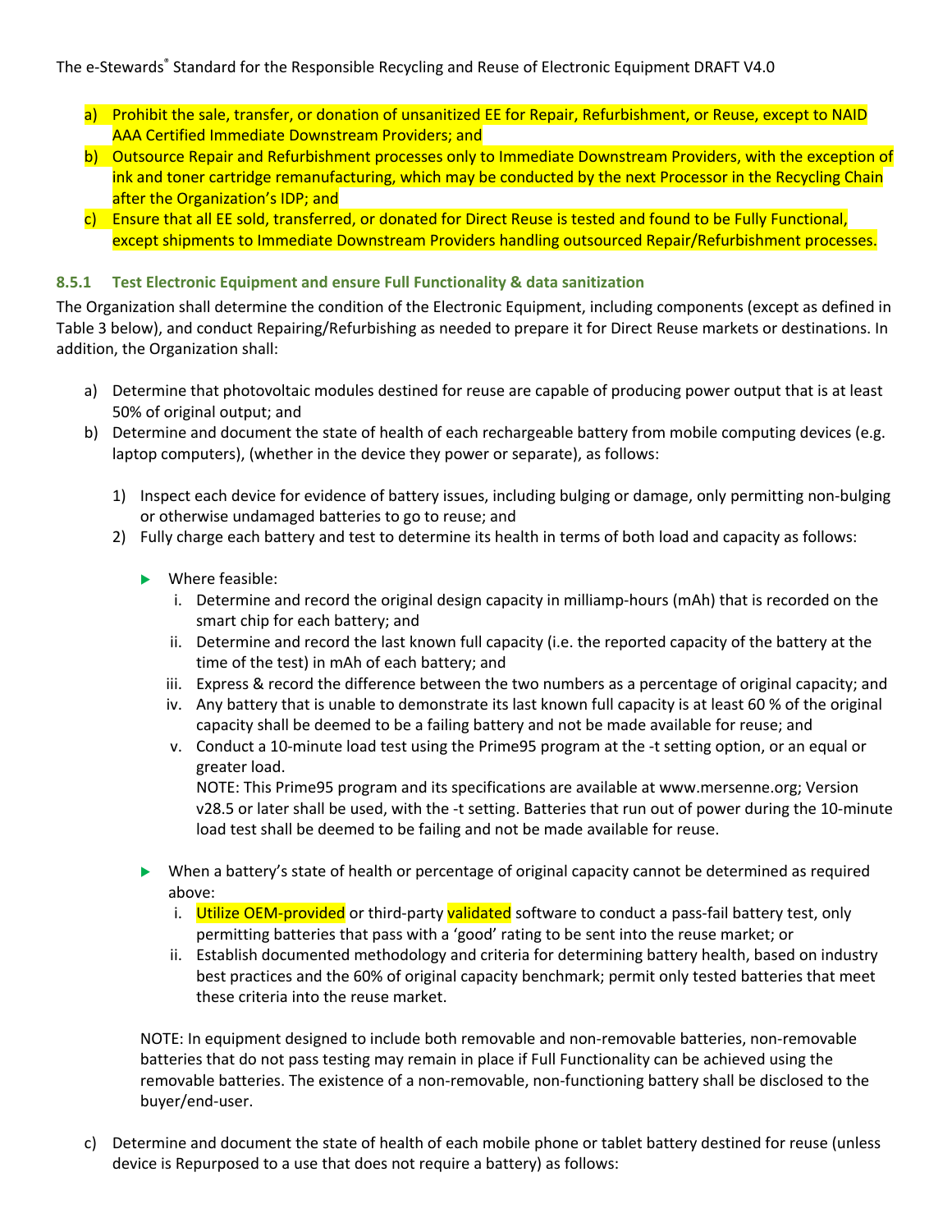a) Prohibit the sale, transfer, or donation of unsanitized EE for Repair, Refurbishment, or Reuse, except to NAID AAA Certified Immediate Downstream Providers; and
b) Outsource Repair and Refurbishment processes only to Immediate Downstream Providers, with the exception of ink and toner cartridge remanufacturing, which may be conducted by the next Processor in the Recycling Chain after the Organization's IDP; and
c) Ensure that all EE sold, transferred, or donated for Direct Reuse is tested and found to be Fully Functional, except shipments to Immediate Downstream Providers handling outsourced Repair/Refurbishment processes.

### 8.5.1 Test Electronic Equipment and ensure Full Functionality & data sanitization

The Organization shall determine the condition of the Electronic Equipment, including components (except as defined in Table 3 below), and conduct Repairing/Refurbishing as needed to prepare it for Direct Reuse markets or destinations. In addition, the Organization shall:

a) Determine that photovoltaic modules destined for reuse are capable of producing power output that is at least 50% of original output; and
b) Determine and document the state of health of each rechargeable battery from mobile computing devices (e.g. laptop computers), (whether in the device they power or separate), as follows:

   1) Inspect each device for evidence of battery issues, including bulging or damage, only permitting non-bulging or otherwise undamaged batteries to go to reuse; and
   2) Fully charge each battery and test to determine its health in terms of both load and capacity as follows:

      - Where feasible:
         i. Determine and record the original design capacity in milliamp-hours (mAh) that is recorded on the smart chip for each battery; and
         ii. Determine and record the last known full capacity (i.e. the reported capacity of the battery at the time of the test) in mAh of each battery; and
         iii. Express & record the difference between the two numbers as a percentage of original capacity; and
         iv. Any battery that is unable to demonstrate its last known full capacity is at least 60 % of the original capacity shall be deemed to be a failing battery and not be made available for reuse; and
         v. Conduct a 10-minute load test using the Prime95 program at the -t setting option, or an equal or greater load.
         NOTE: This Prime95 program and its specifications are available at www.mersenne.org; Version v28.5 or later shall be used, with the -t setting. Batteries that run out of power during the 10-minute load test shall be deemed to be failing and not be made available for reuse.

      - When a battery's state of health or percentage of original capacity cannot be determined as required above:
         i. Utilize OEM-provided or third-party validated software to conduct a pass-fail battery test, only permitting batteries that pass with a 'good' rating to be sent into the reuse market; or
         ii. Establish documented methodology and criteria for determining battery health, based on industry best practices and the 60% of original capacity benchmark; permit only tested batteries that meet these criteria into the reuse market.

   NOTE: In equipment designed to include both removable and non-removable batteries, non-removable batteries that do not pass testing may remain in place if Full Functionality can be achieved using the removable batteries. The existence of a non-removable, non-functioning battery shall be disclosed to the buyer/end-user.

c) Determine and document the state of health of each mobile phone or tablet battery destined for reuse (unless device is Repurposed to a use that does not require a battery) as follows: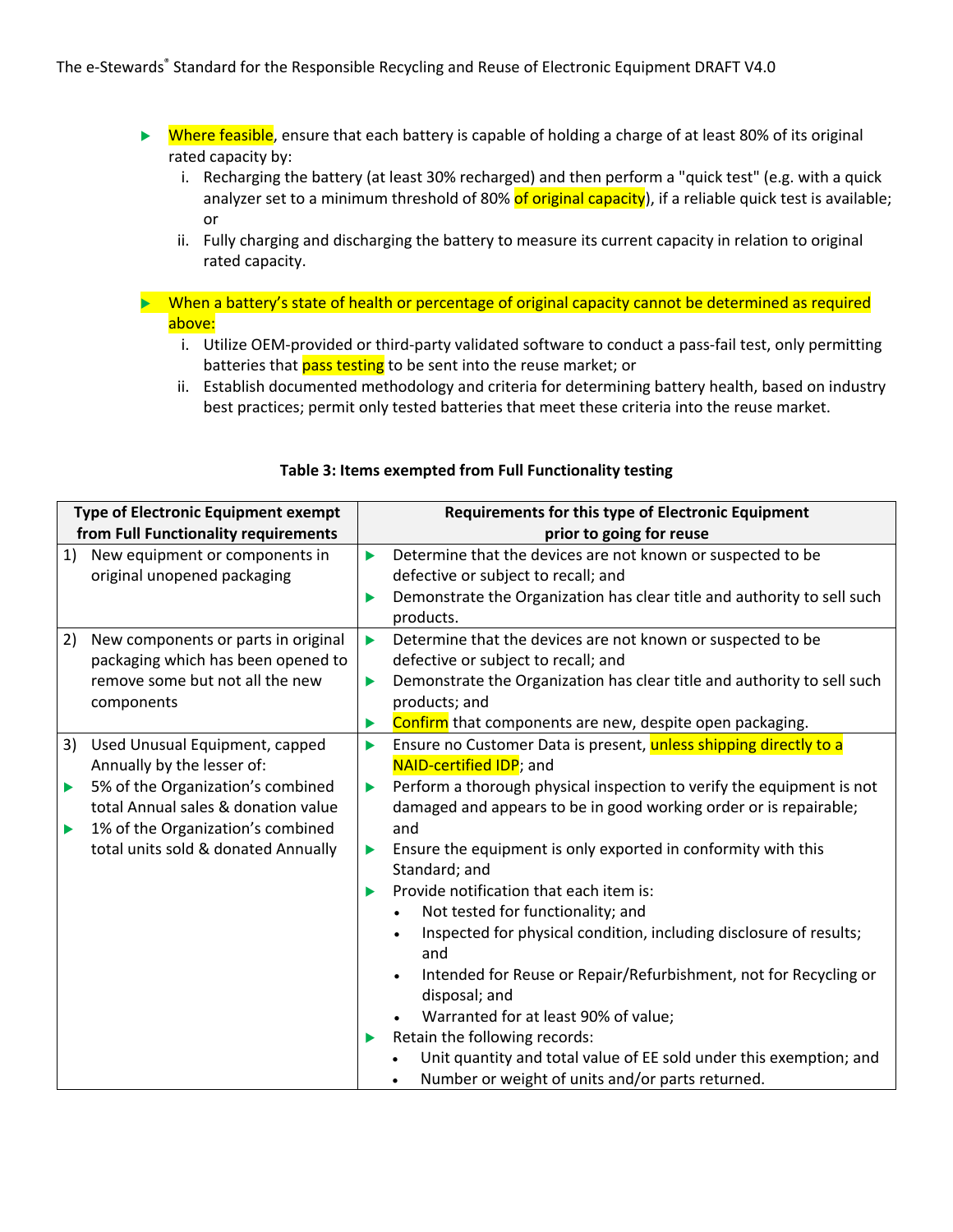- Where feasible, ensure that each battery is capable of holding a charge of at least 80% of its original rated capacity by:
  - i. Recharging the battery (at least 30% recharged) and then perform a "quick test" (e.g. with a quick analyzer set to a minimum threshold of 80% of original capacity), if a reliable quick test is available; or
  - ii. Fully charging and discharging the battery to measure its current capacity in relation to original rated capacity.

- When a battery's state of health or percentage of original capacity cannot be determined as required above:
  - i. Utilize OEM-provided or third-party validated software to conduct a pass-fail test, only permitting batteries that pass testing to be sent into the reuse market; or
  - ii. Establish documented methodology and criteria for determining battery health, based on industry best practices; permit only tested batteries that meet these criteria into the reuse market.

**Table 3: Items exempted from Full Functionality testing**

| Type of Electronic Equipment exempt from Full Functionality requirements | Requirements for this type of Electronic Equipment prior to going for reuse |
|---|---|
| 1) New equipment or components in original unopened packaging | ▸ Determine that the devices are not known or suspected to be defective or subject to recall; and<br>▸ Demonstrate the Organization has clear title and authority to sell such products. |
| 2) New components or parts in original packaging which has been opened to remove some but not all the new components | ▸ Determine that the devices are not known or suspected to be defective or subject to recall; and<br>▸ Demonstrate the Organization has clear title and authority to sell such products; and<br>▸ Confirm that components are new, despite open packaging. |
| 3) Used Unusual Equipment, capped Annually by the lesser of:<br>▸ 5% of the Organization's combined total Annual sales & donation value<br>▸ 1% of the Organization's combined total units sold & donated Annually | ▸ Ensure no Customer Data is present, unless shipping directly to a NAID-certified IDP; and<br>▸ Perform a thorough physical inspection to verify the equipment is not damaged and appears to be in good working order or is repairable; and<br>▸ Ensure the equipment is only exported in conformity with this Standard; and<br>▸ Provide notification that each item is:<br>• Not tested for functionality; and<br>• Inspected for physical condition, including disclosure of results; and<br>• Intended for Reuse or Repair/Refurbishment, not for Recycling or disposal; and<br>• Warranted for at least 90% of value;<br>▸ Retain the following records:<br>• Unit quantity and total value of EE sold under this exemption; and<br>• Number or weight of units and/or parts returned. |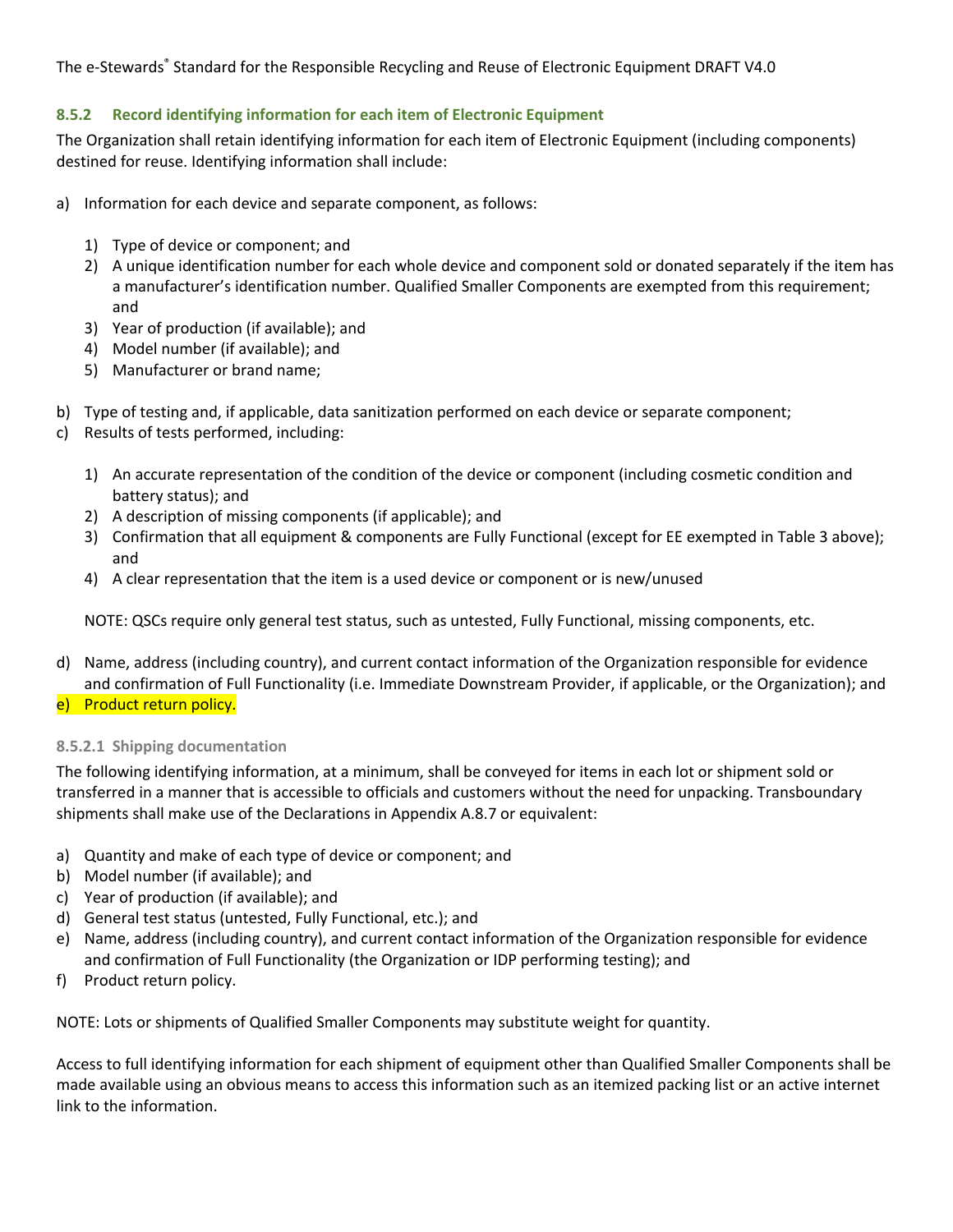### 8.5.2 Record identifying information for each item of Electronic Equipment

The Organization shall retain identifying information for each item of Electronic Equipment (including components) destined for reuse. Identifying information shall include:

a) Information for each device and separate component, as follows:

   1) Type of device or component; and
   2) A unique identification number for each whole device and component sold or donated separately if the item has a manufacturer's identification number. Qualified Smaller Components are exempted from this requirement; and
   3) Year of production (if available); and
   4) Model number (if available); and
   5) Manufacturer or brand name;

b) Type of testing and, if applicable, data sanitization performed on each device or separate component;

c) Results of tests performed, including:

   1) An accurate representation of the condition of the device or component (including cosmetic condition and battery status); and
   2) A description of missing components (if applicable); and
   3) Confirmation that all equipment & components are Fully Functional (except for EE exempted in Table 3 above); and
   4) A clear representation that the item is a used device or component or is new/unused

   NOTE: QSCs require only general test status, such as untested, Fully Functional, missing components, etc.

d) Name, address (including country), and current contact information of the Organization responsible for evidence and confirmation of Full Functionality (i.e. Immediate Downstream Provider, if applicable, or the Organization); and

e) Product return policy.

#### 8.5.2.1 Shipping documentation

The following identifying information, at a minimum, shall be conveyed for items in each lot or shipment sold or transferred in a manner that is accessible to officials and customers without the need for unpacking. Transboundary shipments shall make use of the Declarations in Appendix A.8.7 or equivalent:

a) Quantity and make of each type of device or component; and
b) Model number (if available); and
c) Year of production (if available); and
d) General test status (untested, Fully Functional, etc.); and
e) Name, address (including country), and current contact information of the Organization responsible for evidence and confirmation of Full Functionality (the Organization or IDP performing testing); and
f) Product return policy.

NOTE: Lots or shipments of Qualified Smaller Components may substitute weight for quantity.

Access to full identifying information for each shipment of equipment other than Qualified Smaller Components shall be made available using an obvious means to access this information such as an itemized packing list or an active internet link to the information.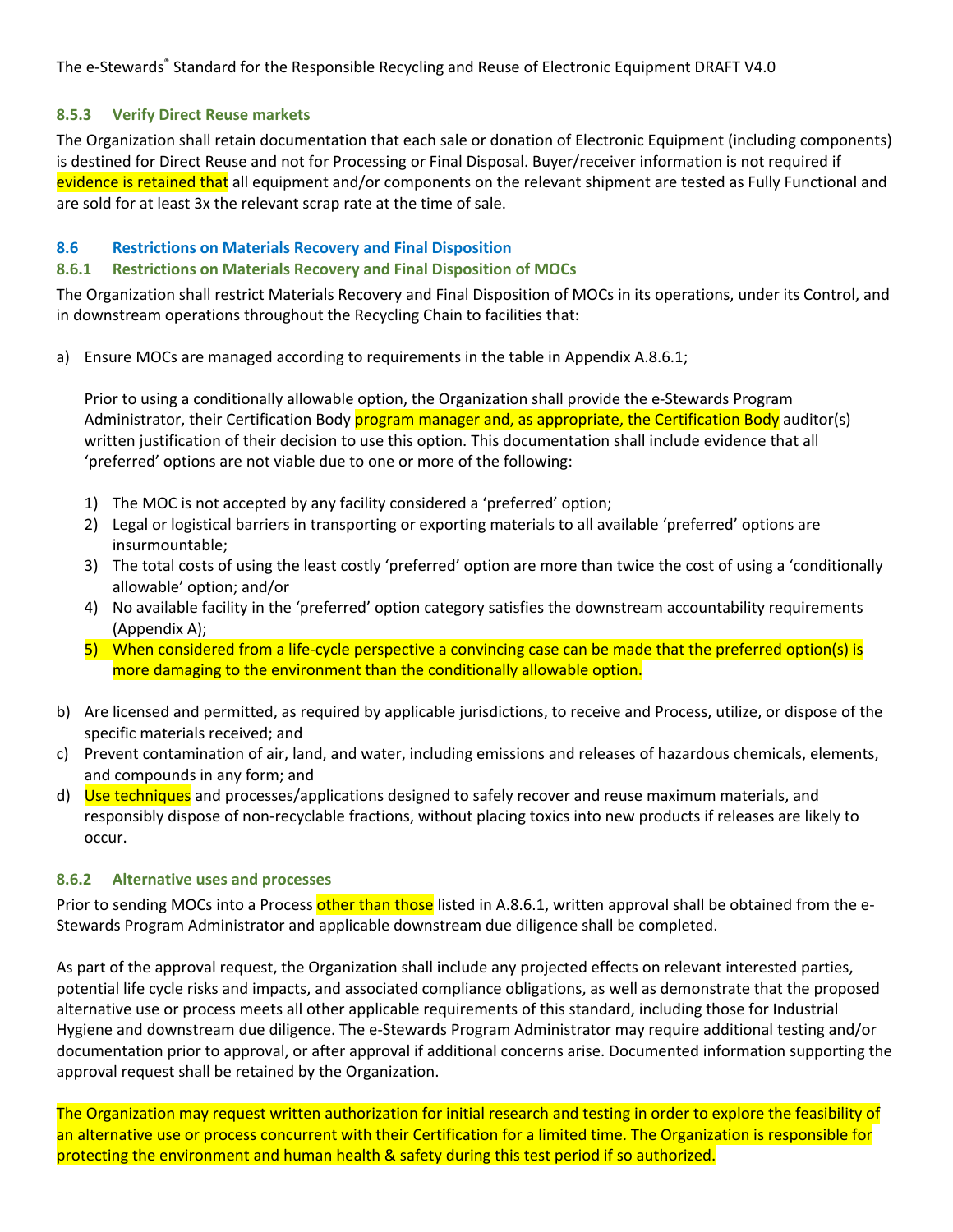#### 8.5.3 Verify Direct Reuse markets

The Organization shall retain documentation that each sale or donation of Electronic Equipment (including components) is destined for Direct Reuse and not for Processing or Final Disposal. Buyer/receiver information is not required if evidence is retained that all equipment and/or components on the relevant shipment are tested as Fully Functional and are sold for at least 3x the relevant scrap rate at the time of sale.

### 8.6 Restrictions on Materials Recovery and Final Disposition

#### 8.6.1 Restrictions on Materials Recovery and Final Disposition of MOCs

The Organization shall restrict Materials Recovery and Final Disposition of MOCs in its operations, under its Control, and in downstream operations throughout the Recycling Chain to facilities that:

a) Ensure MOCs are managed according to requirements in the table in Appendix A.8.6.1;

   Prior to using a conditionally allowable option, the Organization shall provide the e-Stewards Program Administrator, their Certification Body program manager and, as appropriate, the Certification Body auditor(s) written justification of their decision to use this option. This documentation shall include evidence that all 'preferred' options are not viable due to one or more of the following:

   1) The MOC is not accepted by any facility considered a 'preferred' option;
   2) Legal or logistical barriers in transporting or exporting materials to all available 'preferred' options are insurmountable;
   3) The total costs of using the least costly 'preferred' option are more than twice the cost of using a 'conditionally allowable' option; and/or
   4) No available facility in the 'preferred' option category satisfies the downstream accountability requirements (Appendix A);
   5) When considered from a life-cycle perspective a convincing case can be made that the preferred option(s) is more damaging to the environment than the conditionally allowable option.

b) Are licensed and permitted, as required by applicable jurisdictions, to receive and Process, utilize, or dispose of the specific materials received; and
c) Prevent contamination of air, land, and water, including emissions and releases of hazardous chemicals, elements, and compounds in any form; and
d) Use techniques and processes/applications designed to safely recover and reuse maximum materials, and responsibly dispose of non-recyclable fractions, without placing toxics into new products if releases are likely to occur.

#### 8.6.2 Alternative uses and processes

Prior to sending MOCs into a Process other than those listed in A.8.6.1, written approval shall be obtained from the e-Stewards Program Administrator and applicable downstream due diligence shall be completed.

As part of the approval request, the Organization shall include any projected effects on relevant interested parties, potential life cycle risks and impacts, and associated compliance obligations, as well as demonstrate that the proposed alternative use or process meets all other applicable requirements of this standard, including those for Industrial Hygiene and downstream due diligence. The e-Stewards Program Administrator may require additional testing and/or documentation prior to approval, or after approval if additional concerns arise. Documented information supporting the approval request shall be retained by the Organization.

The Organization may request written authorization for initial research and testing in order to explore the feasibility of an alternative use or process concurrent with their Certification for a limited time. The Organization is responsible for protecting the environment and human health & safety during this test period if so authorized.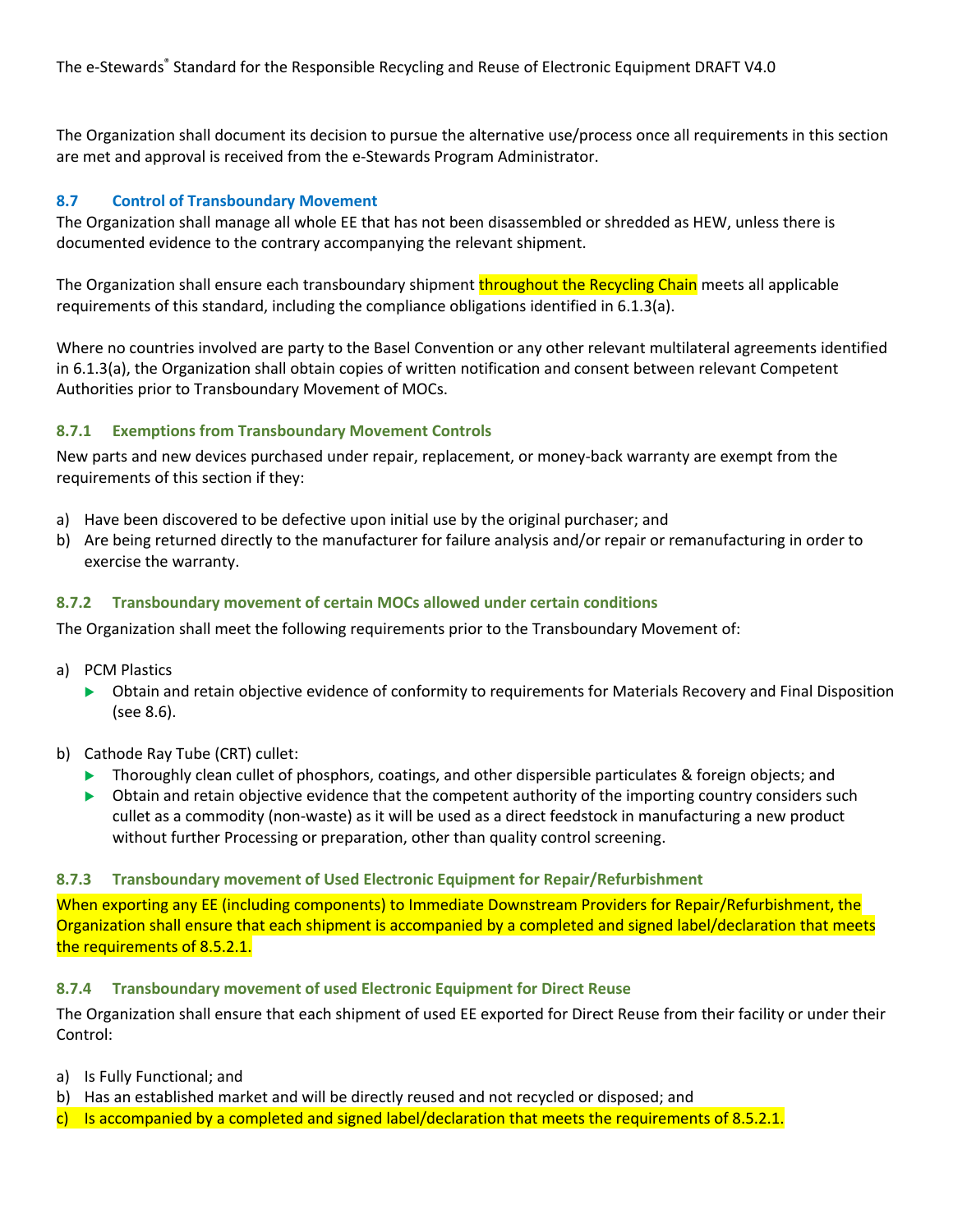The Organization shall document its decision to pursue the alternative use/process once all requirements in this section are met and approval is received from the e-Stewards Program Administrator.

## 8.7 Control of Transboundary Movement

The Organization shall manage all whole EE that has not been disassembled or shredded as HEW, unless there is documented evidence to the contrary accompanying the relevant shipment.

The Organization shall ensure each transboundary shipment throughout the Recycling Chain meets all applicable requirements of this standard, including the compliance obligations identified in 6.1.3(a).

Where no countries involved are party to the Basel Convention or any other relevant multilateral agreements identified in 6.1.3(a), the Organization shall obtain copies of written notification and consent between relevant Competent Authorities prior to Transboundary Movement of MOCs.

### 8.7.1 Exemptions from Transboundary Movement Controls

New parts and new devices purchased under repair, replacement, or money-back warranty are exempt from the requirements of this section if they:

a) Have been discovered to be defective upon initial use by the original purchaser; and
b) Are being returned directly to the manufacturer for failure analysis and/or repair or remanufacturing in order to exercise the warranty.

### 8.7.2 Transboundary movement of certain MOCs allowed under certain conditions

The Organization shall meet the following requirements prior to the Transboundary Movement of:

a) PCM Plastics
   - Obtain and retain objective evidence of conformity to requirements for Materials Recovery and Final Disposition (see 8.6).

b) Cathode Ray Tube (CRT) cullet:
   - Thoroughly clean cullet of phosphors, coatings, and other dispersible particulates & foreign objects; and
   - Obtain and retain objective evidence that the competent authority of the importing country considers such cullet as a commodity (non-waste) as it will be used as a direct feedstock in manufacturing a new product without further Processing or preparation, other than quality control screening.

### 8.7.3 Transboundary movement of Used Electronic Equipment for Repair/Refurbishment

When exporting any EE (including components) to Immediate Downstream Providers for Repair/Refurbishment, the Organization shall ensure that each shipment is accompanied by a completed and signed label/declaration that meets the requirements of 8.5.2.1.

### 8.7.4 Transboundary movement of used Electronic Equipment for Direct Reuse

The Organization shall ensure that each shipment of used EE exported for Direct Reuse from their facility or under their Control:

a) Is Fully Functional; and
b) Has an established market and will be directly reused and not recycled or disposed; and
c) Is accompanied by a completed and signed label/declaration that meets the requirements of 8.5.2.1.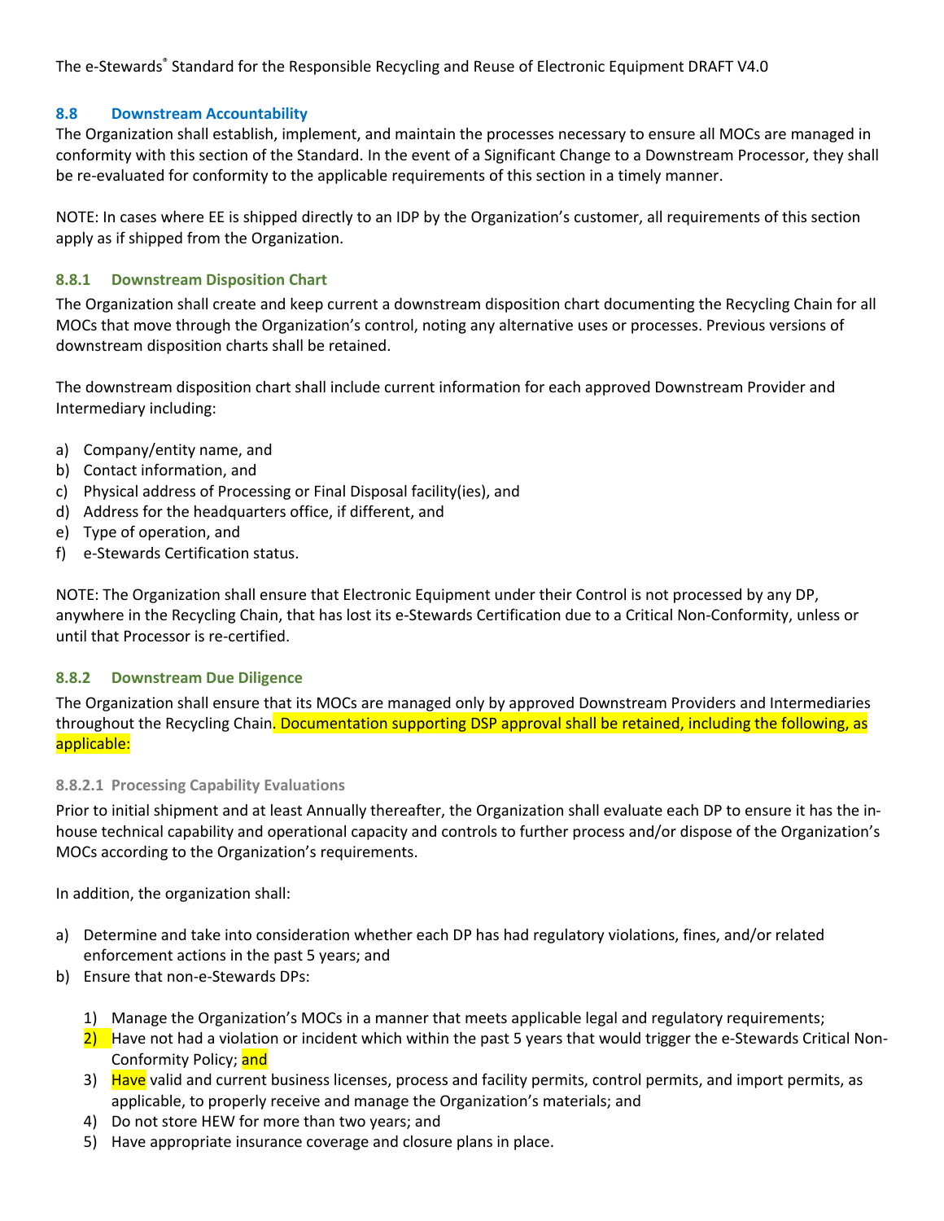## 8.8 Downstream Accountability

The Organization shall establish, implement, and maintain the processes necessary to ensure all MOCs are managed in conformity with this section of the Standard. In the event of a Significant Change to a Downstream Processor, they shall be re-evaluated for conformity to the applicable requirements of this section in a timely manner.

NOTE: In cases where EE is shipped directly to an IDP by the Organization's customer, all requirements of this section apply as if shipped from the Organization.

### 8.8.1 Downstream Disposition Chart

The Organization shall create and keep current a downstream disposition chart documenting the Recycling Chain for all MOCs that move through the Organization's control, noting any alternative uses or processes. Previous versions of downstream disposition charts shall be retained.

The downstream disposition chart shall include current information for each approved Downstream Provider and Intermediary including:

a) Company/entity name, and
b) Contact information, and
c) Physical address of Processing or Final Disposal facility(ies), and
d) Address for the headquarters office, if different, and
e) Type of operation, and
f) e-Stewards Certification status.

NOTE: The Organization shall ensure that Electronic Equipment under their Control is not processed by any DP, anywhere in the Recycling Chain, that has lost its e-Stewards Certification due to a Critical Non-Conformity, unless or until that Processor is re-certified.

### 8.8.2 Downstream Due Diligence

The Organization shall ensure that its MOCs are managed only by approved Downstream Providers and Intermediaries throughout the Recycling Chain. Documentation supporting DSP approval shall be retained, including the following, as applicable:

#### 8.8.2.1 Processing Capability Evaluations

Prior to initial shipment and at least Annually thereafter, the Organization shall evaluate each DP to ensure it has the in-house technical capability and operational capacity and controls to further process and/or dispose of the Organization's MOCs according to the Organization's requirements.

In addition, the organization shall:

a) Determine and take into consideration whether each DP has had regulatory violations, fines, and/or related enforcement actions in the past 5 years; and
b) Ensure that non-e-Stewards DPs:

   1) Manage the Organization's MOCs in a manner that meets applicable legal and regulatory requirements;
   2) Have not had a violation or incident which within the past 5 years that would trigger the e-Stewards Critical Non-Conformity Policy; and
   3) Have valid and current business licenses, process and facility permits, control permits, and import permits, as applicable, to properly receive and manage the Organization's materials; and
   4) Do not store HEW for more than two years; and
   5) Have appropriate insurance coverage and closure plans in place.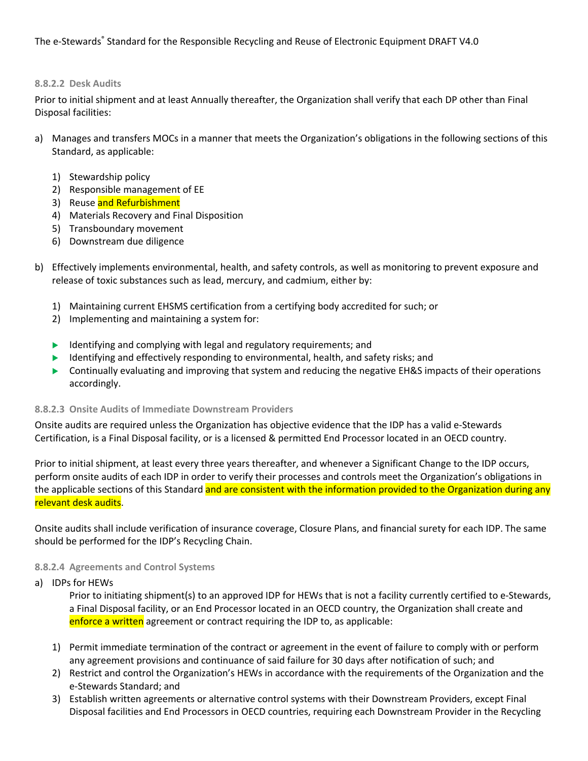#### 8.8.2.2 Desk Audits

Prior to initial shipment and at least Annually thereafter, the Organization shall verify that each DP other than Final Disposal facilities:

a) Manages and transfers MOCs in a manner that meets the Organization's obligations in the following sections of this Standard, as applicable:

   1) Stewardship policy
   2) Responsible management of EE
   3) Reuse and Refurbishment
   4) Materials Recovery and Final Disposition
   5) Transboundary movement
   6) Downstream due diligence

b) Effectively implements environmental, health, and safety controls, as well as monitoring to prevent exposure and release of toxic substances such as lead, mercury, and cadmium, either by:

   1) Maintaining current EHSMS certification from a certifying body accredited for such; or
   2) Implementing and maintaining a system for:

   - Identifying and complying with legal and regulatory requirements; and
   - Identifying and effectively responding to environmental, health, and safety risks; and
   - Continually evaluating and improving that system and reducing the negative EH&S impacts of their operations accordingly.

#### 8.8.2.3 Onsite Audits of Immediate Downstream Providers

Onsite audits are required unless the Organization has objective evidence that the IDP has a valid e-Stewards Certification, is a Final Disposal facility, or is a licensed & permitted End Processor located in an OECD country.

Prior to initial shipment, at least every three years thereafter, and whenever a Significant Change to the IDP occurs, perform onsite audits of each IDP in order to verify their processes and controls meet the Organization's obligations in the applicable sections of this Standard and are consistent with the information provided to the Organization during any relevant desk audits.

Onsite audits shall include verification of insurance coverage, Closure Plans, and financial surety for each IDP. The same should be performed for the IDP's Recycling Chain.

#### 8.8.2.4 Agreements and Control Systems

a) IDPs for HEWs

   Prior to initiating shipment(s) to an approved IDP for HEWs that is not a facility currently certified to e-Stewards, a Final Disposal facility, or an End Processor located in an OECD country, the Organization shall create and enforce a written agreement or contract requiring the IDP to, as applicable:

   1) Permit immediate termination of the contract or agreement in the event of failure to comply with or perform any agreement provisions and continuance of said failure for 30 days after notification of such; and
   2) Restrict and control the Organization's HEWs in accordance with the requirements of the Organization and the e-Stewards Standard; and
   3) Establish written agreements or alternative control systems with their Downstream Providers, except Final Disposal facilities and End Processors in OECD countries, requiring each Downstream Provider in the Recycling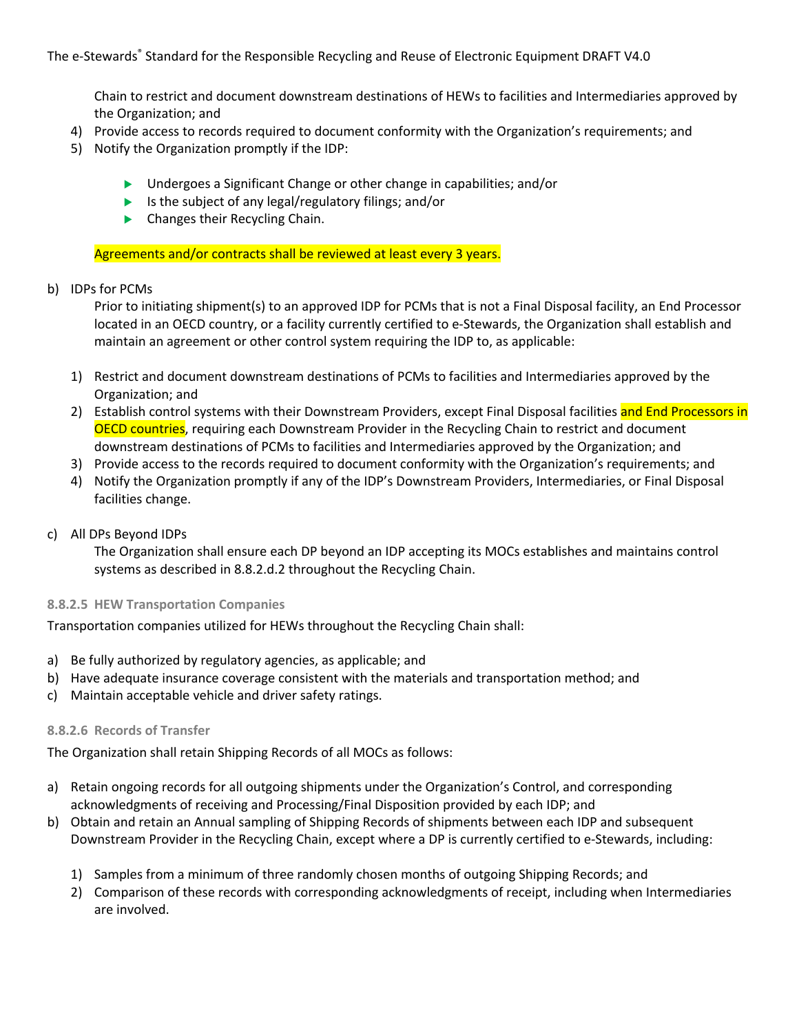Chain to restrict and document downstream destinations of HEWs to facilities and Intermediaries approved by the Organization; and

4) Provide access to records required to document conformity with the Organization's requirements; and
5) Notify the Organization promptly if the IDP:
    - Undergoes a Significant Change or other change in capabilities; and/or
    - Is the subject of any legal/regulatory filings; and/or
    - Changes their Recycling Chain.

Agreements and/or contracts shall be reviewed at least every 3 years.

b) IDPs for PCMs

Prior to initiating shipment(s) to an approved IDP for PCMs that is not a Final Disposal facility, an End Processor located in an OECD country, or a facility currently certified to e-Stewards, the Organization shall establish and maintain an agreement or other control system requiring the IDP to, as applicable:

1) Restrict and document downstream destinations of PCMs to facilities and Intermediaries approved by the Organization; and
2) Establish control systems with their Downstream Providers, except Final Disposal facilities and End Processors in OECD countries, requiring each Downstream Provider in the Recycling Chain to restrict and document downstream destinations of PCMs to facilities and Intermediaries approved by the Organization; and
3) Provide access to the records required to document conformity with the Organization's requirements; and
4) Notify the Organization promptly if any of the IDP's Downstream Providers, Intermediaries, or Final Disposal facilities change.

c) All DPs Beyond IDPs

The Organization shall ensure each DP beyond an IDP accepting its MOCs establishes and maintains control systems as described in 8.8.2.d.2 throughout the Recycling Chain.

#### 8.8.2.5 HEW Transportation Companies

Transportation companies utilized for HEWs throughout the Recycling Chain shall:

a) Be fully authorized by regulatory agencies, as applicable; and
b) Have adequate insurance coverage consistent with the materials and transportation method; and
c) Maintain acceptable vehicle and driver safety ratings.

#### 8.8.2.6 Records of Transfer

The Organization shall retain Shipping Records of all MOCs as follows:

a) Retain ongoing records for all outgoing shipments under the Organization's Control, and corresponding acknowledgments of receiving and Processing/Final Disposition provided by each IDP; and
b) Obtain and retain an Annual sampling of Shipping Records of shipments between each IDP and subsequent Downstream Provider in the Recycling Chain, except where a DP is currently certified to e-Stewards, including:
    1) Samples from a minimum of three randomly chosen months of outgoing Shipping Records; and
    2) Comparison of these records with corresponding acknowledgments of receipt, including when Intermediaries are involved.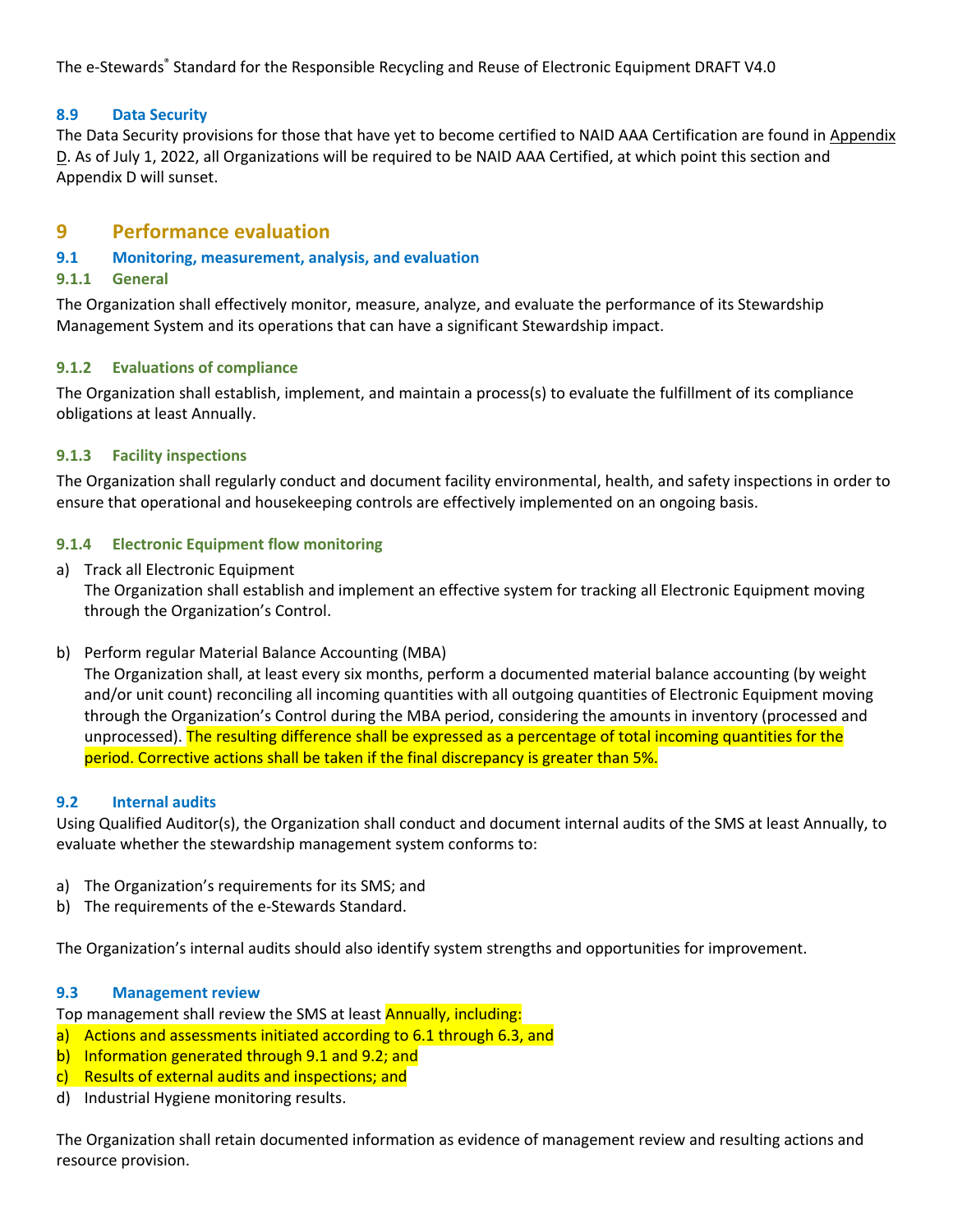### 8.9 Data Security

The Data Security provisions for those that have yet to become certified to NAID AAA Certification are found in Appendix D. As of July 1, 2022, all Organizations will be required to be NAID AAA Certified, at which point this section and Appendix D will sunset.

# 9 Performance evaluation

## 9.1 Monitoring, measurement, analysis, and evaluation

### 9.1.1 General

The Organization shall effectively monitor, measure, analyze, and evaluate the performance of its Stewardship Management System and its operations that can have a significant Stewardship impact.

### 9.1.2 Evaluations of compliance

The Organization shall establish, implement, and maintain a process(s) to evaluate the fulfillment of its compliance obligations at least Annually.

### 9.1.3 Facility inspections

The Organization shall regularly conduct and document facility environmental, health, and safety inspections in order to ensure that operational and housekeeping controls are effectively implemented on an ongoing basis.

### 9.1.4 Electronic Equipment flow monitoring

a) Track all Electronic Equipment
   The Organization shall establish and implement an effective system for tracking all Electronic Equipment moving through the Organization's Control.

b) Perform regular Material Balance Accounting (MBA)
   The Organization shall, at least every six months, perform a documented material balance accounting (by weight and/or unit count) reconciling all incoming quantities with all outgoing quantities of Electronic Equipment moving through the Organization's Control during the MBA period, considering the amounts in inventory (processed and unprocessed). The resulting difference shall be expressed as a percentage of total incoming quantities for the period. Corrective actions shall be taken if the final discrepancy is greater than 5%.

## 9.2 Internal audits

Using Qualified Auditor(s), the Organization shall conduct and document internal audits of the SMS at least Annually, to evaluate whether the stewardship management system conforms to:

a) The Organization's requirements for its SMS; and
b) The requirements of the e-Stewards Standard.

The Organization's internal audits should also identify system strengths and opportunities for improvement.

## 9.3 Management review

Top management shall review the SMS at least Annually, including:

a) Actions and assessments initiated according to 6.1 through 6.3, and
b) Information generated through 9.1 and 9.2; and
c) Results of external audits and inspections; and
d) Industrial Hygiene monitoring results.

The Organization shall retain documented information as evidence of management review and resulting actions and resource provision.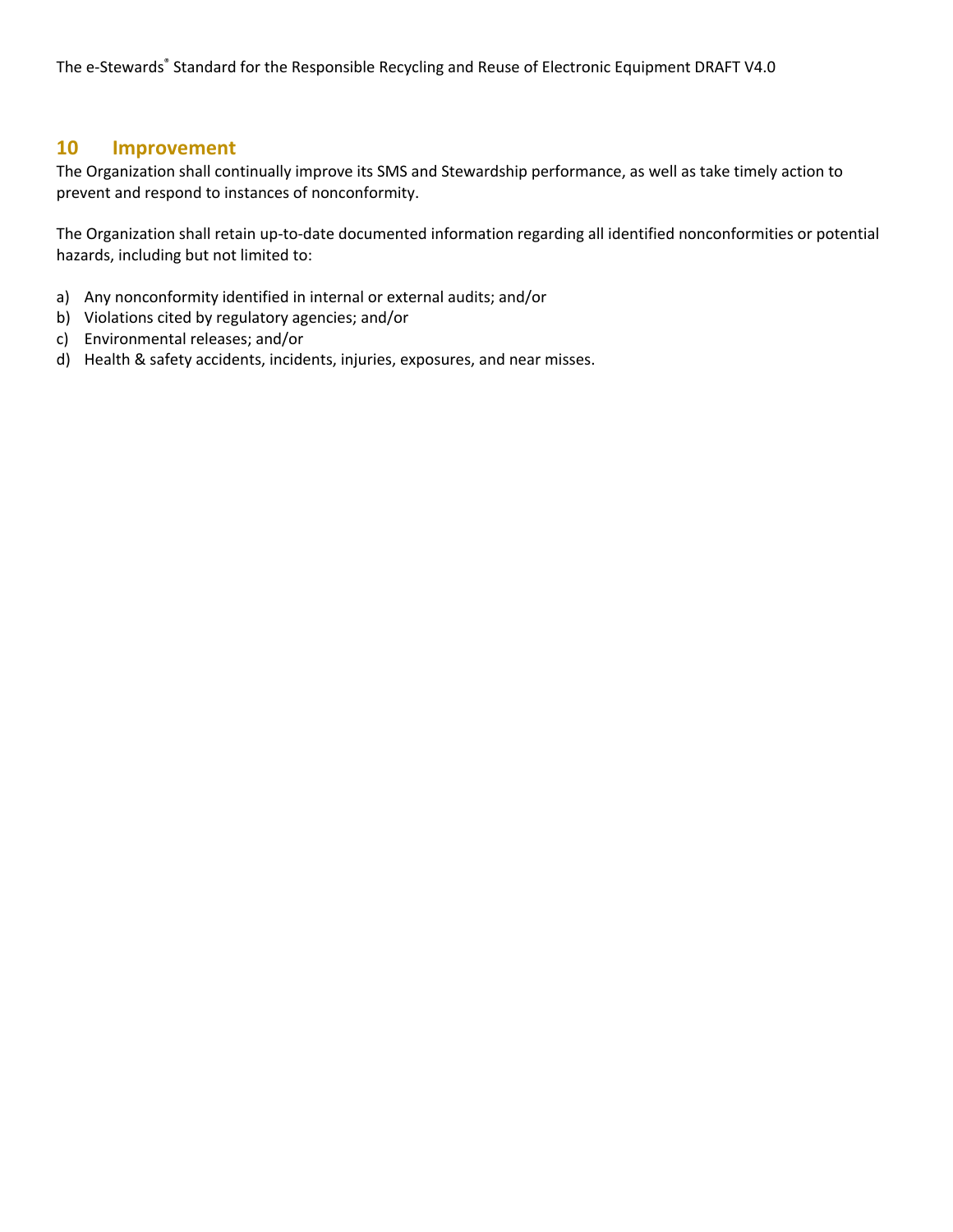# 10 Improvement

The Organization shall continually improve its SMS and Stewardship performance, as well as take timely action to prevent and respond to instances of nonconformity.

The Organization shall retain up-to-date documented information regarding all identified nonconformities or potential hazards, including but not limited to:

a) Any nonconformity identified in internal or external audits; and/or
b) Violations cited by regulatory agencies; and/or
c) Environmental releases; and/or
d) Health & safety accidents, incidents, injuries, exposures, and near misses.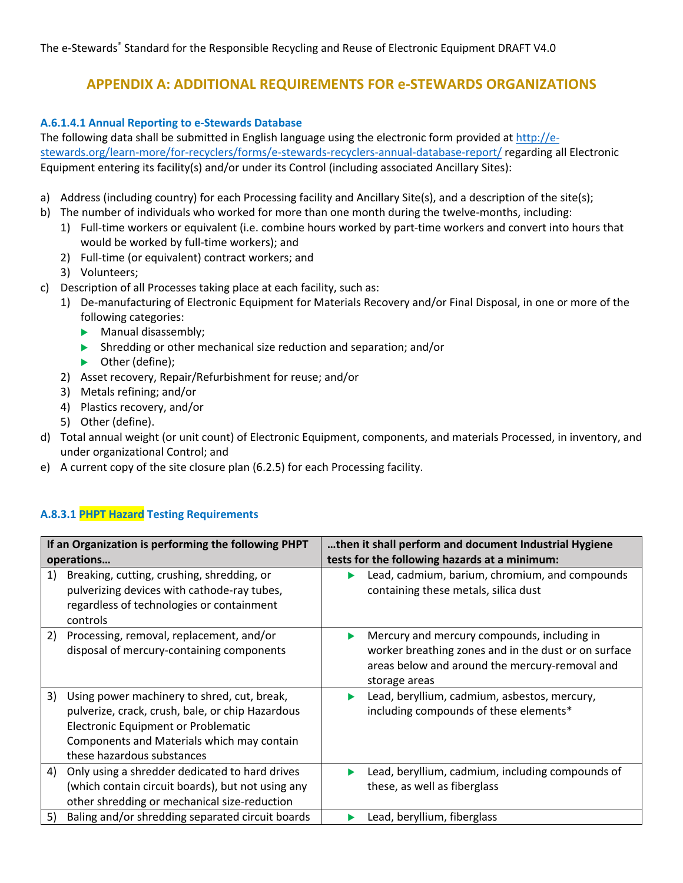# APPENDIX A: ADDITIONAL REQUIREMENTS FOR e-STEWARDS ORGANIZATIONS

### A.6.1.4.1 Annual Reporting to e-Stewards Database

The following data shall be submitted in English language using the electronic form provided at http://e-stewards.org/learn-more/for-recyclers/forms/e-stewards-recyclers-annual-database-report/ regarding all Electronic Equipment entering its facility(s) and/or under its Control (including associated Ancillary Sites):

a) Address (including country) for each Processing facility and Ancillary Site(s), and a description of the site(s);
b) The number of individuals who worked for more than one month during the twelve-months, including:
   1) Full-time workers or equivalent (i.e. combine hours worked by part-time workers and convert into hours that would be worked by full-time workers); and
   2) Full-time (or equivalent) contract workers; and
   3) Volunteers;
c) Description of all Processes taking place at each facility, such as:
   1) De-manufacturing of Electronic Equipment for Materials Recovery and/or Final Disposal, in one or more of the following categories:
      - Manual disassembly;
      - Shredding or other mechanical size reduction and separation; and/or
      - Other (define);
   2) Asset recovery, Repair/Refurbishment for reuse; and/or
   3) Metals refining; and/or
   4) Plastics recovery, and/or
   5) Other (define).
d) Total annual weight (or unit count) of Electronic Equipment, components, and materials Processed, in inventory, and under organizational Control; and
e) A current copy of the site closure plan (6.2.5) for each Processing facility.

### A.8.3.1 PHPT Hazard Testing Requirements

| If an Organization is performing the following PHPT operations… | …then it shall perform and document Industrial Hygiene tests for the following hazards at a minimum: |
|---|---|
| 1) Breaking, cutting, crushing, shredding, or pulverizing devices with cathode-ray tubes, regardless of technologies or containment controls | - Lead, cadmium, barium, chromium, and compounds containing these metals, silica dust |
| 2) Processing, removal, replacement, and/or disposal of mercury-containing components | - Mercury and mercury compounds, including in worker breathing zones and in the dust or on surface areas below and around the mercury-removal and storage areas |
| 3) Using power machinery to shred, cut, break, pulverize, crack, crush, bale, or chip Hazardous Electronic Equipment or Problematic Components and Materials which may contain these hazardous substances | - Lead, beryllium, cadmium, asbestos, mercury, including compounds of these elements* |
| 4) Only using a shredder dedicated to hard drives (which contain circuit boards), but not using any other shredding or mechanical size-reduction | - Lead, beryllium, cadmium, including compounds of these, as well as fiberglass |
| 5) Baling and/or shredding separated circuit boards | - Lead, beryllium, fiberglass |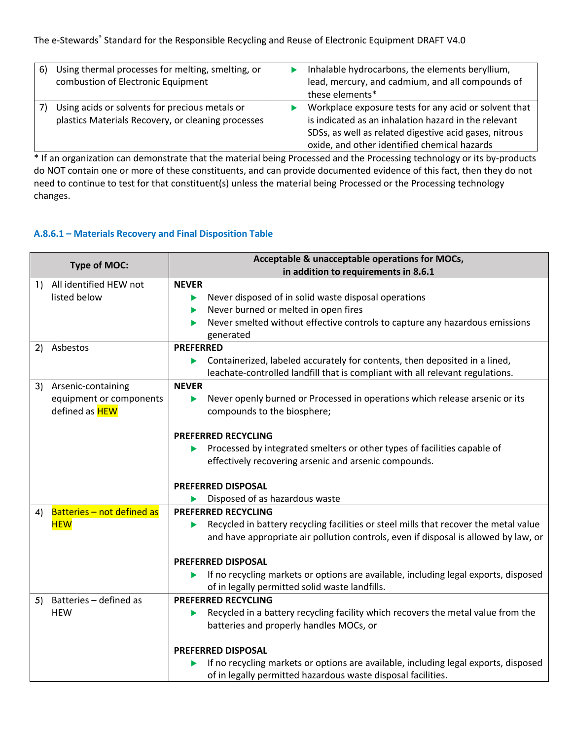| | |
|---|---|
| 6) Using thermal processes for melting, smelting, or combustion of Electronic Equipment | ▶ Inhalable hydrocarbons, the elements beryllium, lead, mercury, and cadmium, and all compounds of these elements* |
| 7) Using acids or solvents for precious metals or plastics Materials Recovery, or cleaning processes | ▶ Workplace exposure tests for any acid or solvent that is indicated as an inhalation hazard in the relevant SDSs, as well as related digestive acid gases, nitrous oxide, and other identified chemical hazards |

* If an organization can demonstrate that the material being Processed and the Processing technology or its by-products do NOT contain one or more of these constituents, and can provide documented evidence of this fact, then they do not need to continue to test for that constituent(s) unless the material being Processed or the Processing technology changes.

### A.8.6.1 – Materials Recovery and Final Disposition Table

| Type of MOC: | Acceptable & unacceptable operations for MOCs, in addition to requirements in 8.6.1 |
|---|---|
| 1) All identified HEW not listed below | **NEVER**<br>▶ Never disposed of in solid waste disposal operations<br>▶ Never burned or melted in open fires<br>▶ Never smelted without effective controls to capture any hazardous emissions generated |
| 2) Asbestos | **PREFERRED**<br>▶ Containerized, labeled accurately for contents, then deposited in a lined, leachate-controlled landfill that is compliant with all relevant regulations. |
| 3) Arsenic-containing equipment or components defined as HEW | **NEVER**<br>▶ Never openly burned or Processed in operations which release arsenic or its compounds to the biosphere;<br><br>**PREFERRED RECYCLING**<br>▶ Processed by integrated smelters or other types of facilities capable of effectively recovering arsenic and arsenic compounds.<br><br>**PREFERRED DISPOSAL**<br>▶ Disposed of as hazardous waste |
| 4) Batteries – not defined as HEW | **PREFERRED RECYCLING**<br>▶ Recycled in battery recycling facilities or steel mills that recover the metal value and have appropriate air pollution controls, even if disposal is allowed by law, or<br><br>**PREFERRED DISPOSAL**<br>▶ If no recycling markets or options are available, including legal exports, disposed of in legally permitted solid waste landfills. |
| 5) Batteries – defined as HEW | **PREFERRED RECYCLING**<br>▶ Recycled in a battery recycling facility which recovers the metal value from the batteries and properly handles MOCs, or<br><br>**PREFERRED DISPOSAL**<br>▶ If no recycling markets or options are available, including legal exports, disposed of in legally permitted hazardous waste disposal facilities. |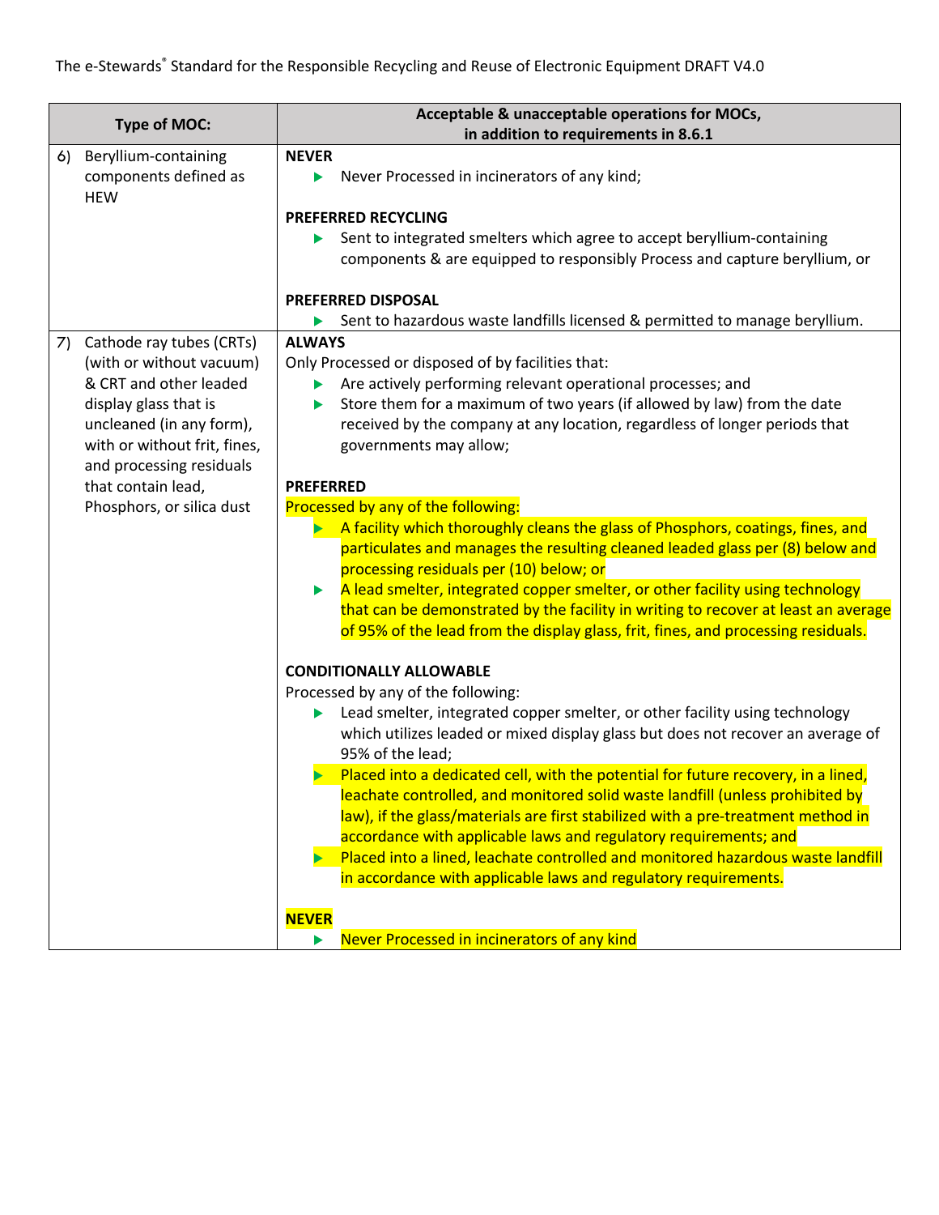| Type of MOC: | Acceptable & unacceptable operations for MOCs, in addition to requirements in 8.6.1 |
|---|---|
| 6) Beryllium-containing components defined as HEW | **NEVER**<br>▶ Never Processed in incinerators of any kind;<br><br>**PREFERRED RECYCLING**<br>▶ Sent to integrated smelters which agree to accept beryllium-containing components & are equipped to responsibly Process and capture beryllium, or<br><br>**PREFERRED DISPOSAL**<br>▶ Sent to hazardous waste landfills licensed & permitted to manage beryllium. |
| 7) Cathode ray tubes (CRTs) (with or without vacuum) & CRT and other leaded display glass that is uncleaned (in any form), with or without frit, fines, and processing residuals that contain lead, Phosphors, or silica dust | **ALWAYS**<br>Only Processed or disposed of by facilities that:<br>▶ Are actively performing relevant operational processes; and<br>▶ Store them for a maximum of two years (if allowed by law) from the date received by the company at any location, regardless of longer periods that governments may allow;<br><br>**PREFERRED**<br>Processed by any of the following:<br>▶ A facility which thoroughly cleans the glass of Phosphors, coatings, fines, and particulates and manages the resulting cleaned leaded glass per (8) below and processing residuals per (10) below; or<br>▶ A lead smelter, integrated copper smelter, or other facility using technology that can be demonstrated by the facility in writing to recover at least an average of 95% of the lead from the display glass, frit, fines, and processing residuals.<br><br>**CONDITIONALLY ALLOWABLE**<br>Processed by any of the following:<br>▶ Lead smelter, integrated copper smelter, or other facility using technology which utilizes leaded or mixed display glass but does not recover an average of 95% of the lead;<br>▶ Placed into a dedicated cell, with the potential for future recovery, in a lined, leachate controlled, and monitored solid waste landfill (unless prohibited by law), if the glass/materials are first stabilized with a pre-treatment method in accordance with applicable laws and regulatory requirements; and<br>▶ Placed into a lined, leachate controlled and monitored hazardous waste landfill in accordance with applicable laws and regulatory requirements.<br><br>**NEVER**<br>▶ Never Processed in incinerators of any kind |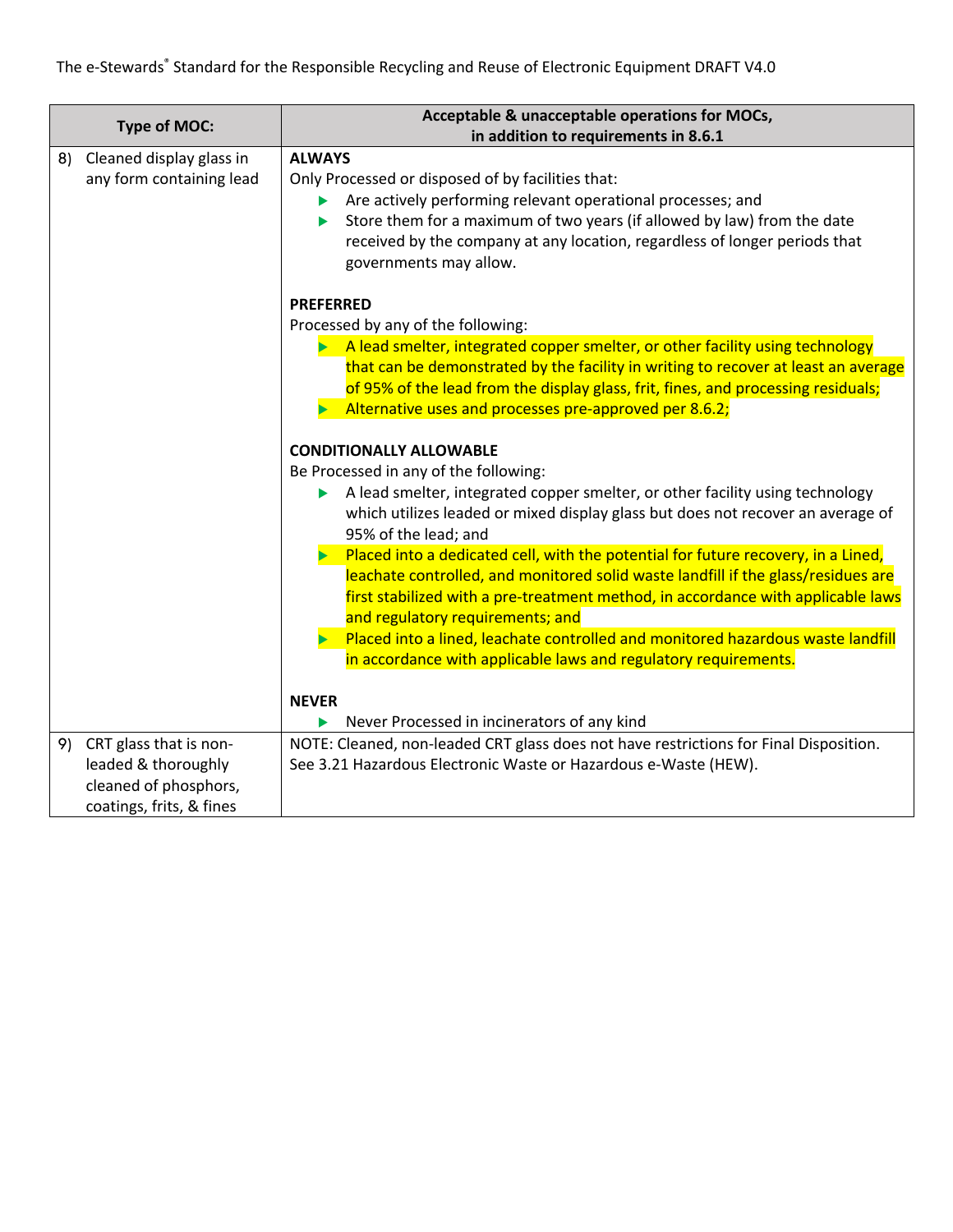| Type of MOC: | Acceptable & unacceptable operations for MOCs, in addition to requirements in 8.6.1 |
|---|---|
| 8) Cleaned display glass in any form containing lead | **ALWAYS**<br>Only Processed or disposed of by facilities that:<br>▶ Are actively performing relevant operational processes; and<br>▶ Store them for a maximum of two years (if allowed by law) from the date received by the company at any location, regardless of longer periods that governments may allow.<br><br>**PREFERRED**<br>Processed by any of the following:<br>▶ A lead smelter, integrated copper smelter, or other facility using technology that can be demonstrated by the facility in writing to recover at least an average of 95% of the lead from the display glass, frit, fines, and processing residuals;<br>▶ Alternative uses and processes pre-approved per 8.6.2;<br><br>**CONDITIONALLY ALLOWABLE**<br>Be Processed in any of the following:<br>▶ A lead smelter, integrated copper smelter, or other facility using technology which utilizes leaded or mixed display glass but does not recover an average of 95% of the lead; and<br>▶ Placed into a dedicated cell, with the potential for future recovery, in a Lined, leachate controlled, and monitored solid waste landfill if the glass/residues are first stabilized with a pre-treatment method, in accordance with applicable laws and regulatory requirements; and<br>▶ Placed into a lined, leachate controlled and monitored hazardous waste landfill in accordance with applicable laws and regulatory requirements.<br><br>**NEVER**<br>▶ Never Processed in incinerators of any kind |
| 9) CRT glass that is non-leaded & thoroughly cleaned of phosphors, coatings, frits, & fines | NOTE: Cleaned, non-leaded CRT glass does not have restrictions for Final Disposition. See 3.21 Hazardous Electronic Waste or Hazardous e-Waste (HEW). |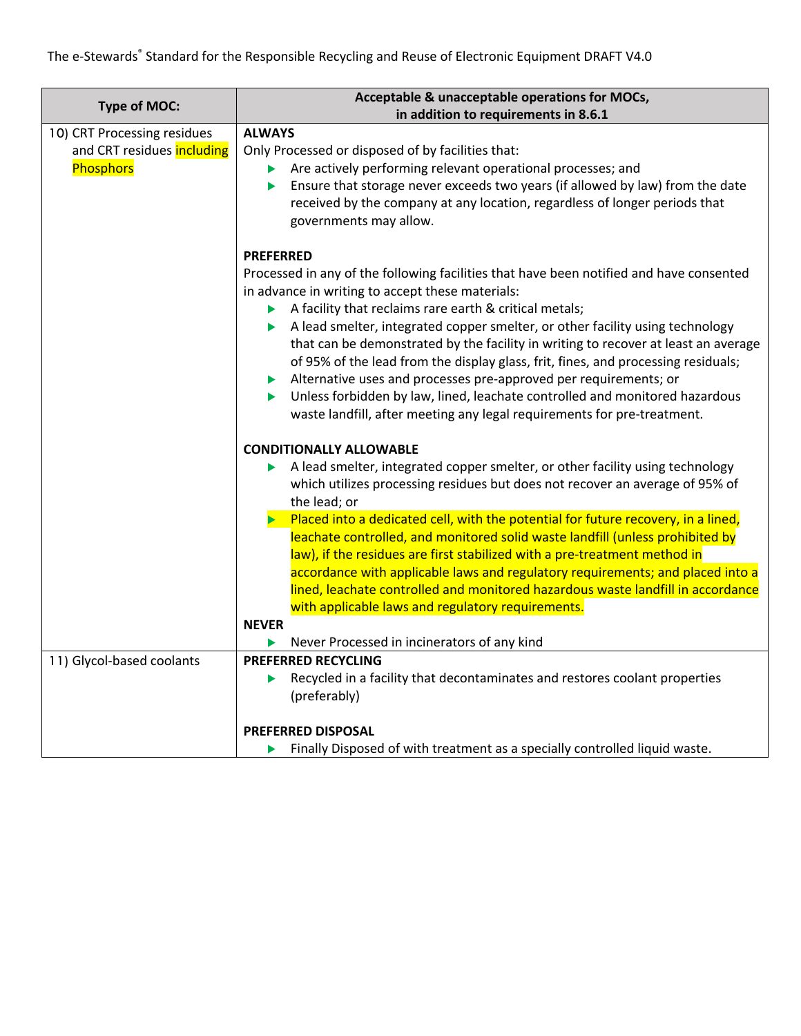| Type of MOC: | Acceptable & unacceptable operations for MOCs, in addition to requirements in 8.6.1 |
|---|---|
| 10) CRT Processing residues and CRT residues including Phosphors | **ALWAYS**<br>Only Processed or disposed of by facilities that:<br>▶ Are actively performing relevant operational processes; and<br>▶ Ensure that storage never exceeds two years (if allowed by law) from the date received by the company at any location, regardless of longer periods that governments may allow.<br><br>**PREFERRED**<br>Processed in any of the following facilities that have been notified and have consented in advance in writing to accept these materials:<br>▶ A facility that reclaims rare earth & critical metals;<br>▶ A lead smelter, integrated copper smelter, or other facility using technology that can be demonstrated by the facility in writing to recover at least an average of 95% of the lead from the display glass, frit, fines, and processing residuals;<br>▶ Alternative uses and processes pre-approved per requirements; or<br>▶ Unless forbidden by law, lined, leachate controlled and monitored hazardous waste landfill, after meeting any legal requirements for pre-treatment.<br><br>**CONDITIONALLY ALLOWABLE**<br>▶ A lead smelter, integrated copper smelter, or other facility using technology which utilizes processing residues but does not recover an average of 95% of the lead; or<br>▶ Placed into a dedicated cell, with the potential for future recovery, in a lined, leachate controlled, and monitored solid waste landfill (unless prohibited by law), if the residues are first stabilized with a pre-treatment method in accordance with applicable laws and regulatory requirements; and placed into a lined, leachate controlled and monitored hazardous waste landfill in accordance with applicable laws and regulatory requirements.<br><br>**NEVER**<br>▶ Never Processed in incinerators of any kind |
| 11) Glycol-based coolants | **PREFERRED RECYCLING**<br>▶ Recycled in a facility that decontaminates and restores coolant properties (preferably)<br><br>**PREFERRED DISPOSAL**<br>▶ Finally Disposed of with treatment as a specially controlled liquid waste. |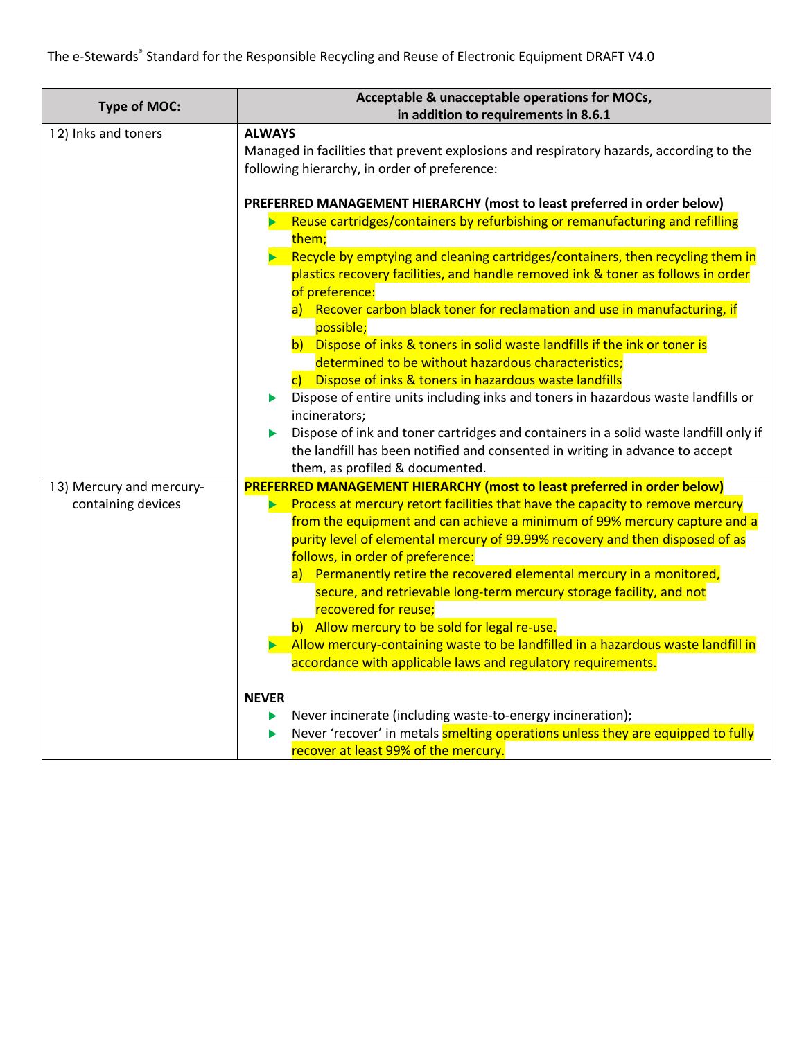| Type of MOC: | Acceptable & unacceptable operations for MOCs, in addition to requirements in 8.6.1 |
|---|---|
| 12) Inks and toners | **ALWAYS**<br>Managed in facilities that prevent explosions and respiratory hazards, according to the following hierarchy, in order of preference:<br><br>**PREFERRED MANAGEMENT HIERARCHY (most to least preferred in order below)**<br>▶ Reuse cartridges/containers by refurbishing or remanufacturing and refilling them;<br>▶ Recycle by emptying and cleaning cartridges/containers, then recycling them in plastics recovery facilities, and handle removed ink & toner as follows in order of preference:<br>a) Recover carbon black toner for reclamation and use in manufacturing, if possible;<br>b) Dispose of inks & toners in solid waste landfills if the ink or toner is determined to be without hazardous characteristics;<br>c) Dispose of inks & toners in hazardous waste landfills<br>▶ Dispose of entire units including inks and toners in hazardous waste landfills or incinerators;<br>▶ Dispose of ink and toner cartridges and containers in a solid waste landfill only if the landfill has been notified and consented in writing in advance to accept them, as profiled & documented. |
| 13) Mercury and mercury-containing devices | **PREFERRED MANAGEMENT HIERARCHY (most to least preferred in order below)**<br>▶ Process at mercury retort facilities that have the capacity to remove mercury from the equipment and can achieve a minimum of 99% mercury capture and a purity level of elemental mercury of 99.99% recovery and then disposed of as follows, in order of preference:<br>a) Permanently retire the recovered elemental mercury in a monitored, secure, and retrievable long-term mercury storage facility, and not recovered for reuse;<br>b) Allow mercury to be sold for legal re-use.<br>▶ Allow mercury-containing waste to be landfilled in a hazardous waste landfill in accordance with applicable laws and regulatory requirements.<br><br>**NEVER**<br>▶ Never incinerate (including waste-to-energy incineration);<br>▶ Never 'recover' in metals smelting operations unless they are equipped to fully recover at least 99% of the mercury. |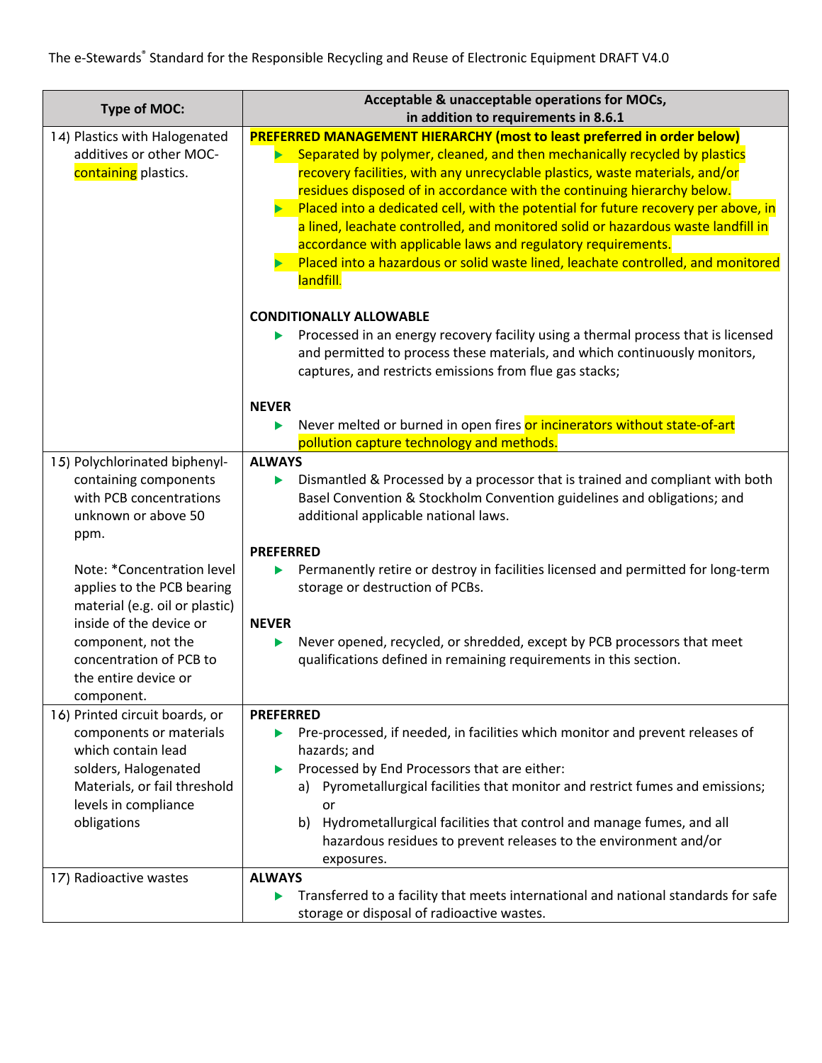| Type of MOC: | Acceptable & unacceptable operations for MOCs, in addition to requirements in 8.6.1 |
|---|---|
| 14) Plastics with Halogenated additives or other MOC-containing plastics. | **PREFERRED MANAGEMENT HIERARCHY (most to least preferred in order below)**<br>▶ Separated by polymer, cleaned, and then mechanically recycled by plastics recovery facilities, with any unrecyclable plastics, waste materials, and/or residues disposed of in accordance with the continuing hierarchy below.<br>▶ Placed into a dedicated cell, with the potential for future recovery per above, in a lined, leachate controlled, and monitored solid or hazardous waste landfill in accordance with applicable laws and regulatory requirements.<br>▶ Placed into a hazardous or solid waste lined, leachate controlled, and monitored landfill.<br><br>**CONDITIONALLY ALLOWABLE**<br>▶ Processed in an energy recovery facility using a thermal process that is licensed and permitted to process these materials, and which continuously monitors, captures, and restricts emissions from flue gas stacks;<br><br>**NEVER**<br>▶ Never melted or burned in open fires or incinerators without state-of-art pollution capture technology and methods. |
| 15) Polychlorinated biphenyl-containing components with PCB concentrations unknown or above 50 ppm.<br><br>Note: *Concentration level applies to the PCB bearing material (e.g. oil or plastic) inside of the device or component, not the concentration of PCB to the entire device or component. | **ALWAYS**<br>▶ Dismantled & Processed by a processor that is trained and compliant with both Basel Convention & Stockholm Convention guidelines and obligations; and additional applicable national laws.<br><br>**PREFERRED**<br>▶ Permanently retire or destroy in facilities licensed and permitted for long-term storage or destruction of PCBs.<br><br>**NEVER**<br>▶ Never opened, recycled, or shredded, except by PCB processors that meet qualifications defined in remaining requirements in this section. |
| 16) Printed circuit boards, or components or materials which contain lead solders, Halogenated Materials, or fail threshold levels in compliance obligations | **PREFERRED**<br>▶ Pre-processed, if needed, in facilities which monitor and prevent releases of hazards; and<br>▶ Processed by End Processors that are either:<br>a) Pyrometallurgical facilities that monitor and restrict fumes and emissions; or<br>b) Hydrometallurgical facilities that control and manage fumes, and all hazardous residues to prevent releases to the environment and/or exposures. |
| 17) Radioactive wastes | **ALWAYS**<br>▶ Transferred to a facility that meets international and national standards for safe storage or disposal of radioactive wastes. |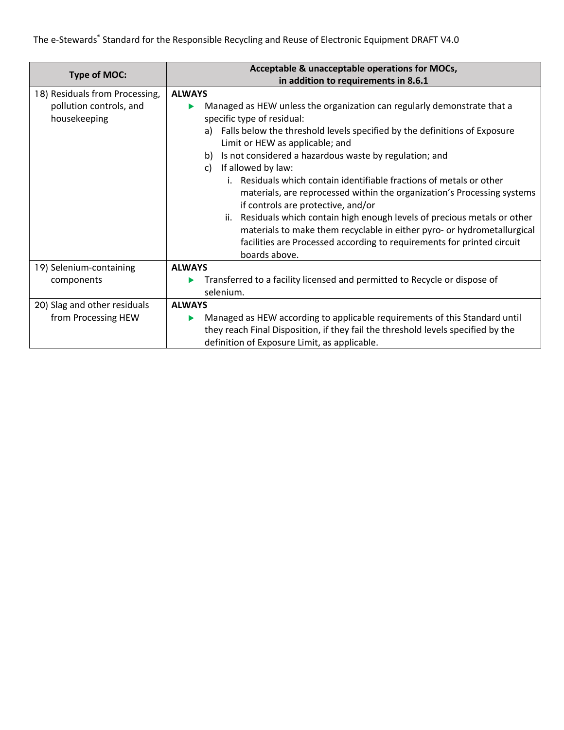| Type of MOC: | Acceptable & unacceptable operations for MOCs, in addition to requirements in 8.6.1 |
|---|---|
| 18) Residuals from Processing, pollution controls, and housekeeping | **ALWAYS**<br>▶ Managed as HEW unless the organization can regularly demonstrate that a specific type of residual:<br>a) Falls below the threshold levels specified by the definitions of Exposure Limit or HEW as applicable; and<br>b) Is not considered a hazardous waste by regulation; and<br>c) If allowed by law:<br>i. Residuals which contain identifiable fractions of metals or other materials, are reprocessed within the organization's Processing systems if controls are protective, and/or<br>ii. Residuals which contain high enough levels of precious metals or other materials to make them recyclable in either pyro- or hydrometallurgical facilities are Processed according to requirements for printed circuit boards above. |
| 19) Selenium-containing components | **ALWAYS**<br>▶ Transferred to a facility licensed and permitted to Recycle or dispose of selenium. |
| 20) Slag and other residuals from Processing HEW | **ALWAYS**<br>▶ Managed as HEW according to applicable requirements of this Standard until they reach Final Disposition, if they fail the threshold levels specified by the definition of Exposure Limit, as applicable. |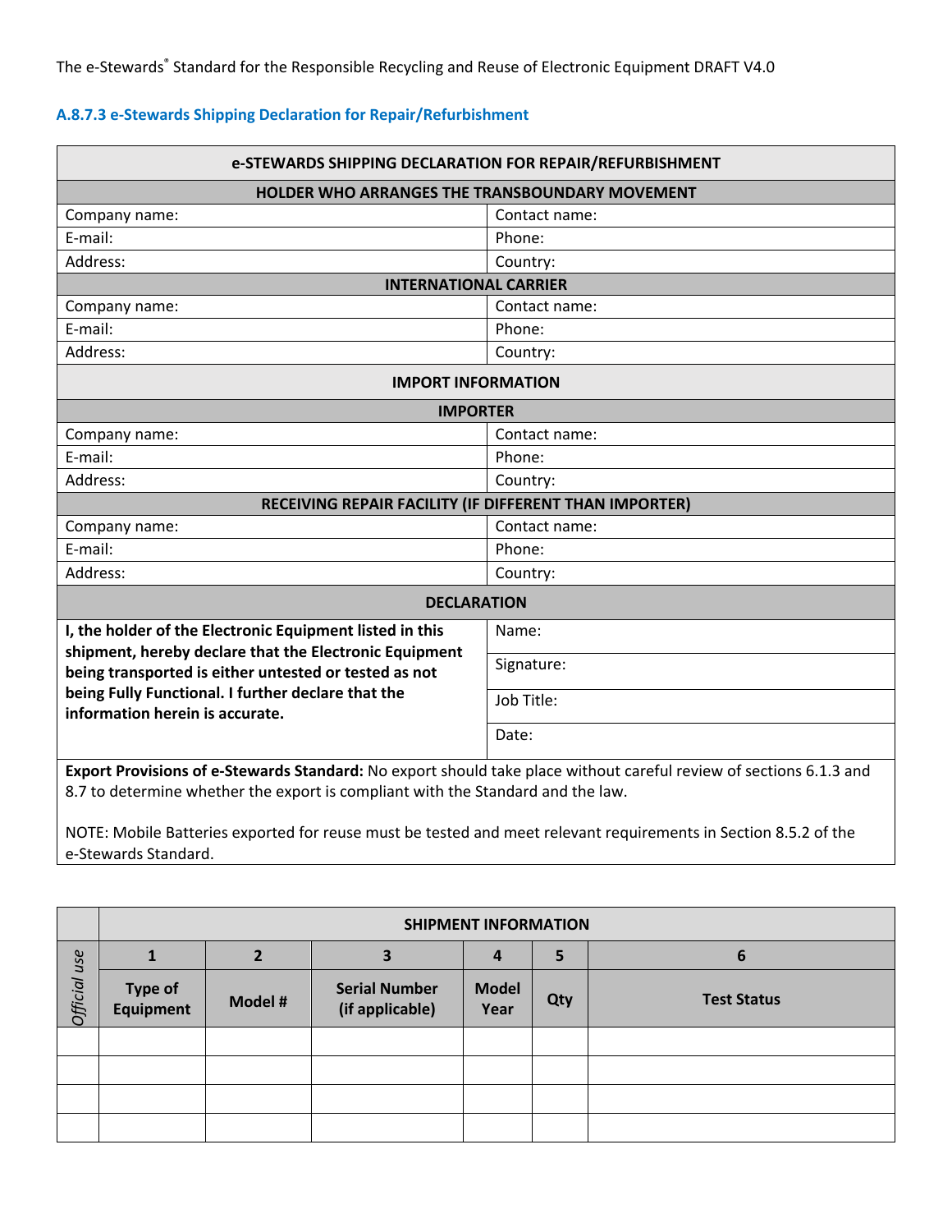### A.8.7.3 e-Stewards Shipping Declaration for Repair/Refurbishment

| e-STEWARDS SHIPPING DECLARATION FOR REPAIR/REFURBISHMENT | |
|---|---|
| **HOLDER WHO ARRANGES THE TRANSBOUNDARY MOVEMENT** | |
| Company name: | Contact name: |
| E-mail: | Phone: |
| Address: | Country: |
| **INTERNATIONAL CARRIER** | |
| Company name: | Contact name: |
| E-mail: | Phone: |
| Address: | Country: |
| **IMPORT INFORMATION** | |
| **IMPORTER** | |
| Company name: | Contact name: |
| E-mail: | Phone: |
| Address: | Country: |
| **RECEIVING REPAIR FACILITY (IF DIFFERENT THAN IMPORTER)** | |
| Company name: | Contact name: |
| E-mail: | Phone: |
| Address: | Country: |
| **DECLARATION** | |
| **I, the holder of the Electronic Equipment listed in this shipment, hereby declare that the Electronic Equipment being transported is either untested or tested as not being Fully Functional. I further declare that the information herein is accurate.** | Name: |
| | Signature: |
| | Job Title: |
| | Date: |

**Export Provisions of e-Stewards Standard:** No export should take place without careful review of sections 6.1.3 and 8.7 to determine whether the export is compliant with the Standard and the law.

NOTE: Mobile Batteries exported for reuse must be tested and meet relevant requirements in Section 8.5.2 of the e-Stewards Standard.

| *Official use* | SHIPMENT INFORMATION | | | | | |
|---|---|---|---|---|---|---|
| | 1 | 2 | 3 | 4 | 5 | 6 |
| | Type of Equipment | Model # | Serial Number (if applicable) | Model Year | Qty | Test Status |
| | | | | | | |
| | | | | | | |
| | | | | | | |
| | | | | | | |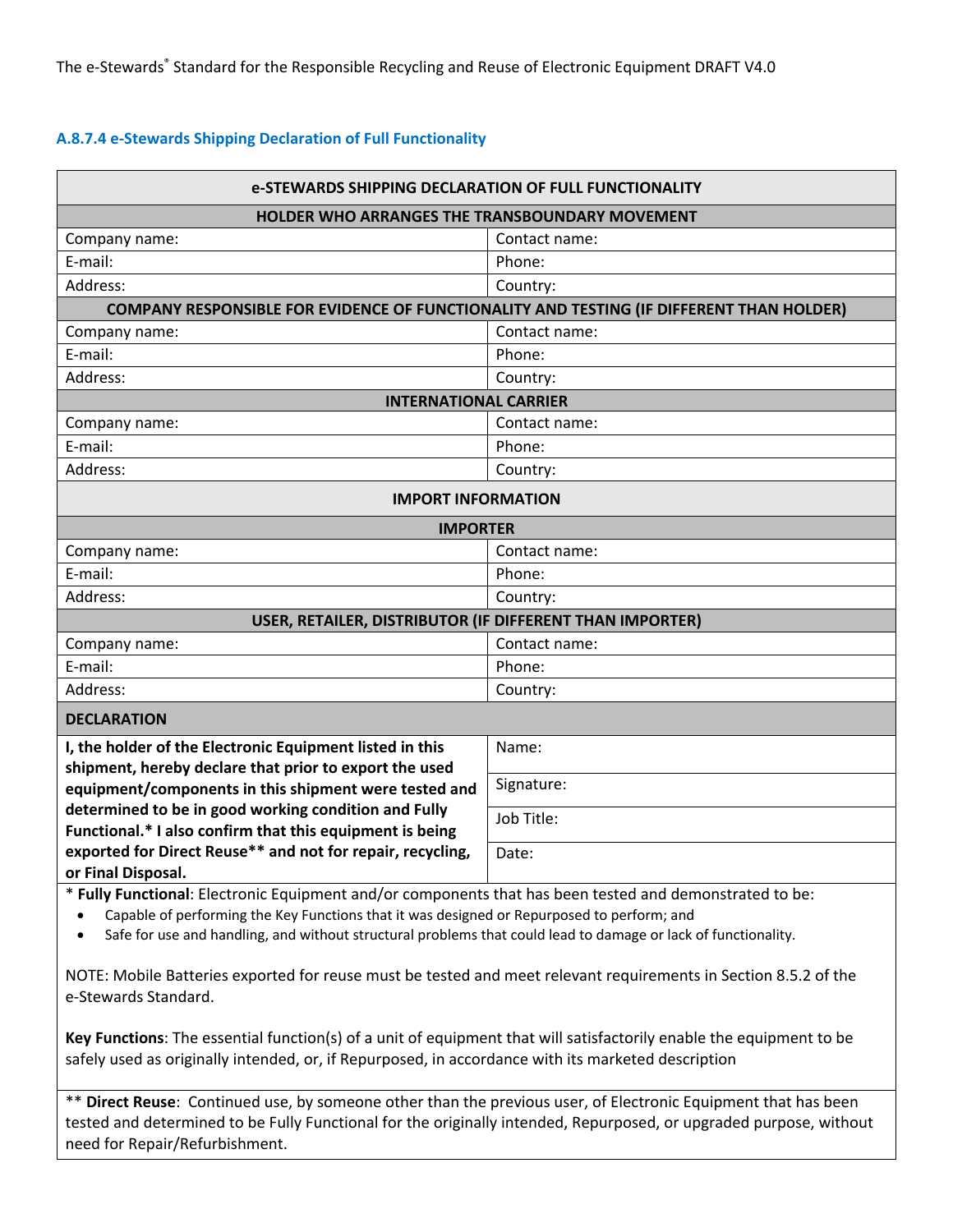### A.8.7.4 e-Stewards Shipping Declaration of Full Functionality

| e-STEWARDS SHIPPING DECLARATION OF FULL FUNCTIONALITY | |
|---|---|
| **HOLDER WHO ARRANGES THE TRANSBOUNDARY MOVEMENT** | |
| Company name: | Contact name: |
| E-mail: | Phone: |
| Address: | Country: |
| **COMPANY RESPONSIBLE FOR EVIDENCE OF FUNCTIONALITY AND TESTING (IF DIFFERENT THAN HOLDER)** | |
| Company name: | Contact name: |
| E-mail: | Phone: |
| Address: | Country: |
| **INTERNATIONAL CARRIER** | |
| Company name: | Contact name: |
| E-mail: | Phone: |
| Address: | Country: |
| **IMPORT INFORMATION** | |
| **IMPORTER** | |
| Company name: | Contact name: |
| E-mail: | Phone: |
| Address: | Country: |
| **USER, RETAILER, DISTRIBUTOR (IF DIFFERENT THAN IMPORTER)** | |
| Company name: | Contact name: |
| E-mail: | Phone: |
| Address: | Country: |
| **DECLARATION** | |
| **I, the holder of the Electronic Equipment listed in this shipment, hereby declare that prior to export the used equipment/components in this shipment were tested and determined to be in good working condition and Fully Functional.* I also confirm that this equipment is being exported for Direct Reuse** and not for repair, recycling, or Final Disposal.** | Name: |
| | Signature: |
| | Job Title: |
| | Date: |

* **Fully Functional**: Electronic Equipment and/or components that has been tested and demonstrated to be:

- Capable of performing the Key Functions that it was designed or Repurposed to perform; and
- Safe for use and handling, and without structural problems that could lead to damage or lack of functionality.

NOTE: Mobile Batteries exported for reuse must be tested and meet relevant requirements in Section 8.5.2 of the e-Stewards Standard.

**Key Functions**: The essential function(s) of a unit of equipment that will satisfactorily enable the equipment to be safely used as originally intended, or, if Repurposed, in accordance with its marketed description

** **Direct Reuse**: Continued use, by someone other than the previous user, of Electronic Equipment that has been tested and determined to be Fully Functional for the originally intended, Repurposed, or upgraded purpose, without need for Repair/Refurbishment.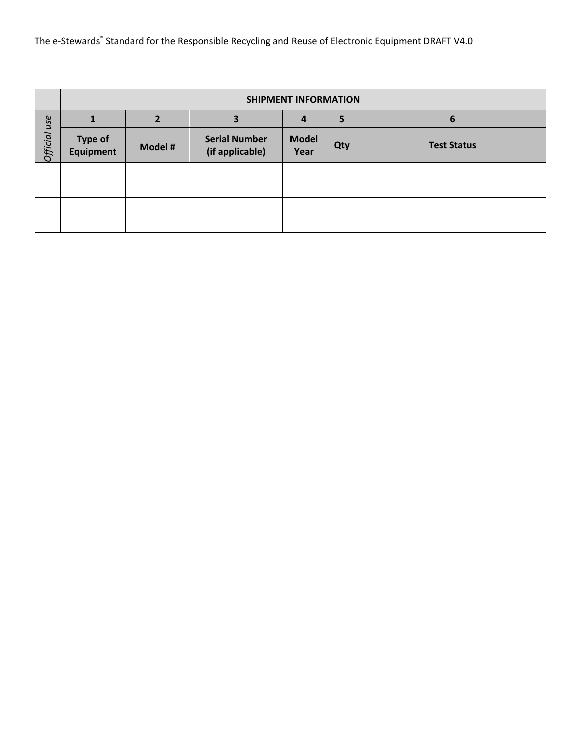| Official use | SHIPMENT INFORMATION | | | | | |
|---|---|---|---|---|---|---|
| | 1 | 2 | 3 | 4 | 5 | 6 |
| | Type of Equipment | Model # | Serial Number (if applicable) | Model Year | Qty | Test Status |
| | | | | | | |
| | | | | | | |
| | | | | | | |
| | | | | | | |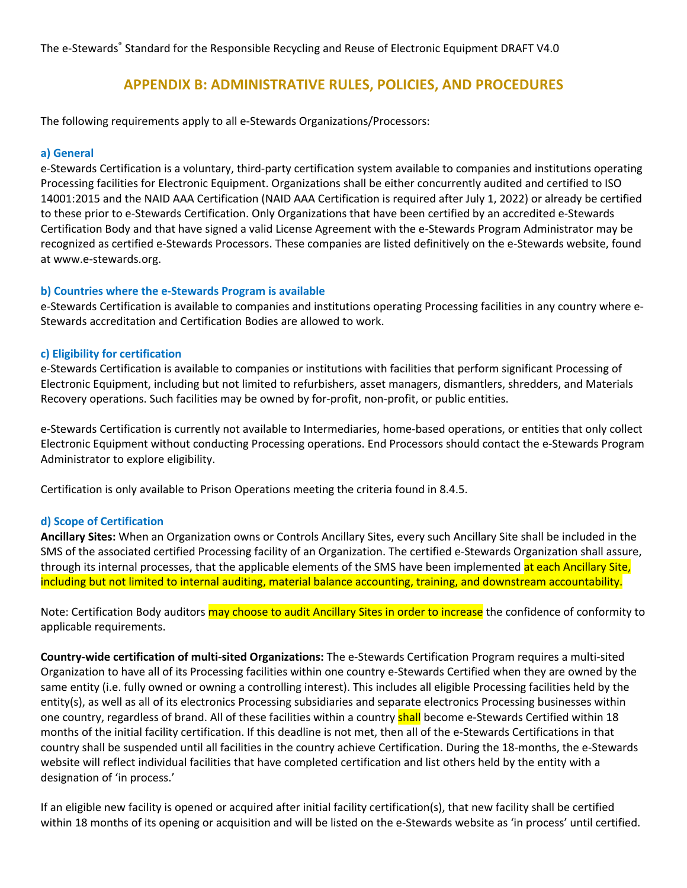## APPENDIX B: ADMINISTRATIVE RULES, POLICIES, AND PROCEDURES

The following requirements apply to all e-Stewards Organizations/Processors:

### a) General

e-Stewards Certification is a voluntary, third-party certification system available to companies and institutions operating Processing facilities for Electronic Equipment. Organizations shall be either concurrently audited and certified to ISO 14001:2015 and the NAID AAA Certification (NAID AAA Certification is required after July 1, 2022) or already be certified to these prior to e-Stewards Certification. Only Organizations that have been certified by an accredited e-Stewards Certification Body and that have signed a valid License Agreement with the e-Stewards Program Administrator may be recognized as certified e-Stewards Processors. These companies are listed definitively on the e-Stewards website, found at www.e-stewards.org.

### b) Countries where the e-Stewards Program is available

e-Stewards Certification is available to companies and institutions operating Processing facilities in any country where e-Stewards accreditation and Certification Bodies are allowed to work.

### c) Eligibility for certification

e-Stewards Certification is available to companies or institutions with facilities that perform significant Processing of Electronic Equipment, including but not limited to refurbishers, asset managers, dismantlers, shredders, and Materials Recovery operations. Such facilities may be owned by for-profit, non-profit, or public entities.

e-Stewards Certification is currently not available to Intermediaries, home-based operations, or entities that only collect Electronic Equipment without conducting Processing operations. End Processors should contact the e-Stewards Program Administrator to explore eligibility.

Certification is only available to Prison Operations meeting the criteria found in 8.4.5.

### d) Scope of Certification

**Ancillary Sites:** When an Organization owns or Controls Ancillary Sites, every such Ancillary Site shall be included in the SMS of the associated certified Processing facility of an Organization. The certified e-Stewards Organization shall assure, through its internal processes, that the applicable elements of the SMS have been implemented at each Ancillary Site, including but not limited to internal auditing, material balance accounting, training, and downstream accountability.

Note: Certification Body auditors may choose to audit Ancillary Sites in order to increase the confidence of conformity to applicable requirements.

**Country-wide certification of multi-sited Organizations:** The e-Stewards Certification Program requires a multi-sited Organization to have all of its Processing facilities within one country e-Stewards Certified when they are owned by the same entity (i.e. fully owned or owning a controlling interest). This includes all eligible Processing facilities held by the entity(s), as well as all of its electronics Processing subsidiaries and separate electronics Processing businesses within one country, regardless of brand. All of these facilities within a country shall become e-Stewards Certified within 18 months of the initial facility certification. If this deadline is not met, then all of the e-Stewards Certifications in that country shall be suspended until all facilities in the country achieve Certification. During the 18-months, the e-Stewards website will reflect individual facilities that have completed certification and list others held by the entity with a designation of 'in process.'

If an eligible new facility is opened or acquired after initial facility certification(s), that new facility shall be certified within 18 months of its opening or acquisition and will be listed on the e-Stewards website as 'in process' until certified.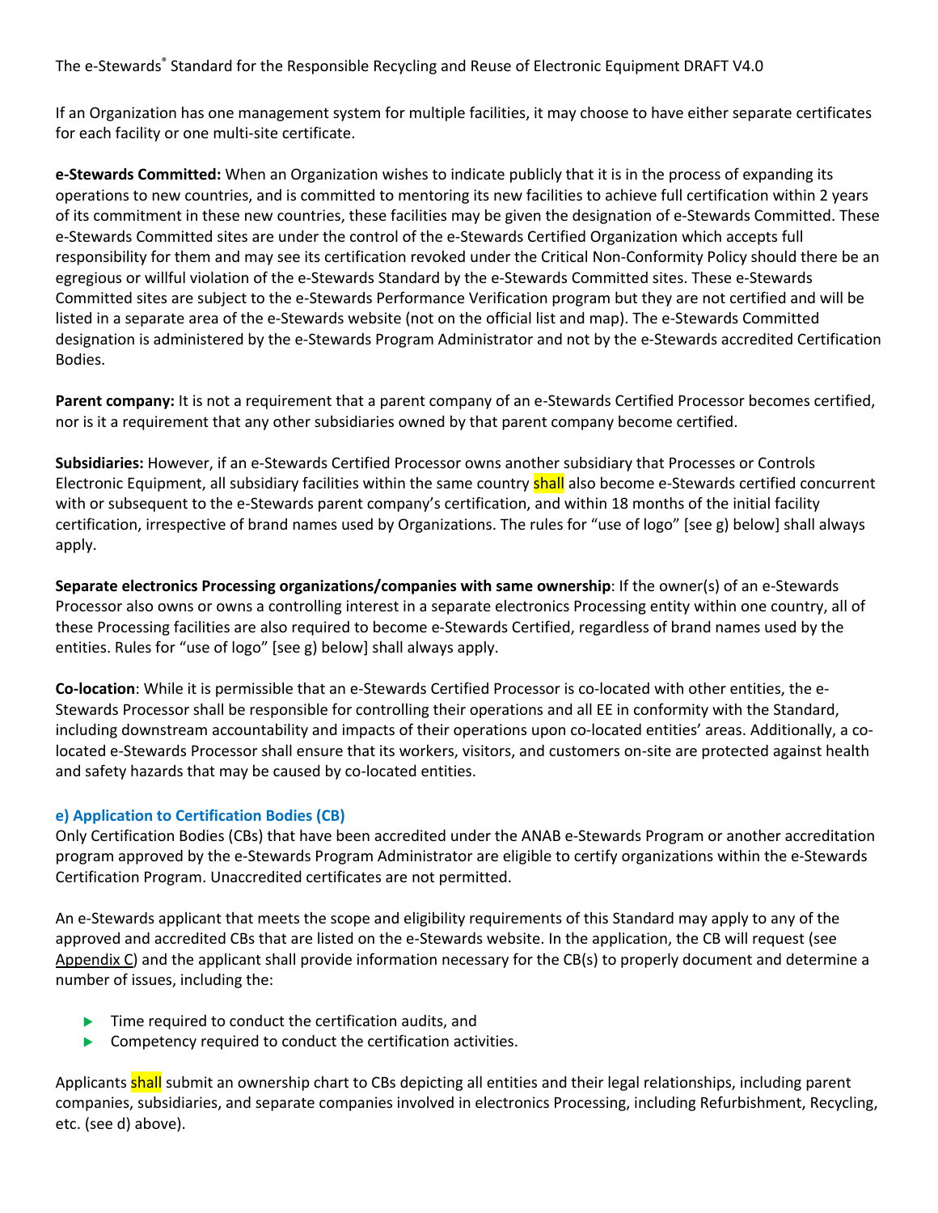If an Organization has one management system for multiple facilities, it may choose to have either separate certificates for each facility or one multi-site certificate.

**e-Stewards Committed:** When an Organization wishes to indicate publicly that it is in the process of expanding its operations to new countries, and is committed to mentoring its new facilities to achieve full certification within 2 years of its commitment in these new countries, these facilities may be given the designation of e-Stewards Committed. These e-Stewards Committed sites are under the control of the e-Stewards Certified Organization which accepts full responsibility for them and may see its certification revoked under the Critical Non-Conformity Policy should there be an egregious or willful violation of the e-Stewards Standard by the e-Stewards Committed sites. These e-Stewards Committed sites are subject to the e-Stewards Performance Verification program but they are not certified and will be listed in a separate area of the e-Stewards website (not on the official list and map). The e-Stewards Committed designation is administered by the e-Stewards Program Administrator and not by the e-Stewards accredited Certification Bodies.

**Parent company:** It is not a requirement that a parent company of an e-Stewards Certified Processor becomes certified, nor is it a requirement that any other subsidiaries owned by that parent company become certified.

**Subsidiaries:** However, if an e-Stewards Certified Processor owns another subsidiary that Processes or Controls Electronic Equipment, all subsidiary facilities within the same country shall also become e-Stewards certified concurrent with or subsequent to the e-Stewards parent company's certification, and within 18 months of the initial facility certification, irrespective of brand names used by Organizations. The rules for "use of logo" [see g) below] shall always apply.

**Separate electronics Processing organizations/companies with same ownership**: If the owner(s) of an e-Stewards Processor also owns or owns a controlling interest in a separate electronics Processing entity within one country, all of these Processing facilities are also required to become e-Stewards Certified, regardless of brand names used by the entities. Rules for "use of logo" [see g) below] shall always apply.

**Co-location**: While it is permissible that an e-Stewards Certified Processor is co-located with other entities, the e-Stewards Processor shall be responsible for controlling their operations and all EE in conformity with the Standard, including downstream accountability and impacts of their operations upon co-located entities' areas. Additionally, a co-located e-Stewards Processor shall ensure that its workers, visitors, and customers on-site are protected against health and safety hazards that may be caused by co-located entities.

### e) Application to Certification Bodies (CB)

Only Certification Bodies (CBs) that have been accredited under the ANAB e-Stewards Program or another accreditation program approved by the e-Stewards Program Administrator are eligible to certify organizations within the e-Stewards Certification Program. Unaccredited certificates are not permitted.

An e-Stewards applicant that meets the scope and eligibility requirements of this Standard may apply to any of the approved and accredited CBs that are listed on the e-Stewards website. In the application, the CB will request (see Appendix C) and the applicant shall provide information necessary for the CB(s) to properly document and determine a number of issues, including the:

- Time required to conduct the certification audits, and
- Competency required to conduct the certification activities.

Applicants shall submit an ownership chart to CBs depicting all entities and their legal relationships, including parent companies, subsidiaries, and separate companies involved in electronics Processing, including Refurbishment, Recycling, etc. (see d) above).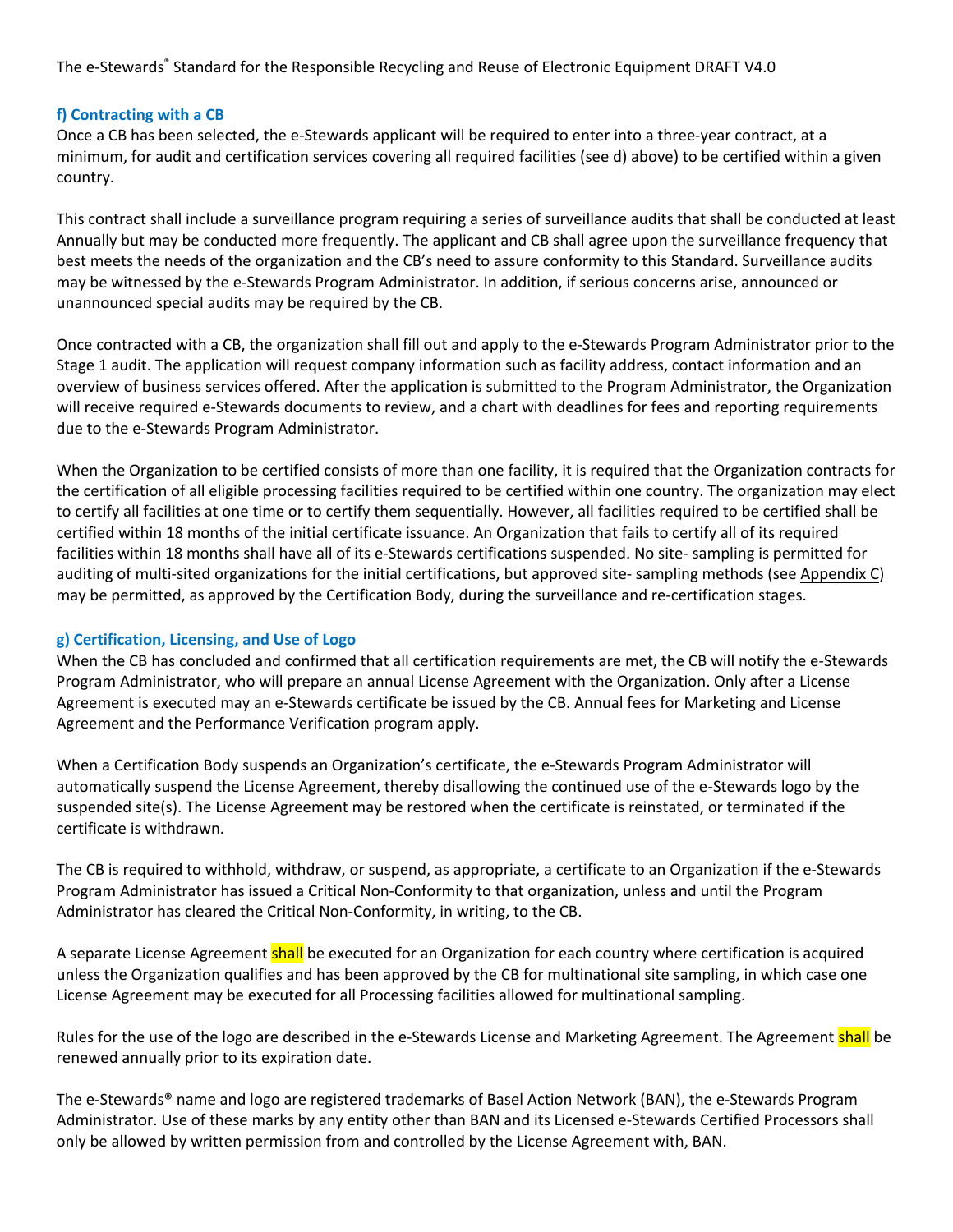#### f) Contracting with a CB

Once a CB has been selected, the e-Stewards applicant will be required to enter into a three-year contract, at a minimum, for audit and certification services covering all required facilities (see d) above) to be certified within a given country.

This contract shall include a surveillance program requiring a series of surveillance audits that shall be conducted at least Annually but may be conducted more frequently. The applicant and CB shall agree upon the surveillance frequency that best meets the needs of the organization and the CB's need to assure conformity to this Standard. Surveillance audits may be witnessed by the e-Stewards Program Administrator. In addition, if serious concerns arise, announced or unannounced special audits may be required by the CB.

Once contracted with a CB, the organization shall fill out and apply to the e-Stewards Program Administrator prior to the Stage 1 audit. The application will request company information such as facility address, contact information and an overview of business services offered. After the application is submitted to the Program Administrator, the Organization will receive required e-Stewards documents to review, and a chart with deadlines for fees and reporting requirements due to the e-Stewards Program Administrator.

When the Organization to be certified consists of more than one facility, it is required that the Organization contracts for the certification of all eligible processing facilities required to be certified within one country. The organization may elect to certify all facilities at one time or to certify them sequentially. However, all facilities required to be certified shall be certified within 18 months of the initial certificate issuance. An Organization that fails to certify all of its required facilities within 18 months shall have all of its e-Stewards certifications suspended. No site- sampling is permitted for auditing of multi-sited organizations for the initial certifications, but approved site- sampling methods (see Appendix C) may be permitted, as approved by the Certification Body, during the surveillance and re-certification stages.

#### g) Certification, Licensing, and Use of Logo

When the CB has concluded and confirmed that all certification requirements are met, the CB will notify the e-Stewards Program Administrator, who will prepare an annual License Agreement with the Organization. Only after a License Agreement is executed may an e-Stewards certificate be issued by the CB. Annual fees for Marketing and License Agreement and the Performance Verification program apply.

When a Certification Body suspends an Organization's certificate, the e-Stewards Program Administrator will automatically suspend the License Agreement, thereby disallowing the continued use of the e-Stewards logo by the suspended site(s). The License Agreement may be restored when the certificate is reinstated, or terminated if the certificate is withdrawn.

The CB is required to withhold, withdraw, or suspend, as appropriate, a certificate to an Organization if the e-Stewards Program Administrator has issued a Critical Non-Conformity to that organization, unless and until the Program Administrator has cleared the Critical Non-Conformity, in writing, to the CB.

A separate License Agreement shall be executed for an Organization for each country where certification is acquired unless the Organization qualifies and has been approved by the CB for multinational site sampling, in which case one License Agreement may be executed for all Processing facilities allowed for multinational sampling.

Rules for the use of the logo are described in the e-Stewards License and Marketing Agreement. The Agreement shall be renewed annually prior to its expiration date.

The e-Stewards® name and logo are registered trademarks of Basel Action Network (BAN), the e-Stewards Program Administrator. Use of these marks by any entity other than BAN and its Licensed e-Stewards Certified Processors shall only be allowed by written permission from and controlled by the License Agreement with, BAN.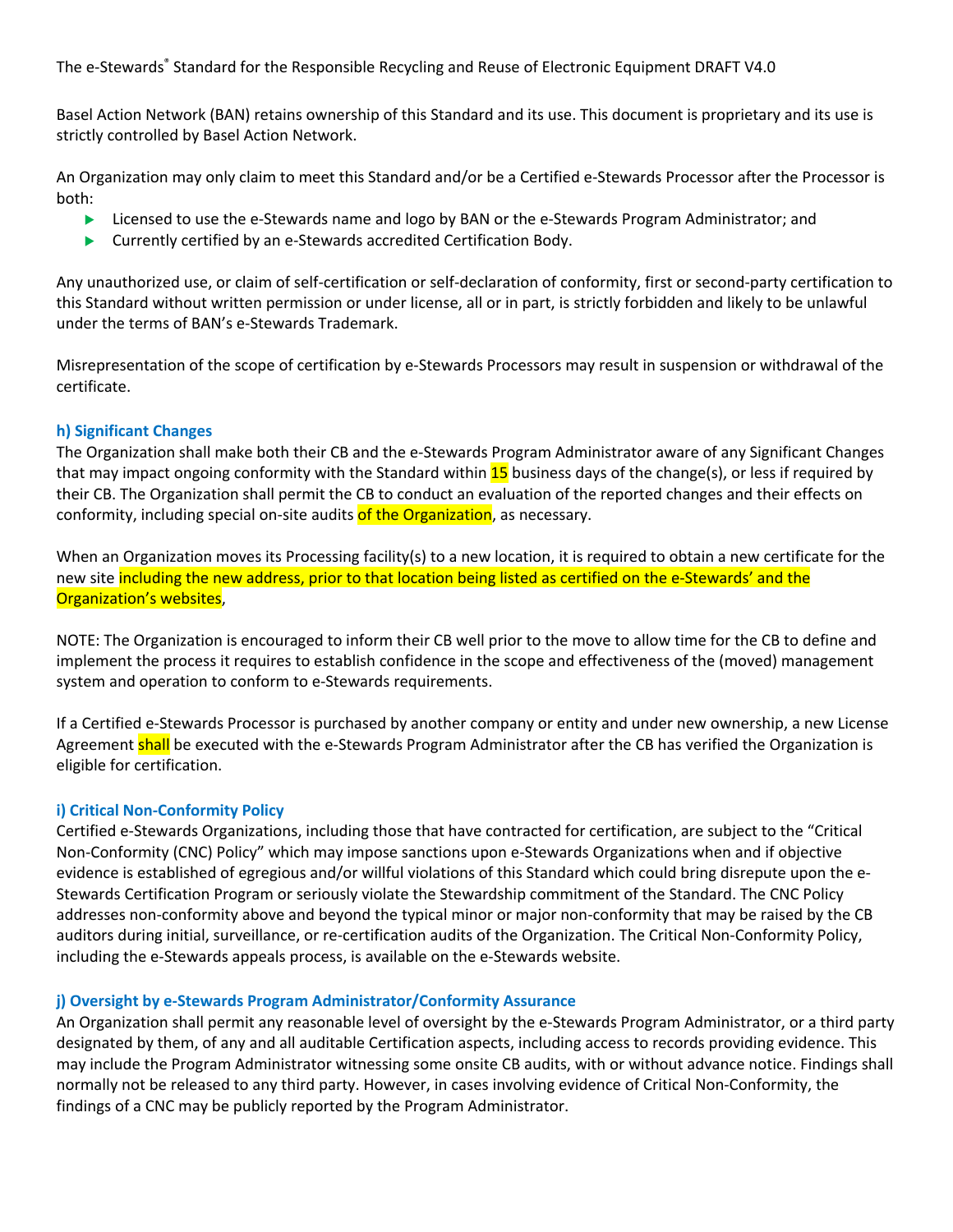The e-Stewards® Standard for the Responsible Recycling and Reuse of Electronic Equipment DRAFT V4.0

Basel Action Network (BAN) retains ownership of this Standard and its use. This document is proprietary and its use is strictly controlled by Basel Action Network.

An Organization may only claim to meet this Standard and/or be a Certified e-Stewards Processor after the Processor is both:

- Licensed to use the e-Stewards name and logo by BAN or the e-Stewards Program Administrator; and
- Currently certified by an e-Stewards accredited Certification Body.

Any unauthorized use, or claim of self-certification or self-declaration of conformity, first or second-party certification to this Standard without written permission or under license, all or in part, is strictly forbidden and likely to be unlawful under the terms of BAN's e-Stewards Trademark.

Misrepresentation of the scope of certification by e-Stewards Processors may result in suspension or withdrawal of the certificate.

#### h) Significant Changes

The Organization shall make both their CB and the e-Stewards Program Administrator aware of any Significant Changes that may impact ongoing conformity with the Standard within 15 business days of the change(s), or less if required by their CB. The Organization shall permit the CB to conduct an evaluation of the reported changes and their effects on conformity, including special on-site audits of the Organization, as necessary.

When an Organization moves its Processing facility(s) to a new location, it is required to obtain a new certificate for the new site including the new address, prior to that location being listed as certified on the e-Stewards' and the Organization's websites,

NOTE: The Organization is encouraged to inform their CB well prior to the move to allow time for the CB to define and implement the process it requires to establish confidence in the scope and effectiveness of the (moved) management system and operation to conform to e-Stewards requirements.

If a Certified e-Stewards Processor is purchased by another company or entity and under new ownership, a new License Agreement shall be executed with the e-Stewards Program Administrator after the CB has verified the Organization is eligible for certification.

#### i) Critical Non-Conformity Policy

Certified e-Stewards Organizations, including those that have contracted for certification, are subject to the "Critical Non-Conformity (CNC) Policy" which may impose sanctions upon e-Stewards Organizations when and if objective evidence is established of egregious and/or willful violations of this Standard which could bring disrepute upon the e-Stewards Certification Program or seriously violate the Stewardship commitment of the Standard. The CNC Policy addresses non-conformity above and beyond the typical minor or major non-conformity that may be raised by the CB auditors during initial, surveillance, or re-certification audits of the Organization. The Critical Non-Conformity Policy, including the e-Stewards appeals process, is available on the e-Stewards website.

#### j) Oversight by e-Stewards Program Administrator/Conformity Assurance

An Organization shall permit any reasonable level of oversight by the e-Stewards Program Administrator, or a third party designated by them, of any and all auditable Certification aspects, including access to records providing evidence. This may include the Program Administrator witnessing some onsite CB audits, with or without advance notice. Findings shall normally not be released to any third party. However, in cases involving evidence of Critical Non-Conformity, the findings of a CNC may be publicly reported by the Program Administrator.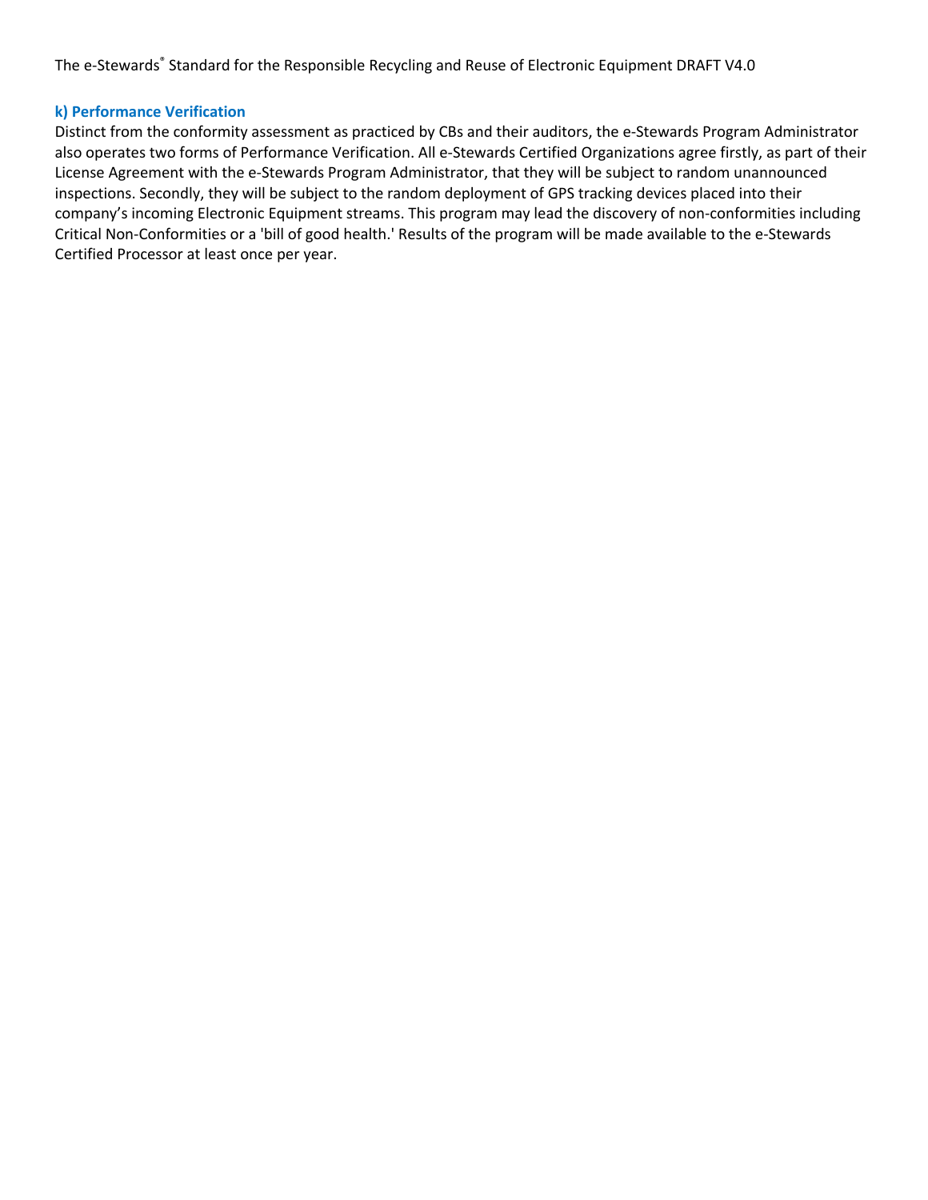### k) Performance Verification

Distinct from the conformity assessment as practiced by CBs and their auditors, the e-Stewards Program Administrator also operates two forms of Performance Verification. All e-Stewards Certified Organizations agree firstly, as part of their License Agreement with the e-Stewards Program Administrator, that they will be subject to random unannounced inspections. Secondly, they will be subject to the random deployment of GPS tracking devices placed into their company's incoming Electronic Equipment streams. This program may lead the discovery of non-conformities including Critical Non-Conformities or a 'bill of good health.' Results of the program will be made available to the e-Stewards Certified Processor at least once per year.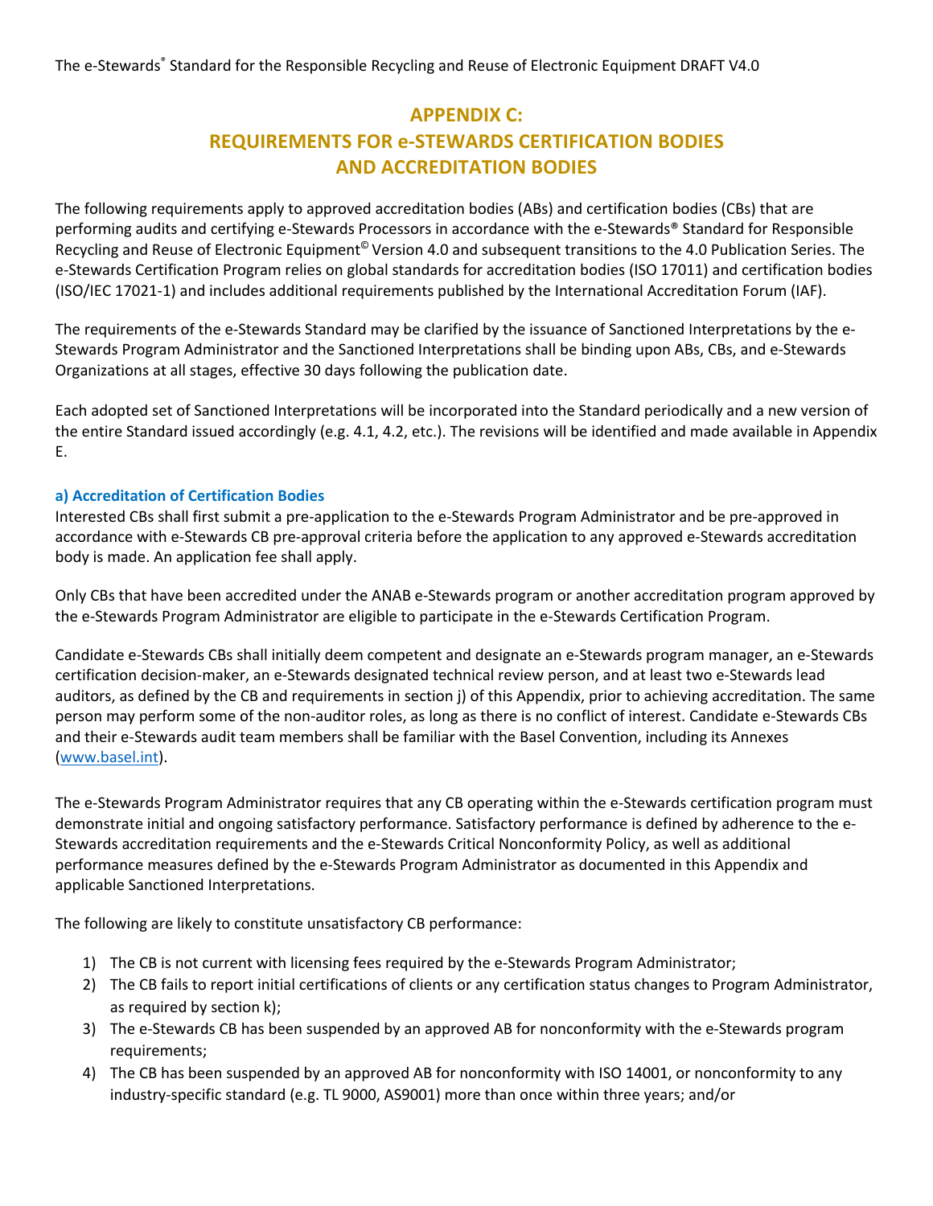# APPENDIX C:
# REQUIREMENTS FOR e-STEWARDS CERTIFICATION BODIES AND ACCREDITATION BODIES

The following requirements apply to approved accreditation bodies (ABs) and certification bodies (CBs) that are performing audits and certifying e-Stewards Processors in accordance with the e-Stewards® Standard for Responsible Recycling and Reuse of Electronic Equipment© Version 4.0 and subsequent transitions to the 4.0 Publication Series. The e-Stewards Certification Program relies on global standards for accreditation bodies (ISO 17011) and certification bodies (ISO/IEC 17021-1) and includes additional requirements published by the International Accreditation Forum (IAF).

The requirements of the e-Stewards Standard may be clarified by the issuance of Sanctioned Interpretations by the e-Stewards Program Administrator and the Sanctioned Interpretations shall be binding upon ABs, CBs, and e-Stewards Organizations at all stages, effective 30 days following the publication date.

Each adopted set of Sanctioned Interpretations will be incorporated into the Standard periodically and a new version of the entire Standard issued accordingly (e.g. 4.1, 4.2, etc.). The revisions will be identified and made available in Appendix E.

### a) Accreditation of Certification Bodies

Interested CBs shall first submit a pre-application to the e-Stewards Program Administrator and be pre-approved in accordance with e-Stewards CB pre-approval criteria before the application to any approved e-Stewards accreditation body is made. An application fee shall apply.

Only CBs that have been accredited under the ANAB e-Stewards program or another accreditation program approved by the e-Stewards Program Administrator are eligible to participate in the e-Stewards Certification Program.

Candidate e-Stewards CBs shall initially deem competent and designate an e-Stewards program manager, an e-Stewards certification decision-maker, an e-Stewards designated technical review person, and at least two e-Stewards lead auditors, as defined by the CB and requirements in section j) of this Appendix, prior to achieving accreditation. The same person may perform some of the non-auditor roles, as long as there is no conflict of interest. Candidate e-Stewards CBs and their e-Stewards audit team members shall be familiar with the Basel Convention, including its Annexes (www.basel.int).

The e-Stewards Program Administrator requires that any CB operating within the e-Stewards certification program must demonstrate initial and ongoing satisfactory performance. Satisfactory performance is defined by adherence to the e-Stewards accreditation requirements and the e-Stewards Critical Nonconformity Policy, as well as additional performance measures defined by the e-Stewards Program Administrator as documented in this Appendix and applicable Sanctioned Interpretations.

The following are likely to constitute unsatisfactory CB performance:

1) The CB is not current with licensing fees required by the e-Stewards Program Administrator;
2) The CB fails to report initial certifications of clients or any certification status changes to Program Administrator, as required by section k);
3) The e-Stewards CB has been suspended by an approved AB for nonconformity with the e-Stewards program requirements;
4) The CB has been suspended by an approved AB for nonconformity with ISO 14001, or nonconformity to any industry-specific standard (e.g. TL 9000, AS9001) more than once within three years; and/or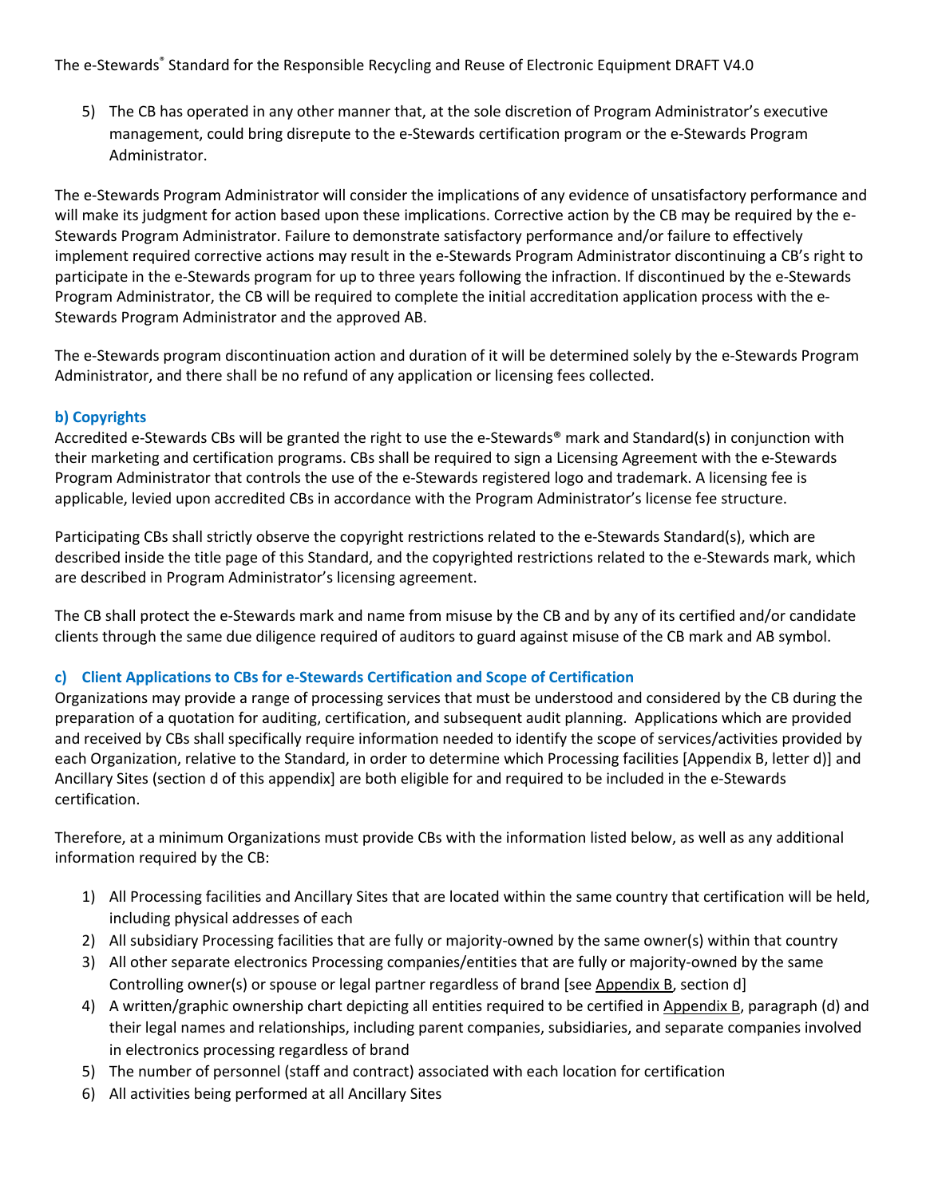5) The CB has operated in any other manner that, at the sole discretion of Program Administrator's executive management, could bring disrepute to the e-Stewards certification program or the e-Stewards Program Administrator.

The e-Stewards Program Administrator will consider the implications of any evidence of unsatisfactory performance and will make its judgment for action based upon these implications. Corrective action by the CB may be required by the e-Stewards Program Administrator. Failure to demonstrate satisfactory performance and/or failure to effectively implement required corrective actions may result in the e-Stewards Program Administrator discontinuing a CB's right to participate in the e-Stewards program for up to three years following the infraction. If discontinued by the e-Stewards Program Administrator, the CB will be required to complete the initial accreditation application process with the e-Stewards Program Administrator and the approved AB.

The e-Stewards program discontinuation action and duration of it will be determined solely by the e-Stewards Program Administrator, and there shall be no refund of any application or licensing fees collected.

### b) Copyrights

Accredited e-Stewards CBs will be granted the right to use the e-Stewards® mark and Standard(s) in conjunction with their marketing and certification programs. CBs shall be required to sign a Licensing Agreement with the e-Stewards Program Administrator that controls the use of the e-Stewards registered logo and trademark. A licensing fee is applicable, levied upon accredited CBs in accordance with the Program Administrator's license fee structure.

Participating CBs shall strictly observe the copyright restrictions related to the e-Stewards Standard(s), which are described inside the title page of this Standard, and the copyrighted restrictions related to the e-Stewards mark, which are described in Program Administrator's licensing agreement.

The CB shall protect the e-Stewards mark and name from misuse by the CB and by any of its certified and/or candidate clients through the same due diligence required of auditors to guard against misuse of the CB mark and AB symbol.

### c) Client Applications to CBs for e-Stewards Certification and Scope of Certification

Organizations may provide a range of processing services that must be understood and considered by the CB during the preparation of a quotation for auditing, certification, and subsequent audit planning. Applications which are provided and received by CBs shall specifically require information needed to identify the scope of services/activities provided by each Organization, relative to the Standard, in order to determine which Processing facilities [Appendix B, letter d)] and Ancillary Sites (section d of this appendix) are both eligible for and required to be included in the e-Stewards certification.

Therefore, at a minimum Organizations must provide CBs with the information listed below, as well as any additional information required by the CB:

1) All Processing facilities and Ancillary Sites that are located within the same country that certification will be held, including physical addresses of each
2) All subsidiary Processing facilities that are fully or majority-owned by the same owner(s) within that country
3) All other separate electronics Processing companies/entities that are fully or majority-owned by the same Controlling owner(s) or spouse or legal partner regardless of brand [see Appendix B, section d]
4) A written/graphic ownership chart depicting all entities required to be certified in Appendix B, paragraph (d) and their legal names and relationships, including parent companies, subsidiaries, and separate companies involved in electronics processing regardless of brand
5) The number of personnel (staff and contract) associated with each location for certification
6) All activities being performed at all Ancillary Sites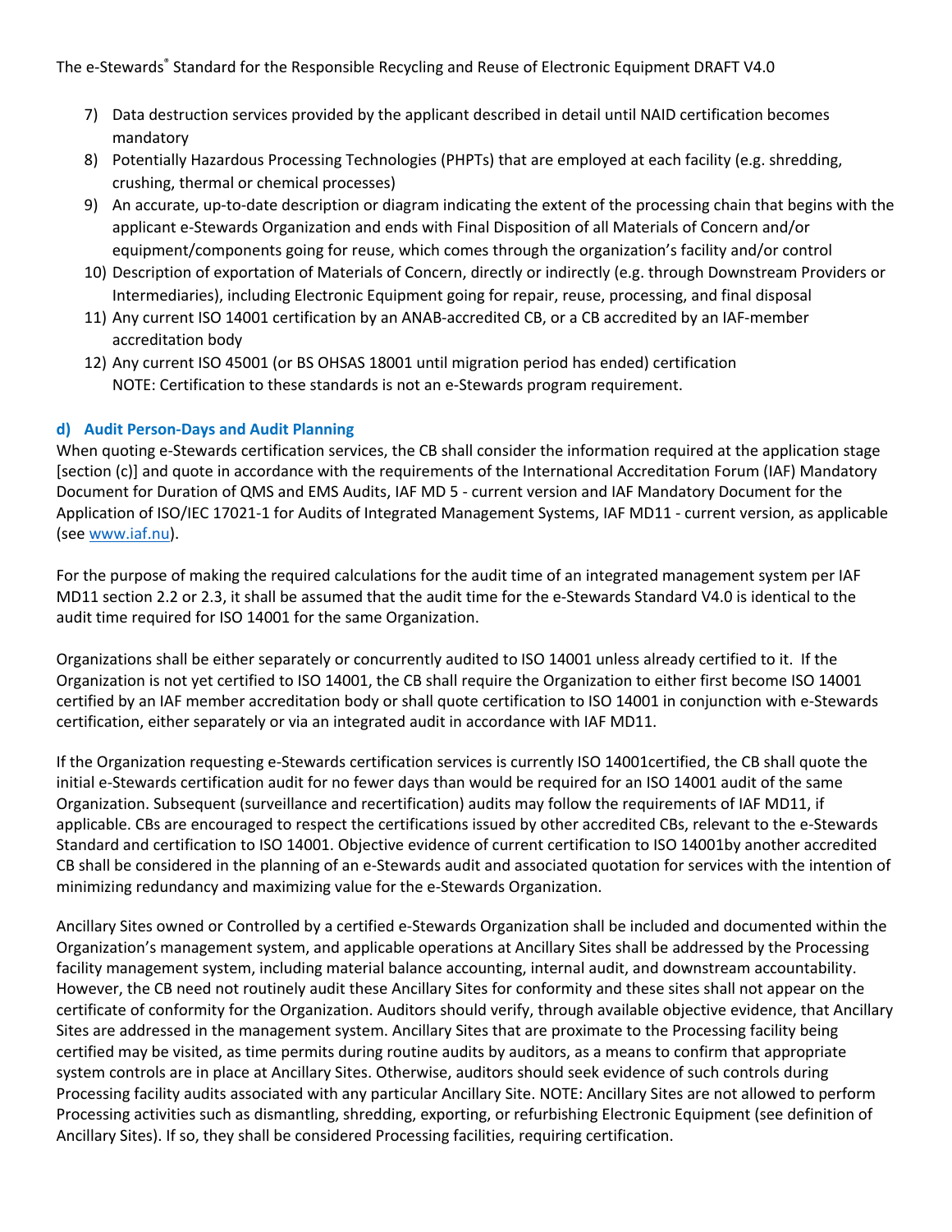7) Data destruction services provided by the applicant described in detail until NAID certification becomes mandatory
8) Potentially Hazardous Processing Technologies (PHPTs) that are employed at each facility (e.g. shredding, crushing, thermal or chemical processes)
9) An accurate, up-to-date description or diagram indicating the extent of the processing chain that begins with the applicant e-Stewards Organization and ends with Final Disposition of all Materials of Concern and/or equipment/components going for reuse, which comes through the organization's facility and/or control
10) Description of exportation of Materials of Concern, directly or indirectly (e.g. through Downstream Providers or Intermediaries), including Electronic Equipment going for repair, reuse, processing, and final disposal
11) Any current ISO 14001 certification by an ANAB-accredited CB, or a CB accredited by an IAF-member accreditation body
12) Any current ISO 45001 (or BS OHSAS 18001 until migration period has ended) certification
    NOTE: Certification to these standards is not an e-Stewards program requirement.

### d) Audit Person-Days and Audit Planning

When quoting e-Stewards certification services, the CB shall consider the information required at the application stage [section (c)] and quote in accordance with the requirements of the International Accreditation Forum (IAF) Mandatory Document for Duration of QMS and EMS Audits, IAF MD 5 - current version and IAF Mandatory Document for the Application of ISO/IEC 17021-1 for Audits of Integrated Management Systems, IAF MD11 - current version, as applicable (see www.iaf.nu).

For the purpose of making the required calculations for the audit time of an integrated management system per IAF MD11 section 2.2 or 2.3, it shall be assumed that the audit time for the e-Stewards Standard V4.0 is identical to the audit time required for ISO 14001 for the same Organization.

Organizations shall be either separately or concurrently audited to ISO 14001 unless already certified to it. If the Organization is not yet certified to ISO 14001, the CB shall require the Organization to either first become ISO 14001 certified by an IAF member accreditation body or shall quote certification to ISO 14001 in conjunction with e-Stewards certification, either separately or via an integrated audit in accordance with IAF MD11.

If the Organization requesting e-Stewards certification services is currently ISO 14001certified, the CB shall quote the initial e-Stewards certification audit for no fewer days than would be required for an ISO 14001 audit of the same Organization. Subsequent (surveillance and recertification) audits may follow the requirements of IAF MD11, if applicable. CBs are encouraged to respect the certifications issued by other accredited CBs, relevant to the e-Stewards Standard and certification to ISO 14001. Objective evidence of current certification to ISO 14001by another accredited CB shall be considered in the planning of an e-Stewards audit and associated quotation for services with the intention of minimizing redundancy and maximizing value for the e-Stewards Organization.

Ancillary Sites owned or Controlled by a certified e-Stewards Organization shall be included and documented within the Organization's management system, and applicable operations at Ancillary Sites shall be addressed by the Processing facility management system, including material balance accounting, internal audit, and downstream accountability. However, the CB need not routinely audit these Ancillary Sites for conformity and these sites shall not appear on the certificate of conformity for the Organization. Auditors should verify, through available objective evidence, that Ancillary Sites are addressed in the management system. Ancillary Sites that are proximate to the Processing facility being certified may be visited, as time permits during routine audits by auditors, as a means to confirm that appropriate system controls are in place at Ancillary Sites. Otherwise, auditors should seek evidence of such controls during Processing facility audits associated with any particular Ancillary Site. NOTE: Ancillary Sites are not allowed to perform Processing activities such as dismantling, shredding, exporting, or refurbishing Electronic Equipment (see definition of Ancillary Sites). If so, they shall be considered Processing facilities, requiring certification.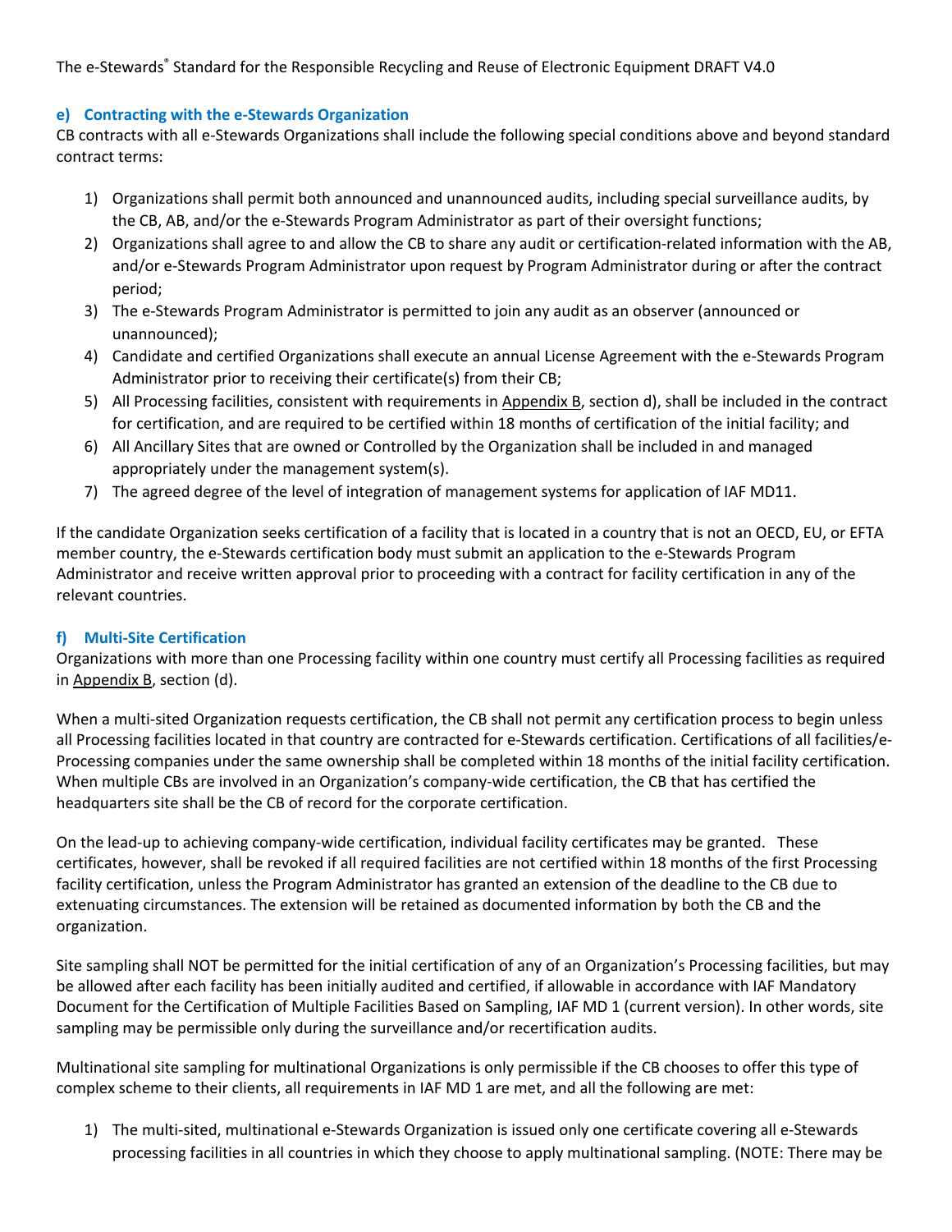#### e) Contracting with the e-Stewards Organization

CB contracts with all e-Stewards Organizations shall include the following special conditions above and beyond standard contract terms:

1) Organizations shall permit both announced and unannounced audits, including special surveillance audits, by the CB, AB, and/or the e-Stewards Program Administrator as part of their oversight functions;
2) Organizations shall agree to and allow the CB to share any audit or certification-related information with the AB, and/or e-Stewards Program Administrator upon request by Program Administrator during or after the contract period;
3) The e-Stewards Program Administrator is permitted to join any audit as an observer (announced or unannounced);
4) Candidate and certified Organizations shall execute an annual License Agreement with the e-Stewards Program Administrator prior to receiving their certificate(s) from their CB;
5) All Processing facilities, consistent with requirements in Appendix B, section d), shall be included in the contract for certification, and are required to be certified within 18 months of certification of the initial facility; and
6) All Ancillary Sites that are owned or Controlled by the Organization shall be included in and managed appropriately under the management system(s).
7) The agreed degree of the level of integration of management systems for application of IAF MD11.

If the candidate Organization seeks certification of a facility that is located in a country that is not an OECD, EU, or EFTA member country, the e-Stewards certification body must submit an application to the e-Stewards Program Administrator and receive written approval prior to proceeding with a contract for facility certification in any of the relevant countries.

#### f) Multi-Site Certification

Organizations with more than one Processing facility within one country must certify all Processing facilities as required in Appendix B, section (d).

When a multi-sited Organization requests certification, the CB shall not permit any certification process to begin unless all Processing facilities located in that country are contracted for e-Stewards certification. Certifications of all facilities/e-Processing companies under the same ownership shall be completed within 18 months of the initial facility certification. When multiple CBs are involved in an Organization's company-wide certification, the CB that has certified the headquarters site shall be the CB of record for the corporate certification.

On the lead-up to achieving company-wide certification, individual facility certificates may be granted. These certificates, however, shall be revoked if all required facilities are not certified within 18 months of the first Processing facility certification, unless the Program Administrator has granted an extension of the deadline to the CB due to extenuating circumstances. The extension will be retained as documented information by both the CB and the organization.

Site sampling shall NOT be permitted for the initial certification of any of an Organization's Processing facilities, but may be allowed after each facility has been initially audited and certified, if allowable in accordance with IAF Mandatory Document for the Certification of Multiple Facilities Based on Sampling, IAF MD 1 (current version). In other words, site sampling may be permissible only during the surveillance and/or recertification audits.

Multinational site sampling for multinational Organizations is only permissible if the CB chooses to offer this type of complex scheme to their clients, all requirements in IAF MD 1 are met, and all the following are met:

1) The multi-sited, multinational e-Stewards Organization is issued only one certificate covering all e-Stewards processing facilities in all countries in which they choose to apply multinational sampling. (NOTE: There may be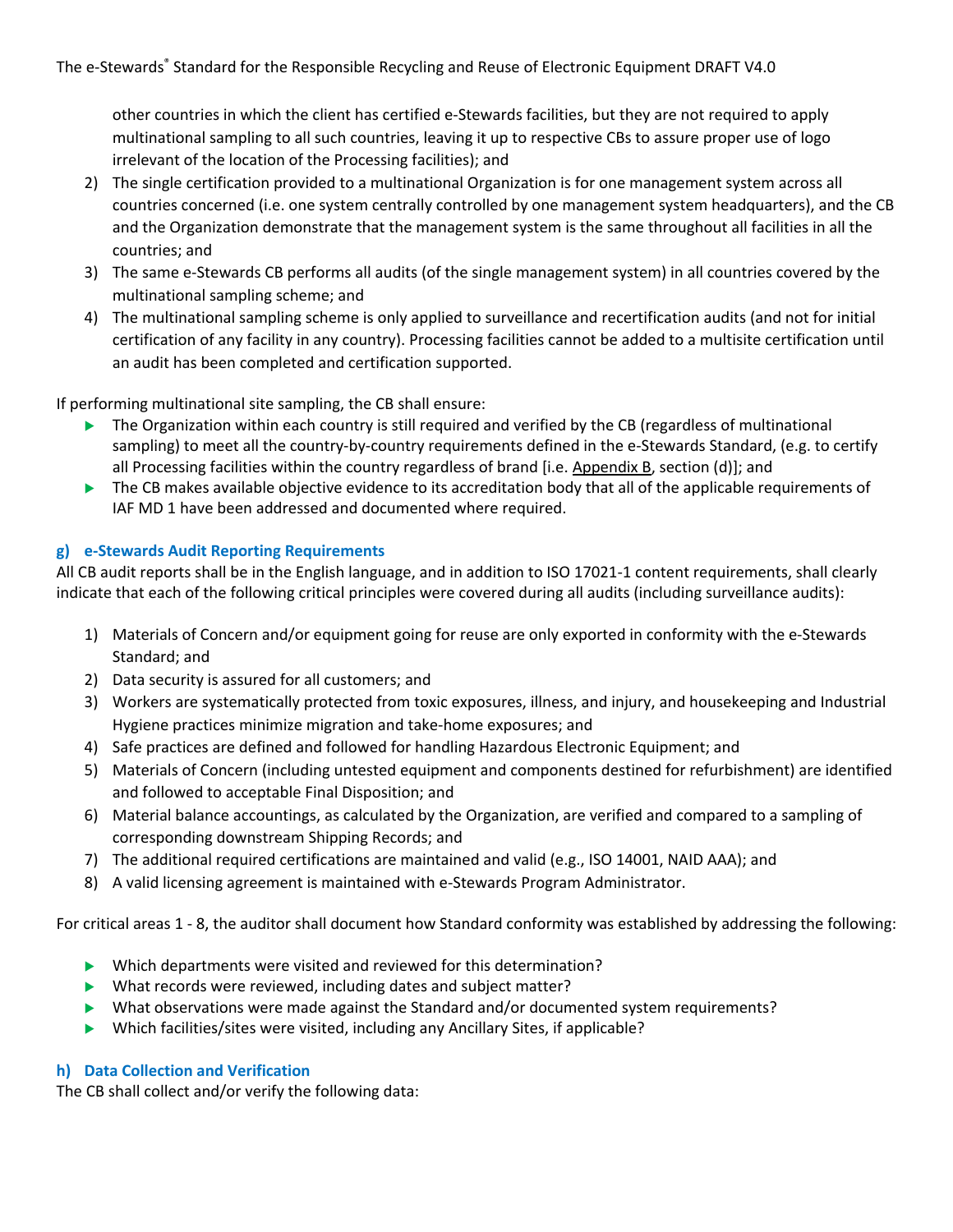other countries in which the client has certified e-Stewards facilities, but they are not required to apply multinational sampling to all such countries, leaving it up to respective CBs to assure proper use of logo irrelevant of the location of the Processing facilities); and

2) The single certification provided to a multinational Organization is for one management system across all countries concerned (i.e. one system centrally controlled by one management system headquarters), and the CB and the Organization demonstrate that the management system is the same throughout all facilities in all the countries; and
3) The same e-Stewards CB performs all audits (of the single management system) in all countries covered by the multinational sampling scheme; and
4) The multinational sampling scheme is only applied to surveillance and recertification audits (and not for initial certification of any facility in any country). Processing facilities cannot be added to a multisite certification until an audit has been completed and certification supported.

If performing multinational site sampling, the CB shall ensure:

- The Organization within each country is still required and verified by the CB (regardless of multinational sampling) to meet all the country-by-country requirements defined in the e-Stewards Standard, (e.g. to certify all Processing facilities within the country regardless of brand [i.e. Appendix B, section (d)]; and
- The CB makes available objective evidence to its accreditation body that all of the applicable requirements of IAF MD 1 have been addressed and documented where required.

### g) e-Stewards Audit Reporting Requirements

All CB audit reports shall be in the English language, and in addition to ISO 17021-1 content requirements, shall clearly indicate that each of the following critical principles were covered during all audits (including surveillance audits):

1) Materials of Concern and/or equipment going for reuse are only exported in conformity with the e-Stewards Standard; and
2) Data security is assured for all customers; and
3) Workers are systematically protected from toxic exposures, illness, and injury, and housekeeping and Industrial Hygiene practices minimize migration and take-home exposures; and
4) Safe practices are defined and followed for handling Hazardous Electronic Equipment; and
5) Materials of Concern (including untested equipment and components destined for refurbishment) are identified and followed to acceptable Final Disposition; and
6) Material balance accountings, as calculated by the Organization, are verified and compared to a sampling of corresponding downstream Shipping Records; and
7) The additional required certifications are maintained and valid (e.g., ISO 14001, NAID AAA); and
8) A valid licensing agreement is maintained with e-Stewards Program Administrator.

For critical areas 1 - 8, the auditor shall document how Standard conformity was established by addressing the following:

- Which departments were visited and reviewed for this determination?
- What records were reviewed, including dates and subject matter?
- What observations were made against the Standard and/or documented system requirements?
- Which facilities/sites were visited, including any Ancillary Sites, if applicable?

### h) Data Collection and Verification

The CB shall collect and/or verify the following data: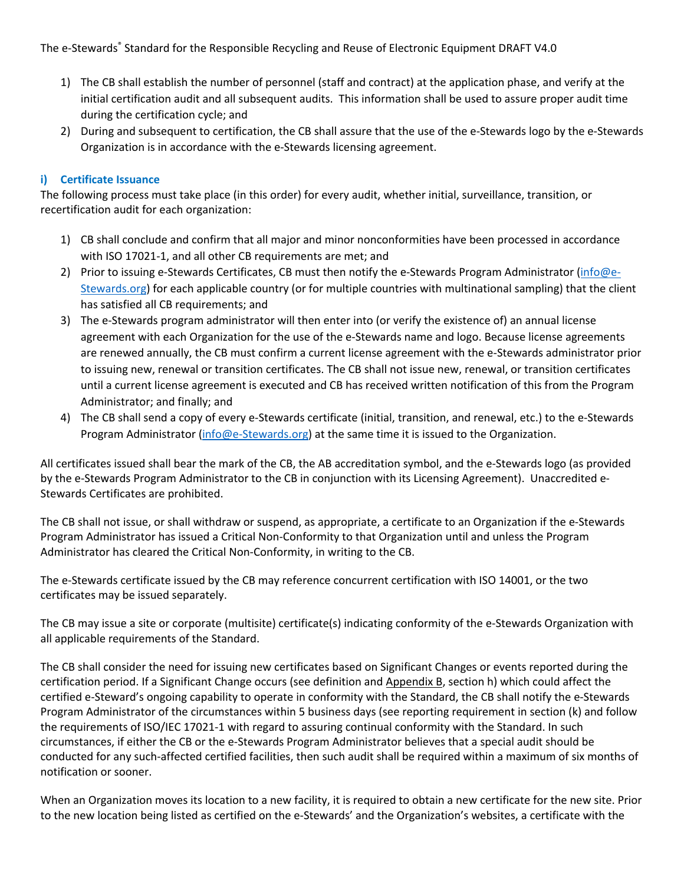1) The CB shall establish the number of personnel (staff and contract) at the application phase, and verify at the initial certification audit and all subsequent audits. This information shall be used to assure proper audit time during the certification cycle; and
2) During and subsequent to certification, the CB shall assure that the use of the e-Stewards logo by the e-Stewards Organization is in accordance with the e-Stewards licensing agreement.

### i) Certificate Issuance

The following process must take place (in this order) for every audit, whether initial, surveillance, transition, or recertification audit for each organization:

1) CB shall conclude and confirm that all major and minor nonconformities have been processed in accordance with ISO 17021-1, and all other CB requirements are met; and
2) Prior to issuing e-Stewards Certificates, CB must then notify the e-Stewards Program Administrator (info@e-Stewards.org) for each applicable country (or for multiple countries with multinational sampling) that the client has satisfied all CB requirements; and
3) The e-Stewards program administrator will then enter into (or verify the existence of) an annual license agreement with each Organization for the use of the e-Stewards name and logo. Because license agreements are renewed annually, the CB must confirm a current license agreement with the e-Stewards administrator prior to issuing new, renewal or transition certificates. The CB shall not issue new, renewal, or transition certificates until a current license agreement is executed and CB has received written notification of this from the Program Administrator; and finally; and
4) The CB shall send a copy of every e-Stewards certificate (initial, transition, and renewal, etc.) to the e-Stewards Program Administrator (info@e-Stewards.org) at the same time it is issued to the Organization.

All certificates issued shall bear the mark of the CB, the AB accreditation symbol, and the e-Stewards logo (as provided by the e-Stewards Program Administrator to the CB in conjunction with its Licensing Agreement). Unaccredited e-Stewards Certificates are prohibited.

The CB shall not issue, or shall withdraw or suspend, as appropriate, a certificate to an Organization if the e-Stewards Program Administrator has issued a Critical Non-Conformity to that Organization until and unless the Program Administrator has cleared the Critical Non-Conformity, in writing to the CB.

The e-Stewards certificate issued by the CB may reference concurrent certification with ISO 14001, or the two certificates may be issued separately.

The CB may issue a site or corporate (multisite) certificate(s) indicating conformity of the e-Stewards Organization with all applicable requirements of the Standard.

The CB shall consider the need for issuing new certificates based on Significant Changes or events reported during the certification period. If a Significant Change occurs (see definition and Appendix B, section h) which could affect the certified e-Steward's ongoing capability to operate in conformity with the Standard, the CB shall notify the e-Stewards Program Administrator of the circumstances within 5 business days (see reporting requirement in section (k) and follow the requirements of ISO/IEC 17021-1 with regard to assuring continual conformity with the Standard. In such circumstances, if either the CB or the e-Stewards Program Administrator believes that a special audit should be conducted for any such-affected certified facilities, then such audit shall be required within a maximum of six months of notification or sooner.

When an Organization moves its location to a new facility, it is required to obtain a new certificate for the new site. Prior to the new location being listed as certified on the e-Stewards' and the Organization's websites, a certificate with the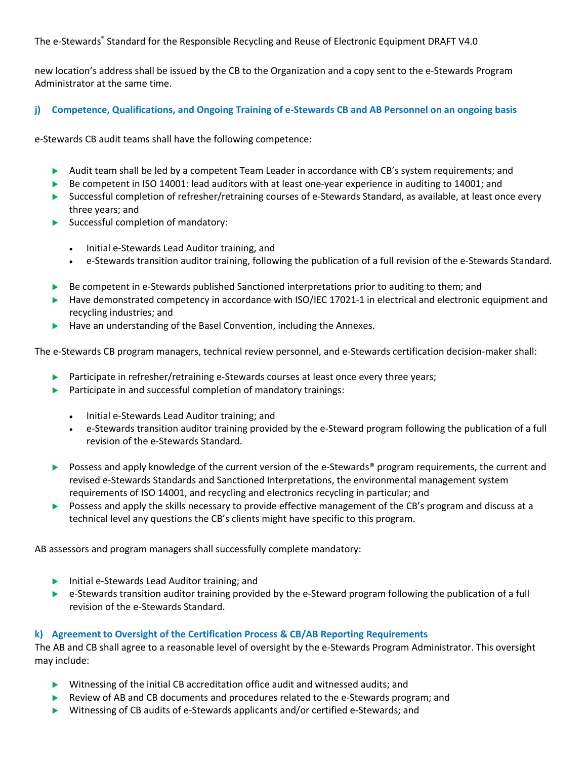new location's address shall be issued by the CB to the Organization and a copy sent to the e-Stewards Program Administrator at the same time.

### j) Competence, Qualifications, and Ongoing Training of e-Stewards CB and AB Personnel on an ongoing basis

e-Stewards CB audit teams shall have the following competence:

- Audit team shall be led by a competent Team Leader in accordance with CB's system requirements; and
- Be competent in ISO 14001: lead auditors with at least one-year experience in auditing to 14001; and
- Successful completion of refresher/retraining courses of e-Stewards Standard, as available, at least once every three years; and
- Successful completion of mandatory:
  - Initial e-Stewards Lead Auditor training, and
  - e-Stewards transition auditor training, following the publication of a full revision of the e-Stewards Standard.
- Be competent in e-Stewards published Sanctioned interpretations prior to auditing to them; and
- Have demonstrated competency in accordance with ISO/IEC 17021-1 in electrical and electronic equipment and recycling industries; and
- Have an understanding of the Basel Convention, including the Annexes.

The e-Stewards CB program managers, technical review personnel, and e-Stewards certification decision-maker shall:

- Participate in refresher/retraining e-Stewards courses at least once every three years;
- Participate in and successful completion of mandatory trainings:
  - Initial e-Stewards Lead Auditor training; and
  - e-Stewards transition auditor training provided by the e-Steward program following the publication of a full revision of the e-Stewards Standard.
- Possess and apply knowledge of the current version of the e-Stewards® program requirements, the current and revised e-Stewards Standards and Sanctioned Interpretations, the environmental management system requirements of ISO 14001, and recycling and electronics recycling in particular; and
- Possess and apply the skills necessary to provide effective management of the CB's program and discuss at a technical level any questions the CB's clients might have specific to this program.

AB assessors and program managers shall successfully complete mandatory:

- Initial e-Stewards Lead Auditor training; and
- e-Stewards transition auditor training provided by the e-Steward program following the publication of a full revision of the e-Stewards Standard.

### k) Agreement to Oversight of the Certification Process & CB/AB Reporting Requirements

The AB and CB shall agree to a reasonable level of oversight by the e-Stewards Program Administrator. This oversight may include:

- Witnessing of the initial CB accreditation office audit and witnessed audits; and
- Review of AB and CB documents and procedures related to the e-Stewards program; and
- Witnessing of CB audits of e-Stewards applicants and/or certified e-Stewards; and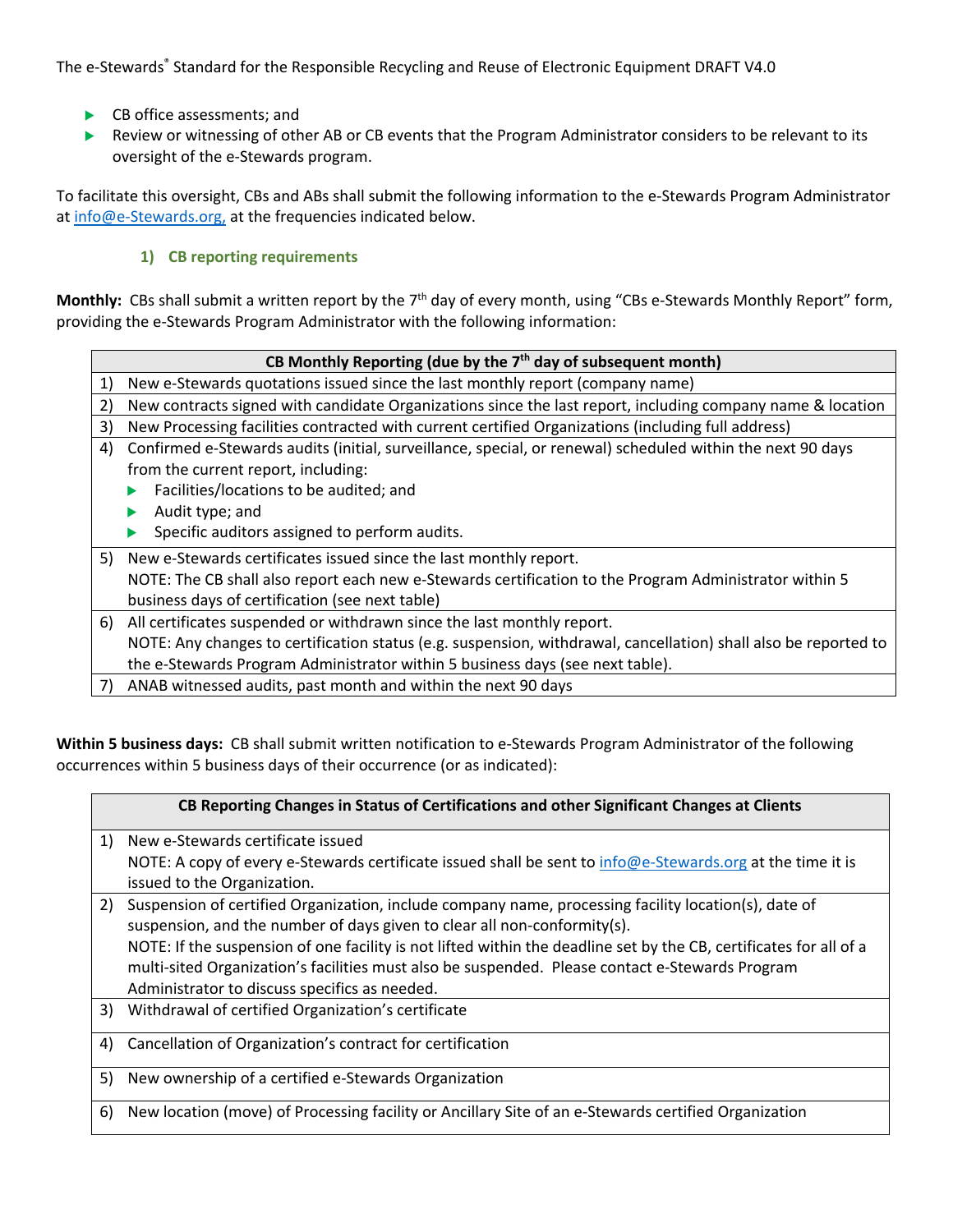- CB office assessments; and
- Review or witnessing of other AB or CB events that the Program Administrator considers to be relevant to its oversight of the e-Stewards program.

To facilitate this oversight, CBs and ABs shall submit the following information to the e-Stewards Program Administrator at info@e-Stewards.org, at the frequencies indicated below.

### 1) CB reporting requirements

**Monthly:** CBs shall submit a written report by the 7th day of every month, using "CBs e-Stewards Monthly Report" form, providing the e-Stewards Program Administrator with the following information:

| CB Monthly Reporting (due by the 7th day of subsequent month) |
|---|
| 1) New e-Stewards quotations issued since the last monthly report (company name) |
| 2) New contracts signed with candidate Organizations since the last report, including company name & location |
| 3) New Processing facilities contracted with current certified Organizations (including full address) |
| 4) Confirmed e-Stewards audits (initial, surveillance, special, or renewal) scheduled within the next 90 days from the current report, including: <br>- Facilities/locations to be audited; and <br>- Audit type; and <br>- Specific auditors assigned to perform audits. |
| 5) New e-Stewards certificates issued since the last monthly report. <br>NOTE: The CB shall also report each new e-Stewards certification to the Program Administrator within 5 business days of certification (see next table) |
| 6) All certificates suspended or withdrawn since the last monthly report. <br>NOTE: Any changes to certification status (e.g. suspension, withdrawal, cancellation) shall also be reported to the e-Stewards Program Administrator within 5 business days (see next table). |
| 7) ANAB witnessed audits, past month and within the next 90 days |

**Within 5 business days:** CB shall submit written notification to e-Stewards Program Administrator of the following occurrences within 5 business days of their occurrence (or as indicated):

| CB Reporting Changes in Status of Certifications and other Significant Changes at Clients |
|---|
| 1) New e-Stewards certificate issued <br>NOTE: A copy of every e-Stewards certificate issued shall be sent to info@e-Stewards.org at the time it is issued to the Organization. |
| 2) Suspension of certified Organization, include company name, processing facility location(s), date of suspension, and the number of days given to clear all non-conformity(s). <br>NOTE: If the suspension of one facility is not lifted within the deadline set by the CB, certificates for all of a multi-sited Organization's facilities must also be suspended. Please contact e-Stewards Program Administrator to discuss specifics as needed. |
| 3) Withdrawal of certified Organization's certificate |
| 4) Cancellation of Organization's contract for certification |
| 5) New ownership of a certified e-Stewards Organization |
| 6) New location (move) of Processing facility or Ancillary Site of an e-Stewards certified Organization |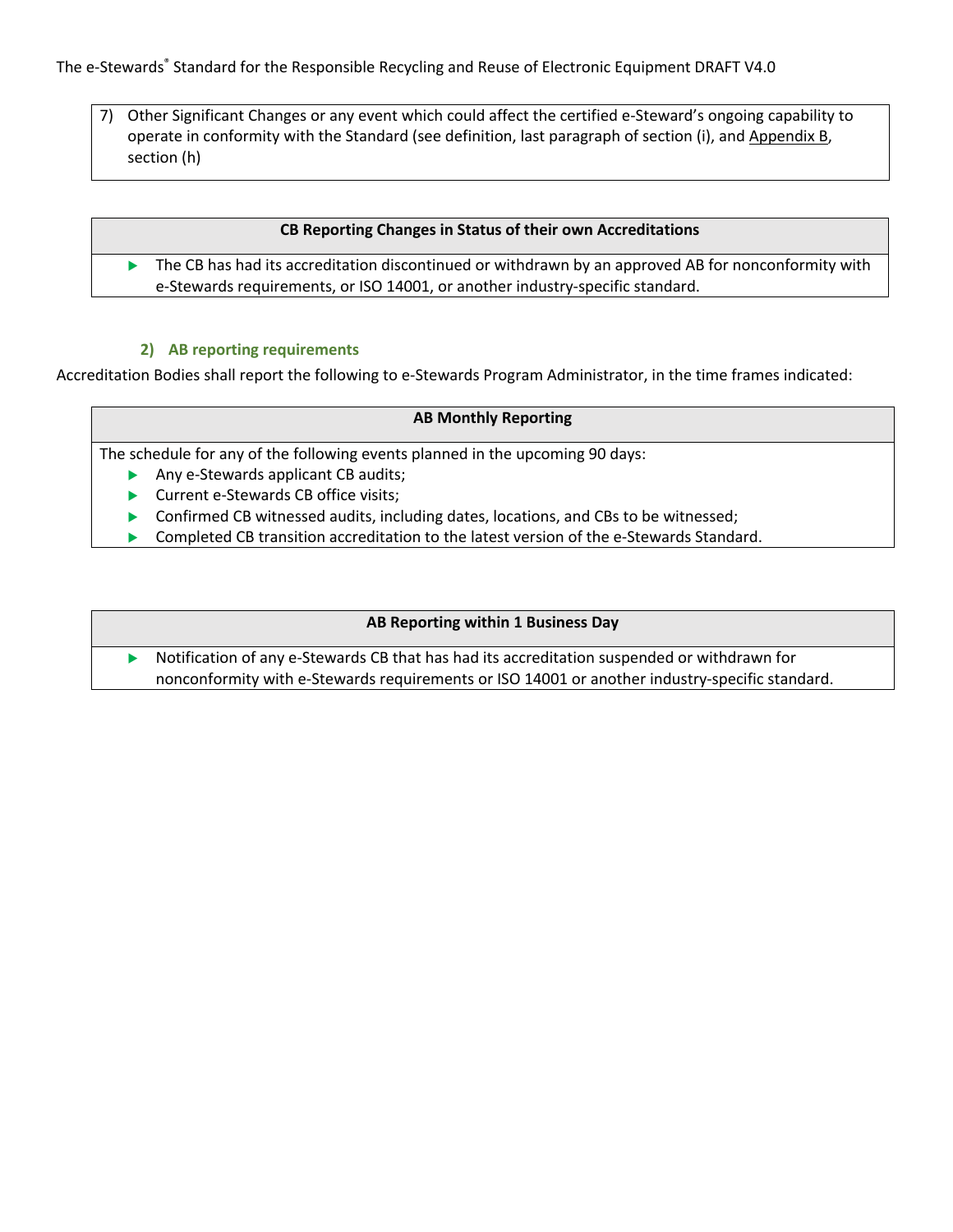7) Other Significant Changes or any event which could affect the certified e-Steward's ongoing capability to operate in conformity with the Standard (see definition, last paragraph of section (i), and Appendix B, section (h)

| CB Reporting Changes in Status of their own Accreditations |
|---|
| ▶ The CB has had its accreditation discontinued or withdrawn by an approved AB for nonconformity with e-Stewards requirements, or ISO 14001, or another industry-specific standard. |

### 2) AB reporting requirements

Accreditation Bodies shall report the following to e-Stewards Program Administrator, in the time frames indicated:

| AB Monthly Reporting |
|---|
| The schedule for any of the following events planned in the upcoming 90 days:<br>▶ Any e-Stewards applicant CB audits;<br>▶ Current e-Stewards CB office visits;<br>▶ Confirmed CB witnessed audits, including dates, locations, and CBs to be witnessed;<br>▶ Completed CB transition accreditation to the latest version of the e-Stewards Standard. |

| AB Reporting within 1 Business Day |
|---|
| ▶ Notification of any e-Stewards CB that has had its accreditation suspended or withdrawn for nonconformity with e-Stewards requirements or ISO 14001 or another industry-specific standard. |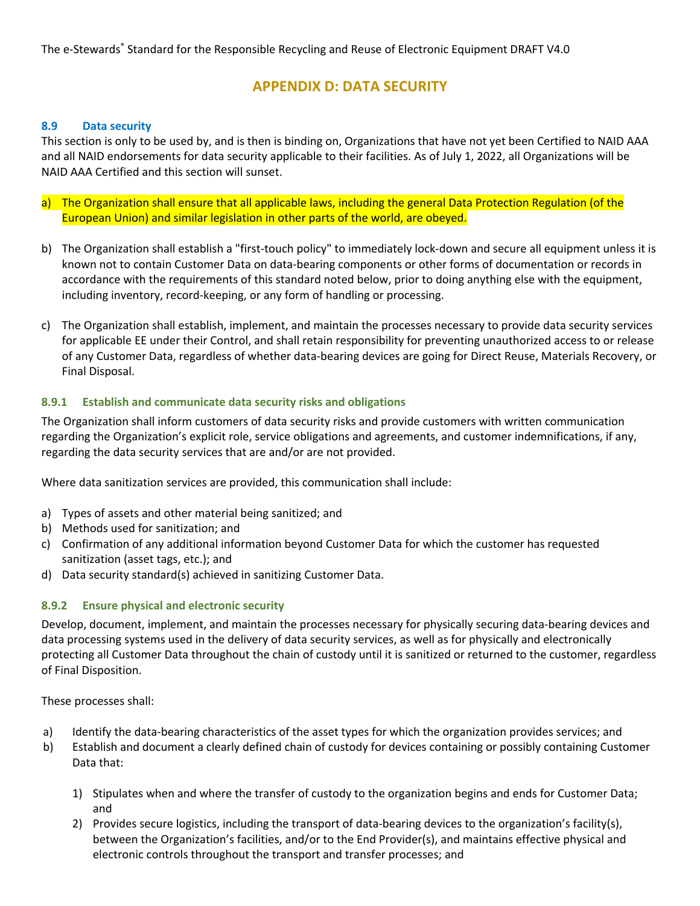# APPENDIX D: DATA SECURITY

### 8.9 Data security

This section is only to be used by, and is then is binding on, Organizations that have not yet been Certified to NAID AAA and all NAID endorsements for data security applicable to their facilities. As of July 1, 2022, all Organizations will be NAID AAA Certified and this section will sunset.

a) The Organization shall ensure that all applicable laws, including the general Data Protection Regulation (of the European Union) and similar legislation in other parts of the world, are obeyed.

b) The Organization shall establish a "first-touch policy" to immediately lock-down and secure all equipment unless it is known not to contain Customer Data on data-bearing components or other forms of documentation or records in accordance with the requirements of this standard noted below, prior to doing anything else with the equipment, including inventory, record-keeping, or any form of handling or processing.

c) The Organization shall establish, implement, and maintain the processes necessary to provide data security services for applicable EE under their Control, and shall retain responsibility for preventing unauthorized access to or release of any Customer Data, regardless of whether data-bearing devices are going for Direct Reuse, Materials Recovery, or Final Disposal.

#### 8.9.1 Establish and communicate data security risks and obligations

The Organization shall inform customers of data security risks and provide customers with written communication regarding the Organization's explicit role, service obligations and agreements, and customer indemnifications, if any, regarding the data security services that are and/or are not provided.

Where data sanitization services are provided, this communication shall include:

a) Types of assets and other material being sanitized; and
b) Methods used for sanitization; and
c) Confirmation of any additional information beyond Customer Data for which the customer has requested sanitization (asset tags, etc.); and
d) Data security standard(s) achieved in sanitizing Customer Data.

#### 8.9.2 Ensure physical and electronic security

Develop, document, implement, and maintain the processes necessary for physically securing data-bearing devices and data processing systems used in the delivery of data security services, as well as for physically and electronically protecting all Customer Data throughout the chain of custody until it is sanitized or returned to the customer, regardless of Final Disposition.

These processes shall:

a) Identify the data-bearing characteristics of the asset types for which the organization provides services; and
b) Establish and document a clearly defined chain of custody for devices containing or possibly containing Customer Data that:

   1) Stipulates when and where the transfer of custody to the organization begins and ends for Customer Data; and
   2) Provides secure logistics, including the transport of data-bearing devices to the organization's facility(s), between the Organization's facilities, and/or to the End Provider(s), and maintains effective physical and electronic controls throughout the transport and transfer processes; and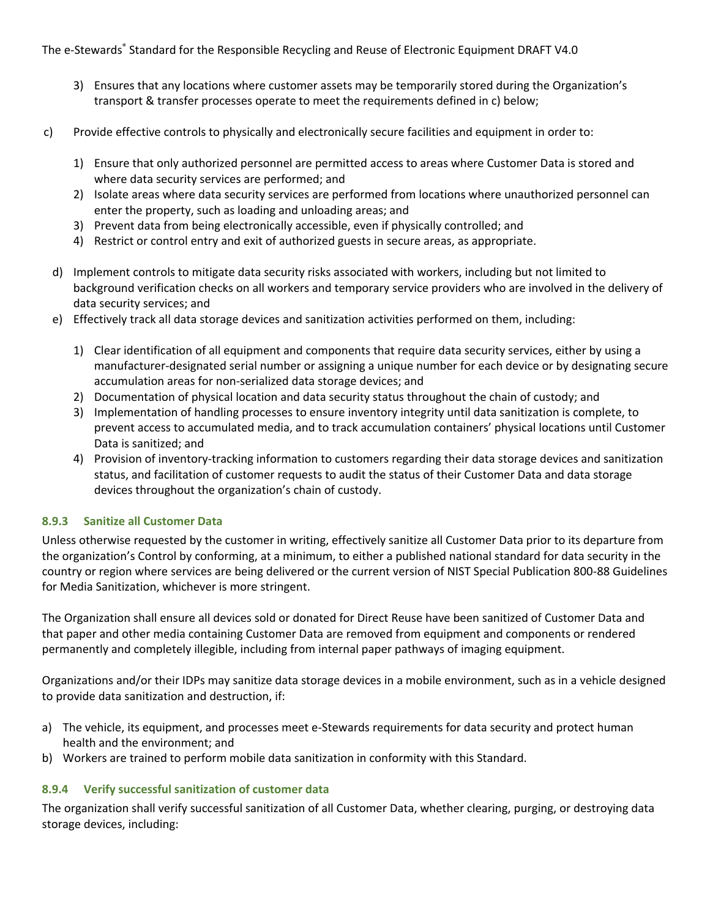3) Ensures that any locations where customer assets may be temporarily stored during the Organization's transport & transfer processes operate to meet the requirements defined in c) below;

c) Provide effective controls to physically and electronically secure facilities and equipment in order to:

   1) Ensure that only authorized personnel are permitted access to areas where Customer Data is stored and where data security services are performed; and
   2) Isolate areas where data security services are performed from locations where unauthorized personnel can enter the property, such as loading and unloading areas; and
   3) Prevent data from being electronically accessible, even if physically controlled; and
   4) Restrict or control entry and exit of authorized guests in secure areas, as appropriate.

d) Implement controls to mitigate data security risks associated with workers, including but not limited to background verification checks on all workers and temporary service providers who are involved in the delivery of data security services; and

e) Effectively track all data storage devices and sanitization activities performed on them, including:

   1) Clear identification of all equipment and components that require data security services, either by using a manufacturer-designated serial number or assigning a unique number for each device or by designating secure accumulation areas for non-serialized data storage devices; and
   2) Documentation of physical location and data security status throughout the chain of custody; and
   3) Implementation of handling processes to ensure inventory integrity until data sanitization is complete, to prevent access to accumulated media, and to track accumulation containers' physical locations until Customer Data is sanitized; and
   4) Provision of inventory-tracking information to customers regarding their data storage devices and sanitization status, and facilitation of customer requests to audit the status of their Customer Data and data storage devices throughout the organization's chain of custody.

### 8.9.3 Sanitize all Customer Data

Unless otherwise requested by the customer in writing, effectively sanitize all Customer Data prior to its departure from the organization's Control by conforming, at a minimum, to either a published national standard for data security in the country or region where services are being delivered or the current version of NIST Special Publication 800-88 Guidelines for Media Sanitization, whichever is more stringent.

The Organization shall ensure all devices sold or donated for Direct Reuse have been sanitized of Customer Data and that paper and other media containing Customer Data are removed from equipment and components or rendered permanently and completely illegible, including from internal paper pathways of imaging equipment.

Organizations and/or their IDPs may sanitize data storage devices in a mobile environment, such as in a vehicle designed to provide data sanitization and destruction, if:

a) The vehicle, its equipment, and processes meet e-Stewards requirements for data security and protect human health and the environment; and
b) Workers are trained to perform mobile data sanitization in conformity with this Standard.

### 8.9.4 Verify successful sanitization of customer data

The organization shall verify successful sanitization of all Customer Data, whether clearing, purging, or destroying data storage devices, including: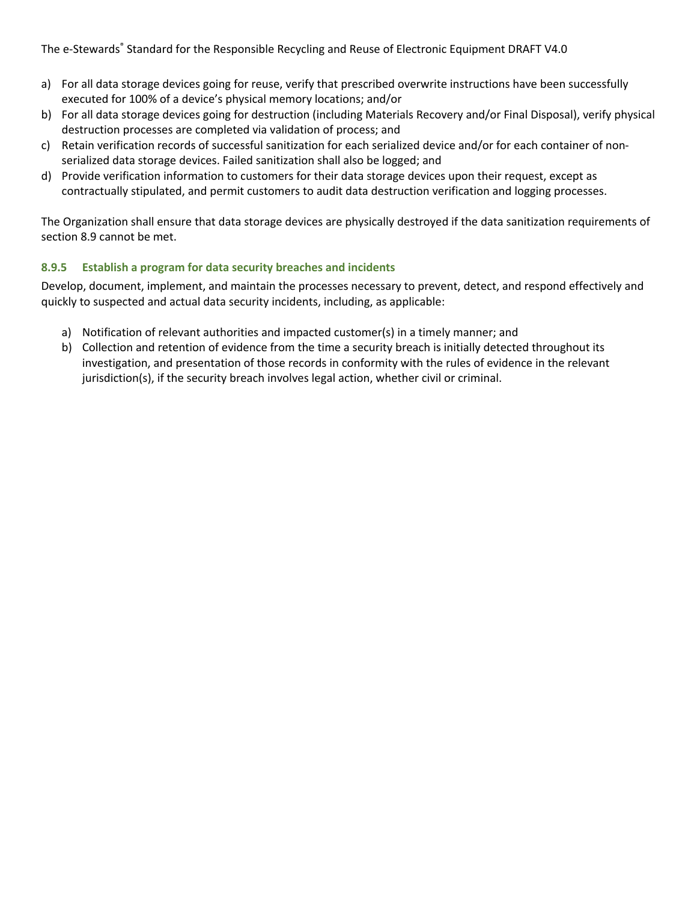a) For all data storage devices going for reuse, verify that prescribed overwrite instructions have been successfully executed for 100% of a device's physical memory locations; and/or
b) For all data storage devices going for destruction (including Materials Recovery and/or Final Disposal), verify physical destruction processes are completed via validation of process; and
c) Retain verification records of successful sanitization for each serialized device and/or for each container of non-serialized data storage devices. Failed sanitization shall also be logged; and
d) Provide verification information to customers for their data storage devices upon their request, except as contractually stipulated, and permit customers to audit data destruction verification and logging processes.

The Organization shall ensure that data storage devices are physically destroyed if the data sanitization requirements of section 8.9 cannot be met.

#### 8.9.5 Establish a program for data security breaches and incidents

Develop, document, implement, and maintain the processes necessary to prevent, detect, and respond effectively and quickly to suspected and actual data security incidents, including, as applicable:

a) Notification of relevant authorities and impacted customer(s) in a timely manner; and
b) Collection and retention of evidence from the time a security breach is initially detected throughout its investigation, and presentation of those records in conformity with the rules of evidence in the relevant jurisdiction(s), if the security breach involves legal action, whether civil or criminal.